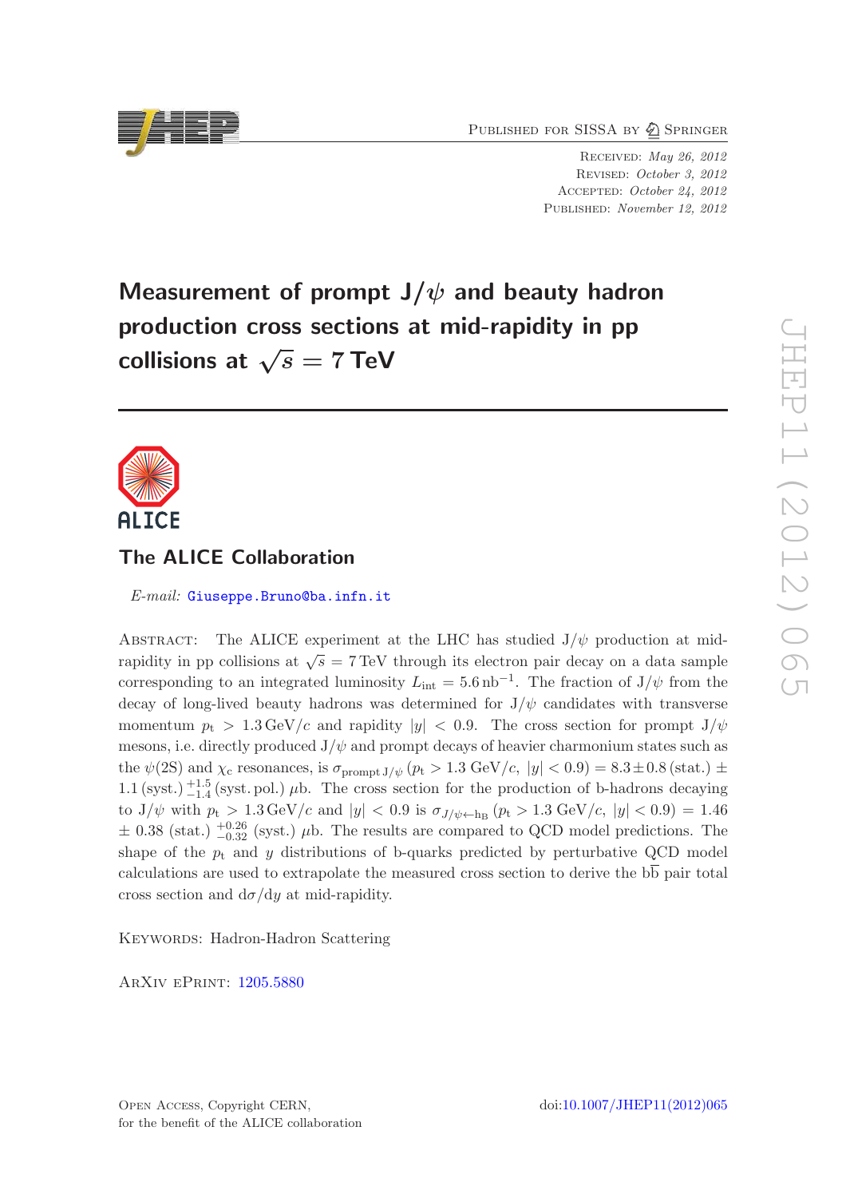PUBLISHED FOR SISSA BY 2 SPRINGER

Received: May 26, 2012 Revised: October 3, 2012 Accepted: October 24, 2012 Published: November 12, 2012

# Measurement of prompt  $J/\psi$  and beauty hadron production cross sections at mid-rapidity in pp collisions at  $\sqrt{s} = 7$  TeV



## The ALICE Collaboration

E-mail: [Giuseppe.Bruno@ba.infn.it](mailto:Giuseppe.Bruno@ba.infn.it)

ABSTRACT: The ALICE experiment at the LHC has studied  $J/\psi$  production at midrapidity in pp collisions at  $\sqrt{s} = 7 \,\text{TeV}$  through its electron pair decay on a data sample corresponding to an integrated luminosity  $L_{\text{int}} = 5.6 \text{ nb}^{-1}$ . The fraction of J/ $\psi$  from the decay of long-lived beauty hadrons was determined for  $J/\psi$  candidates with transverse momentum  $p_t > 1.3 \,\text{GeV}/c$  and rapidity  $|y| < 0.9$ . The cross section for prompt  $J/\psi$ mesons, i.e. directly produced  $J/\psi$  and prompt decays of heavier charmonium states such as the  $\psi(2S)$  and  $\chi_c$  resonances, is  $\sigma_{\text{prompt J/\psi}}(p_t > 1.3 \text{ GeV}/c, |y| < 0.9) = 8.3 \pm 0.8 \text{ (stat.)} \pm 0.9 \text{ (syst.)}$ 1.1 (syst.) $^{+1.5}_{-1.4}$  (syst. pol.)  $\mu$ b. The cross section for the production of b-hadrons decaying to  $J/\psi$  with  $p_t > 1.3 \,\text{GeV}/c$  and  $|y| < 0.9$  is  $\sigma_{J/\psi \leftarrow h_B} (p_t > 1.3 \,\text{GeV}/c, |y| < 0.9) = 1.46$  $\pm$  0.38 (stat.)  $^{+0.26}_{-0.32}$  (syst.)  $\mu$ b. The results are compared to QCD model predictions. The shape of the  $p_t$  and y distributions of b-quarks predicted by perturbative QCD model calculations are used to extrapolate the measured cross section to derive the  $b\overline{b}$  pair total cross section and  $d\sigma/dy$  at mid-rapidity.

KEYWORDS: Hadron-Hadron Scattering

ArXiv ePrint: [1205.5880](http://arxiv.org/abs/1205.5880)

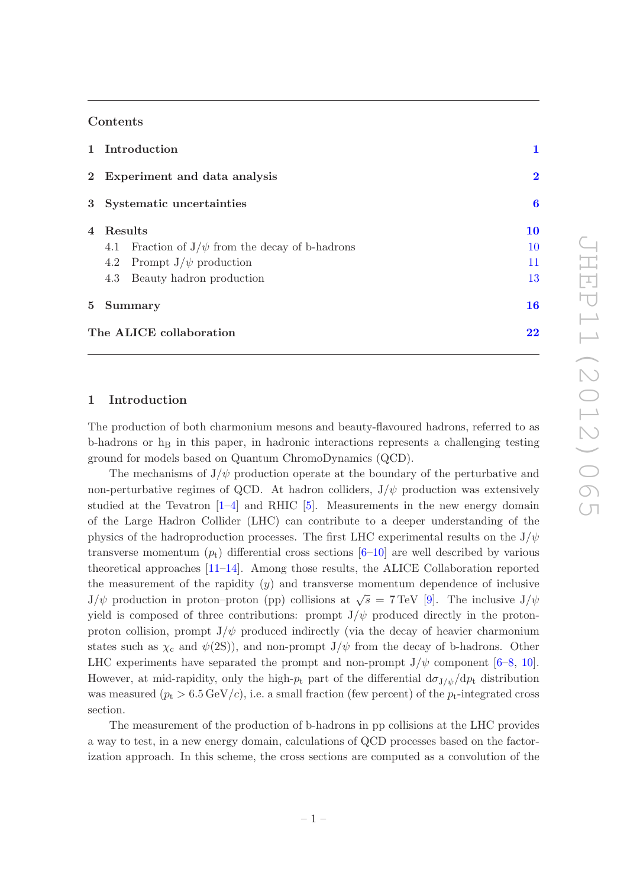#### Contents

|                         | 1 Introduction                                          |               |  |  |  |
|-------------------------|---------------------------------------------------------|---------------|--|--|--|
|                         | 2 Experiment and data analysis                          | $\bf{2}$<br>6 |  |  |  |
|                         | 3 Systematic uncertainties                              |               |  |  |  |
|                         | 4 Results                                               | 10            |  |  |  |
|                         | Fraction of $J/\psi$ from the decay of b-hadrons<br>4.1 | 10            |  |  |  |
|                         | 4.2 Prompt $J/\psi$ production                          | 11            |  |  |  |
|                         | Beauty hadron production<br>4.3                         | 13            |  |  |  |
|                         | 5 Summary                                               |               |  |  |  |
| The ALICE collaboration |                                                         |               |  |  |  |

#### <span id="page-1-0"></span>1 Introduction

The production of both charmonium mesons and beauty-flavoured hadrons, referred to as  $b$ -hadrons or  $h$ <sub>B</sub> in this paper, in hadronic interactions represents a challenging testing ground for models based on Quantum ChromoDynamics (QCD).

The mechanisms of  $J/\psi$  production operate at the boundary of the perturbative and non-perturbative regimes of QCD. At hadron colliders,  $J/\psi$  production was extensively studied at the Tevatron  $[1-4]$  and RHIC  $[5]$ . Measurements in the new energy domain of the Large Hadron Collider (LHC) can contribute to a deeper understanding of the physics of the hadroproduction processes. The first LHC experimental results on the  $J/\psi$ transverse momentum  $(p_t)$  differential cross sections  $[6–10]$  $[6–10]$  are well described by various theoretical approaches [\[11](#page-19-4)[–14](#page-19-5)]. Among those results, the ALICE Collaboration reported the measurement of the rapidity  $(y)$  and transverse momentum dependence of inclusive  $J/\psi$  production in proton–proton (pp) collisions at  $\sqrt{s} = 7 \text{ TeV}$  [\[9](#page-19-6)]. The inclusive  $J/\psi$ yield is composed of three contributions: prompt  $J/\psi$  produced directly in the protonproton collision, prompt  $J/\psi$  produced indirectly (via the decay of heavier charmonium states such as  $\chi_c$  and  $\psi(2S)$ , and non-prompt J/ $\psi$  from the decay of b-hadrons. Other LHC experiments have separated the prompt and non-prompt  $J/\psi$  component [\[6](#page-19-2)[–8,](#page-19-7) [10\]](#page-19-3). However, at mid-rapidity, only the high- $p_t$  part of the differential  $d\sigma_{J/\psi}/dp_t$  distribution was measured  $(p_t > 6.5 \,\text{GeV}/c)$ , i.e. a small fraction (few percent) of the  $p_t$ -integrated cross section.

The measurement of the production of b-hadrons in pp collisions at the LHC provides a way to test, in a new energy domain, calculations of QCD processes based on the factorization approach. In this scheme, the cross sections are computed as a convolution of the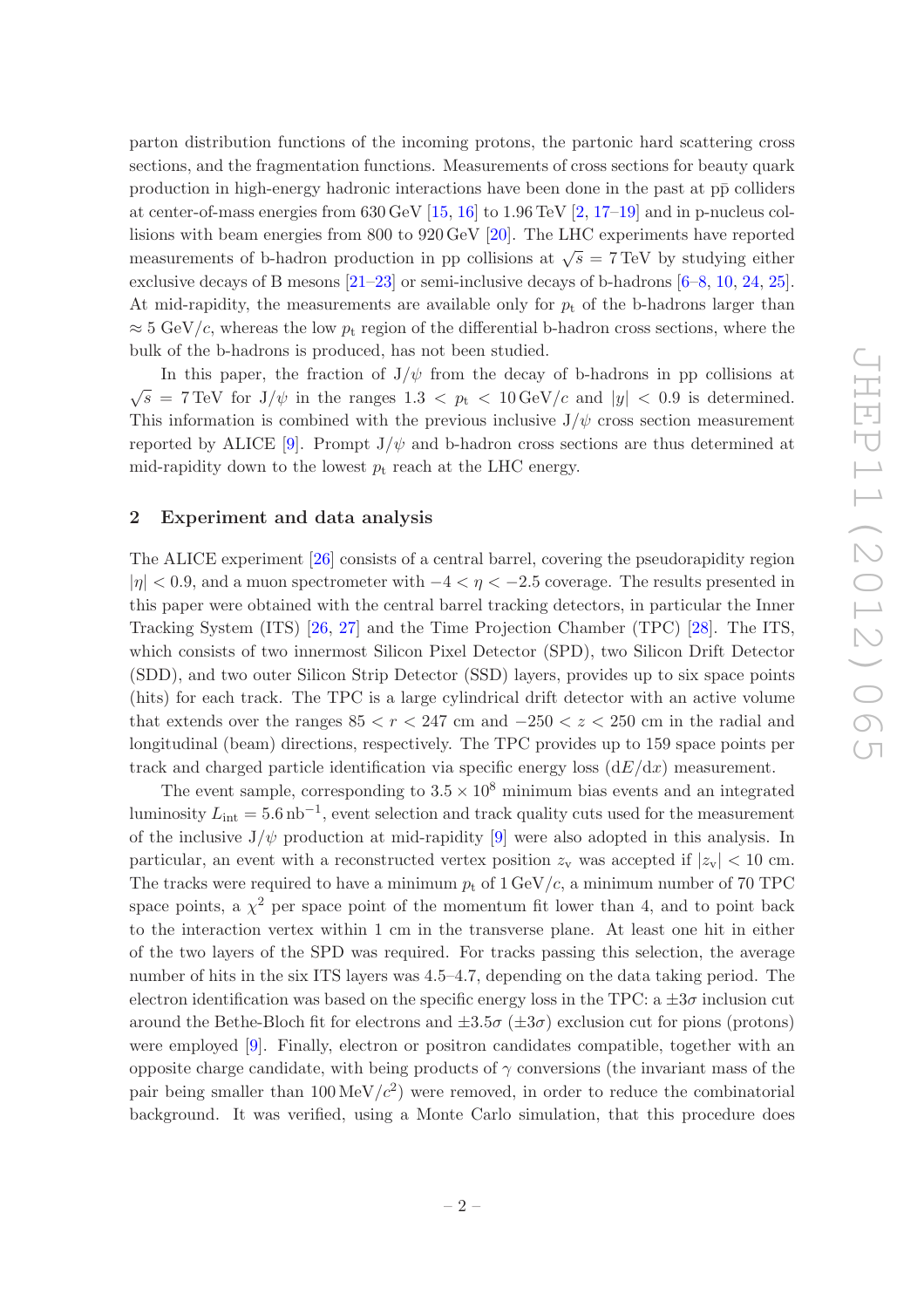parton distribution functions of the incoming protons, the partonic hard scattering cross sections, and the fragmentation functions. Measurements of cross sections for beauty quark production in high-energy hadronic interactions have been done in the past at p $\bar{p}$  colliders at center-of-mass energies from  $630 \text{ GeV}$  [\[15,](#page-19-8) [16](#page-19-9)] to  $1.96 \text{ TeV}$  [\[2](#page-18-1), [17](#page-19-10)[–19](#page-19-11)] and in p-nucleus collisions with beam energies from 800 to 920 GeV [\[20\]](#page-20-0). The LHC experiments have reported measurements of b-hadron production in pp collisions at  $\sqrt{s} = 7 \,\text{TeV}$  by studying either exclusive decays of B mesons [\[21](#page-20-1)[–23](#page-20-2)] or semi-inclusive decays of b-hadrons [\[6](#page-19-2)[–8](#page-19-7), [10](#page-19-3), [24,](#page-20-3) [25\]](#page-20-4). At mid-rapidity, the measurements are available only for  $p_t$  of the b-hadrons larger than  $\approx$  5 GeV/c, whereas the low  $p_t$  region of the differential b-hadron cross sections, where the bulk of the b-hadrons is produced, has not been studied.

In this paper, the fraction of  $J/\psi$  from the decay of b-hadrons in pp collisions at  $\sqrt{s}$  = 7 TeV for J/ $\psi$  in the ranges 1.3 <  $p_t$  < 10 GeV/c and |y| < 0.9 is determined. This information is combined with the previous inclusive  $J/\psi$  cross section measurement reported by ALICE [\[9\]](#page-19-6). Prompt  $J/\psi$  and b-hadron cross sections are thus determined at mid-rapidity down to the lowest  $p_t$  reach at the LHC energy.

#### <span id="page-2-0"></span>2 Experiment and data analysis

The ALICE experiment [\[26\]](#page-20-5) consists of a central barrel, covering the pseudorapidity region  $|\eta| < 0.9$ , and a muon spectrometer with  $-4 < \eta < -2.5$  coverage. The results presented in this paper were obtained with the central barrel tracking detectors, in particular the Inner Tracking System (ITS) [\[26](#page-20-5), [27](#page-20-6)] and the Time Projection Chamber (TPC) [\[28](#page-20-7)]. The ITS, which consists of two innermost Silicon Pixel Detector (SPD), two Silicon Drift Detector (SDD), and two outer Silicon Strip Detector (SSD) layers, provides up to six space points (hits) for each track. The TPC is a large cylindrical drift detector with an active volume that extends over the ranges  $85 < r < 247$  cm and  $-250 < z < 250$  cm in the radial and longitudinal (beam) directions, respectively. The TPC provides up to 159 space points per track and charged particle identification via specific energy loss  $(dE/dx)$  measurement.

The event sample, corresponding to  $3.5 \times 10^8$  minimum bias events and an integrated luminosity  $L_{\text{int}} = 5.6 \text{ nb}^{-1}$ , event selection and track quality cuts used for the measurement of the inclusive  $J/\psi$  production at mid-rapidity [\[9\]](#page-19-6) were also adopted in this analysis. In particular, an event with a reconstructed vertex position  $z_v$  was accepted if  $|z_v| < 10$  cm. The tracks were required to have a minimum  $p_t$  of  $1 \text{ GeV}/c$ , a minimum number of 70 TPC space points, a  $\chi^2$  per space point of the momentum fit lower than 4, and to point back to the interaction vertex within 1 cm in the transverse plane. At least one hit in either of the two layers of the SPD was required. For tracks passing this selection, the average number of hits in the six ITS layers was 4.5–4.7, depending on the data taking period. The electron identification was based on the specific energy loss in the TPC: a  $\pm 3\sigma$  inclusion cut around the Bethe-Bloch fit for electrons and  $\pm 3.5\sigma$  ( $\pm 3\sigma$ ) exclusion cut for pions (protons) were employed [\[9](#page-19-6)]. Finally, electron or positron candidates compatible, together with an opposite charge candidate, with being products of  $\gamma$  conversions (the invariant mass of the pair being smaller than  $100 \,\text{MeV}/c^2$ ) were removed, in order to reduce the combinatorial background. It was verified, using a Monte Carlo simulation, that this procedure does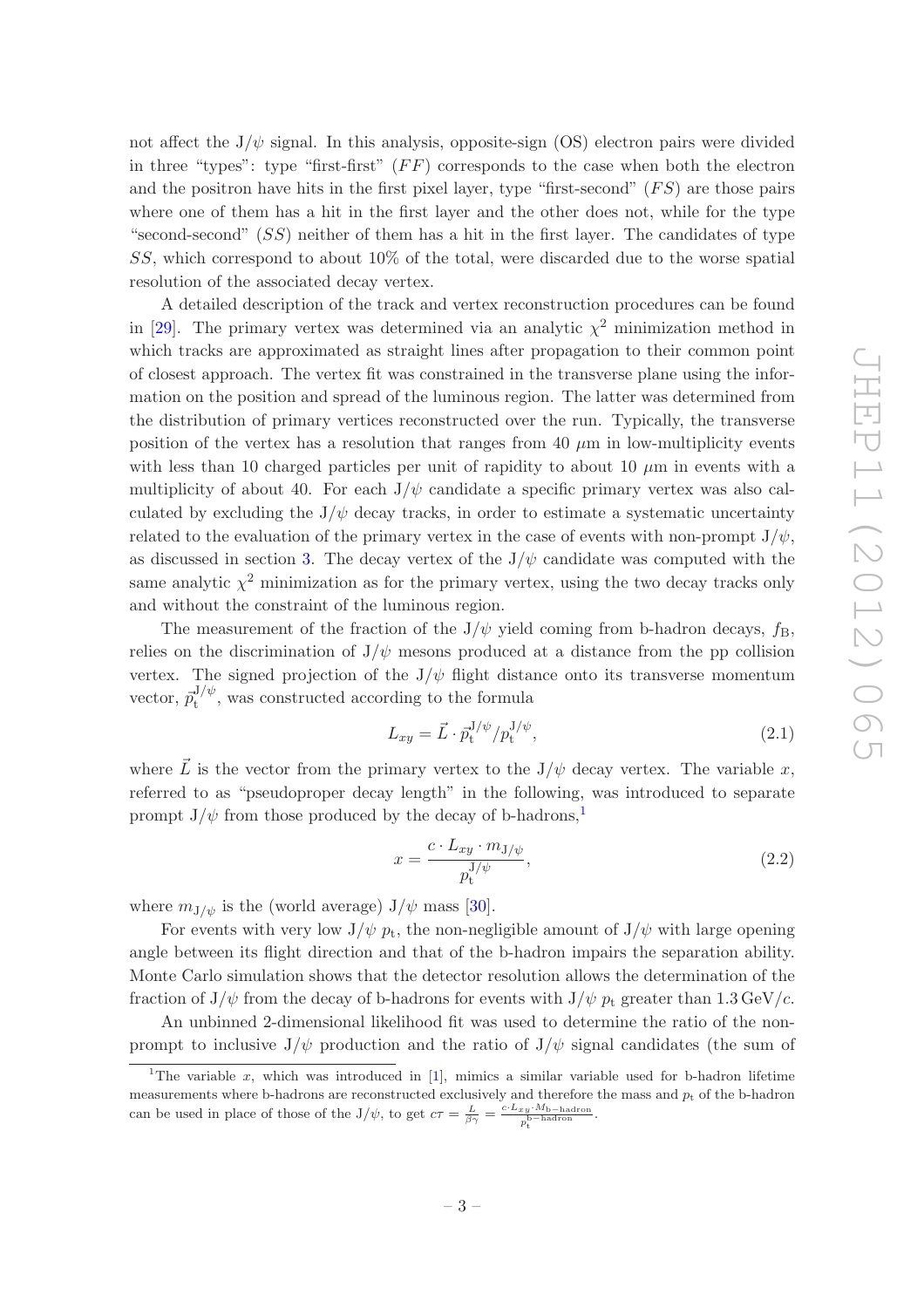not affect the  $J/\psi$  signal. In this analysis, opposite-sign (OS) electron pairs were divided in three "types": type "first-first"  $(FF)$  corresponds to the case when both the electron and the positron have hits in the first pixel layer, type "first-second"  $(FS)$  are those pairs where one of them has a hit in the first layer and the other does not, while for the type "second-second"  $(SS)$  neither of them has a hit in the first layer. The candidates of type SS, which correspond to about 10% of the total, were discarded due to the worse spatial resolution of the associated decay vertex.

A detailed description of the track and vertex reconstruction procedures can be found in [\[29\]](#page-20-8). The primary vertex was determined via an analytic  $\chi^2$  minimization method in which tracks are approximated as straight lines after propagation to their common point of closest approach. The vertex fit was constrained in the transverse plane using the information on the position and spread of the luminous region. The latter was determined from the distribution of primary vertices reconstructed over the run. Typically, the transverse position of the vertex has a resolution that ranges from 40  $\mu$ m in low-multiplicity events with less than 10 charged particles per unit of rapidity to about 10  $\mu$ m in events with a multiplicity of about 40. For each  $J/\psi$  candidate a specific primary vertex was also calculated by excluding the  $J/\psi$  decay tracks, in order to estimate a systematic uncertainty related to the evaluation of the primary vertex in the case of events with non-prompt  $J/\psi$ . as discussed in section [3.](#page-6-0) The decay vertex of the  $J/\psi$  candidate was computed with the same analytic  $\chi^2$  minimization as for the primary vertex, using the two decay tracks only and without the constraint of the luminous region.

The measurement of the fraction of the J/ $\psi$  yield coming from b-hadron decays,  $f_B$ , relies on the discrimination of  $J/\psi$  mesons produced at a distance from the pp collision vertex. The signed projection of the  $J/\psi$  flight distance onto its transverse momentum vector,  $\vec{p}_{\rm t}^{{\mathrm J}/\psi}$  $t^{u/\psi}$ , was constructed according to the formula

$$
L_{xy} = \vec{L} \cdot \vec{p}_{t}^{J/\psi} / p_{t}^{J/\psi},\tag{2.1}
$$

where  $\vec{L}$  is the vector from the primary vertex to the J/ $\psi$  decay vertex. The variable x, referred to as "pseudoproper decay length" in the following, was introduced to separate prompt  $J/\psi$  from those produced by the decay of b-hadrons,<sup>[1](#page-3-0)</sup>

$$
x = \frac{c \cdot L_{xy} \cdot m_{J/\psi}}{p_t^{J/\psi}},\tag{2.2}
$$

where  $m_{J/\psi}$  is the (world average)  $J/\psi$  mass [\[30](#page-20-9)].

For events with very low  $J/\psi p_t$ , the non-negligible amount of  $J/\psi$  with large opening angle between its flight direction and that of the b-hadron impairs the separation ability. Monte Carlo simulation shows that the detector resolution allows the determination of the fraction of  $J/\psi$  from the decay of b-hadrons for events with  $J/\psi p_t$  greater than 1.3 GeV/c.

An unbinned 2-dimensional likelihood fit was used to determine the ratio of the nonprompt to inclusive  $J/\psi$  production and the ratio of  $J/\psi$  signal candidates (the sum of

<span id="page-3-0"></span><sup>&</sup>lt;sup>1</sup>The variable x, which was introduced in [\[1](#page-18-0)], mimics a similar variable used for b-hadron lifetime measurements where b-hadrons are reconstructed exclusively and therefore the mass and  $p_t$  of the b-hadron can be used in place of those of the J/ $\psi$ , to get  $c\tau = \frac{L}{\beta\gamma} = \frac{c \cdot L_{xy} \cdot M_{\text{b-hadron}}} {n^{\text{b-hadron}}}$  $\frac{y \cdot w_{\text{b-hadron}}}{p_{\text{t}}}$ .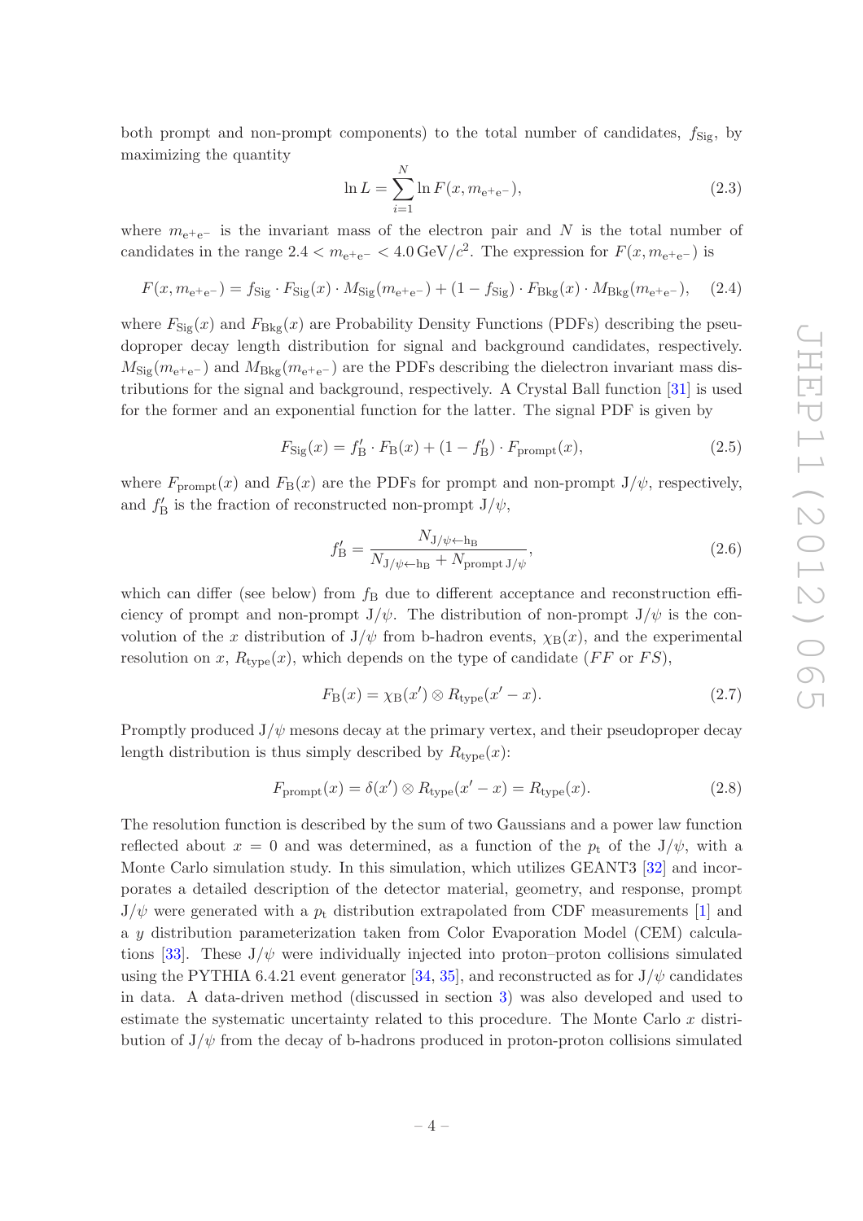both prompt and non-prompt components) to the total number of candidates,  $f_{\text{Sig}}$ , by maximizing the quantity

$$
\ln L = \sum_{i=1}^{N} \ln F(x, m_{e^+e^-}),
$$
\n(2.3)

where  $m_{e^+e^-}$  is the invariant mass of the electron pair and N is the total number of candidates in the range  $2.4 < m_{e^+e^-} < 4.0 \,\text{GeV}/c^2$ . The expression for  $F(x, m_{e^+e^-})$  is

$$
F(x, m_{e^+e^-}) = f_{\text{Sig}} \cdot F_{\text{Sig}}(x) \cdot M_{\text{Sig}}(m_{e^+e^-}) + (1 - f_{\text{Sig}}) \cdot F_{\text{Bkg}}(x) \cdot M_{\text{Bkg}}(m_{e^+e^-}), \quad (2.4)
$$

where  $F_{\text{Sig}}(x)$  and  $F_{\text{Bkg}}(x)$  are Probability Density Functions (PDFs) describing the pseudoproper decay length distribution for signal and background candidates, respectively.  $M_{\text{Sig}}(m_{e^+e^-})$  and  $M_{\text{Bkg}}(m_{e^+e^-})$  are the PDFs describing the dielectron invariant mass distributions for the signal and background, respectively. A Crystal Ball function [\[31\]](#page-20-10) is used for the former and an exponential function for the latter. The signal PDF is given by

$$
F_{\text{Sig}}(x) = f'_{\text{B}} \cdot F_{\text{B}}(x) + (1 - f'_{\text{B}}) \cdot F_{\text{prompt}}(x), \tag{2.5}
$$

where  $F_{\text{prompt}}(x)$  and  $F_{\text{B}}(x)$  are the PDFs for prompt and non-prompt J/ $\psi$ , respectively, and  $f'_{\text{B}}$  is the fraction of reconstructed non-prompt  $J/\psi$ ,

$$
f'_{\rm B} = \frac{N_{\rm J/\psi \leftarrow h_{\rm B}}}{N_{\rm J/\psi \leftarrow h_{\rm B}} + N_{\rm prompt \, J/\psi}},\tag{2.6}
$$

which can differ (see below) from  $f_B$  due to different acceptance and reconstruction efficiency of prompt and non-prompt  $J/\psi$ . The distribution of non-prompt  $J/\psi$  is the convolution of the x distribution of  $J/\psi$  from b-hadron events,  $\chi_B(x)$ , and the experimental resolution on x,  $R_{\text{type}}(x)$ , which depends on the type of candidate (FF or FS),

$$
F_{\mathcal{B}}(x) = \chi_{\mathcal{B}}(x') \otimes R_{\text{type}}(x'-x). \tag{2.7}
$$

Promptly produced  $J/\psi$  mesons decay at the primary vertex, and their pseudoproper decay length distribution is thus simply described by  $R_{\text{type}}(x)$ :

$$
F_{\text{prompt}}(x) = \delta(x') \otimes R_{\text{type}}(x' - x) = R_{\text{type}}(x). \tag{2.8}
$$

The resolution function is described by the sum of two Gaussians and a power law function reflected about  $x = 0$  and was determined, as a function of the  $p_t$  of the J/ $\psi$ , with a Monte Carlo simulation study. In this simulation, which utilizes GEANT3 [\[32\]](#page-20-11) and incorporates a detailed description of the detector material, geometry, and response, prompt  $J/\psi$  were generated with a  $p_t$  distribution extrapolated from CDF measurements [\[1](#page-18-0)] and a y distribution parameterization taken from Color Evaporation Model (CEM) calcula-tions [\[33\]](#page-20-12). These  $J/\psi$  were individually injected into proton–proton collisions simulated using the PYTHIA 6.4.21 event generator [\[34](#page-20-13), [35](#page-20-14)], and reconstructed as for  $J/\psi$  candidates in data. A data-driven method (discussed in section [3\)](#page-6-0) was also developed and used to estimate the systematic uncertainty related to this procedure. The Monte Carlo x distribution of  $J/\psi$  from the decay of b-hadrons produced in proton-proton collisions simulated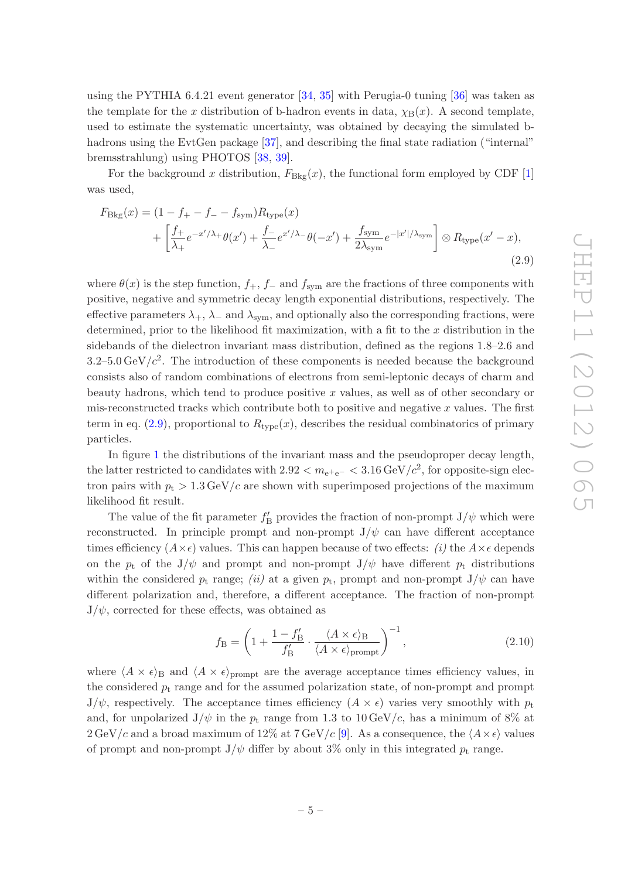using the PYTHIA 6.4.21 event generator [\[34,](#page-20-13) [35](#page-20-14)] with Perugia-0 tuning [\[36](#page-20-15)] was taken as the template for the x distribution of b-hadron events in data,  $\chi_B(x)$ . A second template, used to estimate the systematic uncertainty, was obtained by decaying the simulated b-hadrons using the EvtGen package [\[37\]](#page-20-16), and describing the final state radiation ("internal" bremsstrahlung) using PHOTOS [\[38](#page-21-0), [39\]](#page-21-1).

For the background x distribution,  $F_{Bkg}(x)$ , the functional form employed by CDF [\[1\]](#page-18-0) was used,

<span id="page-5-0"></span>
$$
F_{\rm Bkg}(x) = (1 - f_{+} - f_{-} - f_{\rm sym})R_{\rm type}(x) + \left[\frac{f_{+}}{\lambda_{+}}e^{-x/\lambda_{+}}\theta(x') + \frac{f_{-}}{\lambda_{-}}e^{x/\lambda_{-}}\theta(-x') + \frac{f_{\rm sym}}{2\lambda_{\rm sym}}e^{-|x'|/\lambda_{\rm sym}}\right] \otimes R_{\rm type}(x'-x),
$$
\n(2.9)

where  $\theta(x)$  is the step function,  $f_+, f_-$  and  $f_{sym}$  are the fractions of three components with positive, negative and symmetric decay length exponential distributions, respectively. The effective parameters  $\lambda_+$ ,  $\lambda_-$  and  $\lambda_{\text{sym}}$ , and optionally also the corresponding fractions, were determined, prior to the likelihood fit maximization, with a fit to the  $x$  distribution in the sidebands of the dielectron invariant mass distribution, defined as the regions 1.8–2.6 and 3.2–5.0 GeV/ $c^2$ . The introduction of these components is needed because the background consists also of random combinations of electrons from semi-leptonic decays of charm and beauty hadrons, which tend to produce positive  $x$  values, as well as of other secondary or mis-reconstructed tracks which contribute both to positive and negative  $x$  values. The first term in eq.  $(2.9)$ , proportional to  $R_{\text{type}}(x)$ , describes the residual combinatorics of primary particles.

In figure [1](#page-6-1) the distributions of the invariant mass and the pseudoproper decay length, the latter restricted to candidates with  $2.92 < m_{e^+e^-} < 3.16 \,\text{GeV}/c^2$ , for opposite-sign electron pairs with  $p_t > 1.3 \,\text{GeV}/c$  are shown with superimposed projections of the maximum likelihood fit result.

The value of the fit parameter  $f'_{\text{B}}$  provides the fraction of non-prompt  ${\mathrm J}/\psi$  which were reconstructed. In principle prompt and non-prompt  $J/\psi$  can have different acceptance times efficiency  $(A\times\epsilon)$  values. This can happen because of two effects: *(i)* the  $A\times\epsilon$  depends on the  $p_t$  of the J/ $\psi$  and prompt and non-prompt J/ $\psi$  have different  $p_t$  distributions within the considered  $p_t$  range; (ii) at a given  $p_t$ , prompt and non-prompt  $J/\psi$  can have different polarization and, therefore, a different acceptance. The fraction of non-prompt  $J/\psi$ , corrected for these effects, was obtained as

<span id="page-5-1"></span>
$$
f_{\rm B} = \left(1 + \frac{1 - f_{\rm B}'}{f_{\rm B}'} \cdot \frac{\langle A \times \epsilon \rangle_{\rm B}}{\langle A \times \epsilon \rangle_{\rm prompt}}\right)^{-1},\tag{2.10}
$$

where  $\langle A \times \epsilon \rangle_B$  and  $\langle A \times \epsilon \rangle_{\text{prompt}}$  are the average acceptance times efficiency values, in the considered  $p_t$  range and for the assumed polarization state, of non-prompt and prompt  $J/\psi$ , respectively. The acceptance times efficiency  $(A \times \epsilon)$  varies very smoothly with  $p_t$ and, for unpolarized  $J/\psi$  in the  $p_t$  range from 1.3 to 10 GeV/c, has a minimum of 8% at  $2 \text{ GeV}/c$  and a broad maximum of 12% at  $7 \text{ GeV}/c$  [\[9](#page-19-6)]. As a consequence, the  $\langle A \times \epsilon \rangle$  values of prompt and non-prompt  $J/\psi$  differ by about 3% only in this integrated  $p_t$  range.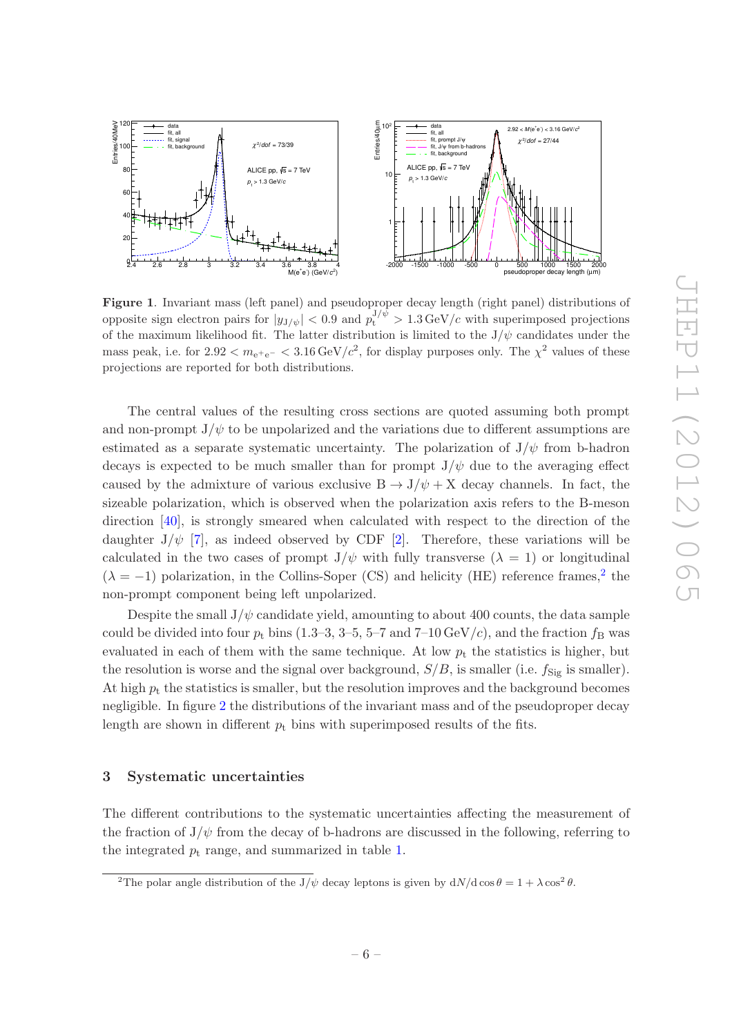

<span id="page-6-1"></span>Figure 1. Invariant mass (left panel) and pseudoproper decay length (right panel) distributions of opposite sign electron pairs for  $|y_{J/\psi}| < 0.9$  and  $p_t^{J/\psi} > 1.3 \,\text{GeV}/c$  with superimposed projections of the maximum likelihood fit. The latter distribution is limited to the  $J/\psi$  candidates under the mass peak, i.e. for  $2.92 < m_{e^+e^-} < 3.16 \,\text{GeV}/c^2$ , for display purposes only. The  $\chi^2$  values of these projections are reported for both distributions.

The central values of the resulting cross sections are quoted assuming both prompt and non-prompt  $J/\psi$  to be unpolarized and the variations due to different assumptions are estimated as a separate systematic uncertainty. The polarization of  $J/\psi$  from b-hadron decays is expected to be much smaller than for prompt  $J/\psi$  due to the averaging effect caused by the admixture of various exclusive  $B \to J/\psi + X$  decay channels. In fact, the sizeable polarization, which is observed when the polarization axis refers to the B-meson direction [\[40](#page-21-2)], is strongly smeared when calculated with respect to the direction of the daughter  $J/\psi$  [\[7](#page-19-12)], as indeed observed by CDF [\[2\]](#page-18-1). Therefore, these variations will be calculated in the two cases of prompt  $J/\psi$  with fully transverse  $(\lambda = 1)$  or longitudinal  $(\lambda = -1)$  polarization, in the Collins-Soper (CS) and helicity (HE) reference frames,<sup>[2](#page-25-0)</sup> the non-prompt component being left unpolarized.

Despite the small  $J/\psi$  candidate yield, amounting to about 400 counts, the data sample could be divided into four  $p_t$  bins (1.3–3, 3–5, 5–7 and 7–10 GeV/c), and the fraction  $f_B$  was evaluated in each of them with the same technique. At low  $p_t$  the statistics is higher, but the resolution is worse and the signal over background,  $S/B$ , is smaller (i.e.  $f_{\text{Sig}}$  is smaller). At high  $p_t$  the statistics is smaller, but the resolution improves and the background becomes negligible. In figure [2](#page-7-0) the distributions of the invariant mass and of the pseudoproper decay length are shown in different  $p_t$  bins with superimposed results of the fits.

#### <span id="page-6-0"></span>3 Systematic uncertainties

The different contributions to the systematic uncertainties affecting the measurement of the fraction of  $J/\psi$  from the decay of b-hadrons are discussed in the following, referring to the integrated  $p_t$  range, and summarized in table [1.](#page-10-2)

<sup>&</sup>lt;sup>2</sup>The polar angle distribution of the J/ $\psi$  decay leptons is given by  $dN/d\cos\theta = 1 + \lambda \cos^2\theta$ .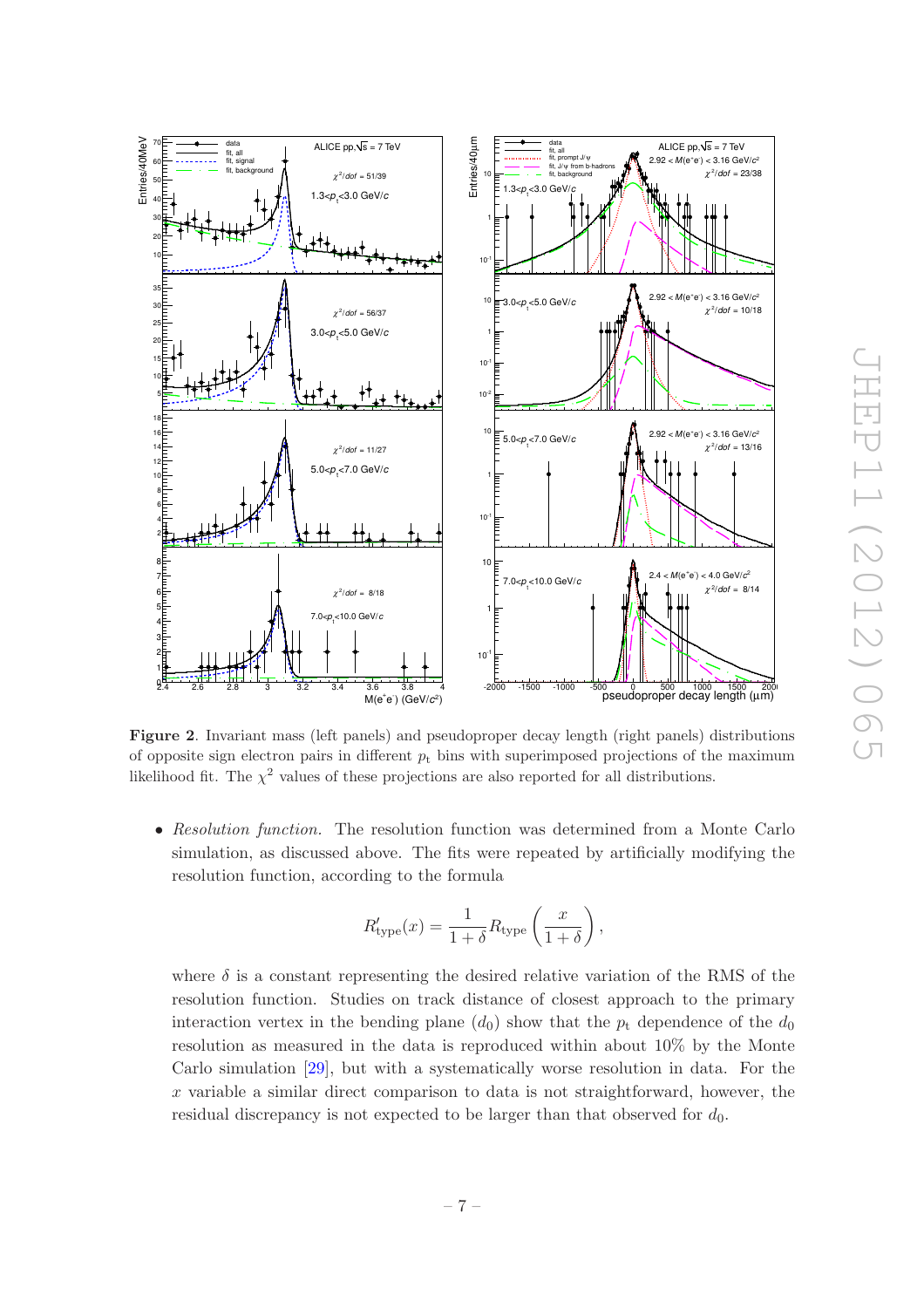

<span id="page-7-0"></span>Figure 2. Invariant mass (left panels) and pseudoproper decay length (right panels) distributions of opposite sign electron pairs in different  $p_t$  bins with superimposed projections of the maximum likelihood fit. The  $\chi^2$  values of these projections are also reported for all distributions.

• Resolution function. The resolution function was determined from a Monte Carlo simulation, as discussed above. The fits were repeated by artificially modifying the resolution function, according to the formula

$$
R'_{\text{type}}(x) = \frac{1}{1+\delta} R_{\text{type}} \left( \frac{x}{1+\delta} \right),
$$

where  $\delta$  is a constant representing the desired relative variation of the RMS of the resolution function. Studies on track distance of closest approach to the primary interaction vertex in the bending plane  $(d_0)$  show that the  $p_t$  dependence of the  $d_0$ resolution as measured in the data is reproduced within about 10% by the Monte Carlo simulation [\[29](#page-20-8)], but with a systematically worse resolution in data. For the  $x$  variable a similar direct comparison to data is not straightforward, however, the residual discrepancy is not expected to be larger than that observed for  $d_0$ .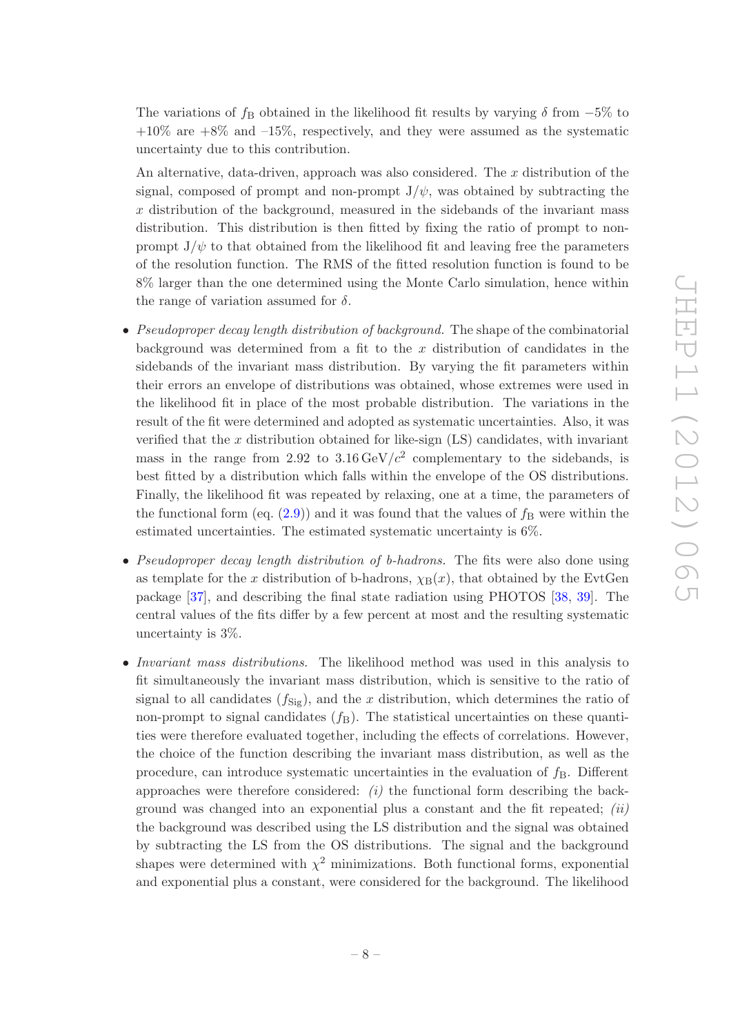The variations of  $f_B$  obtained in the likelihood fit results by varying  $\delta$  from  $-5\%$  to  $+10\%$  are  $+8\%$  and  $-15\%$ , respectively, and they were assumed as the systematic uncertainty due to this contribution.

An alternative, data-driven, approach was also considered. The  $x$  distribution of the signal, composed of prompt and non-prompt  $J/\psi$ , was obtained by subtracting the x distribution of the background, measured in the sidebands of the invariant mass distribution. This distribution is then fitted by fixing the ratio of prompt to nonprompt  $J/\psi$  to that obtained from the likelihood fit and leaving free the parameters of the resolution function. The RMS of the fitted resolution function is found to be 8% larger than the one determined using the Monte Carlo simulation, hence within the range of variation assumed for  $\delta$ .

- Pseudoproper decay length distribution of background. The shape of the combinatorial background was determined from a fit to the  $x$  distribution of candidates in the sidebands of the invariant mass distribution. By varying the fit parameters within their errors an envelope of distributions was obtained, whose extremes were used in the likelihood fit in place of the most probable distribution. The variations in the result of the fit were determined and adopted as systematic uncertainties. Also, it was verified that the x distribution obtained for like-sign  $(LS)$  candidates, with invariant mass in the range from 2.92 to  $3.16 \,\text{GeV}/c^2$  complementary to the sidebands, is best fitted by a distribution which falls within the envelope of the OS distributions. Finally, the likelihood fit was repeated by relaxing, one at a time, the parameters of the functional form (eq.  $(2.9)$ ) and it was found that the values of  $f_B$  were within the estimated uncertainties. The estimated systematic uncertainty is 6%.
- Pseudoproper decay length distribution of b-hadrons. The fits were also done using as template for the x distribution of b-hadrons,  $\chi_B(x)$ , that obtained by the EvtGen package [\[37\]](#page-20-16), and describing the final state radiation using PHOTOS [\[38](#page-21-0), [39\]](#page-21-1). The central values of the fits differ by a few percent at most and the resulting systematic uncertainty is 3%.
- Invariant mass distributions. The likelihood method was used in this analysis to fit simultaneously the invariant mass distribution, which is sensitive to the ratio of signal to all candidates  $(f_{\text{Sig}})$ , and the x distribution, which determines the ratio of non-prompt to signal candidates  $(f_B)$ . The statistical uncertainties on these quantities were therefore evaluated together, including the effects of correlations. However, the choice of the function describing the invariant mass distribution, as well as the procedure, can introduce systematic uncertainties in the evaluation of  $f_B$ . Different approaches were therefore considered:  $(i)$  the functional form describing the background was changed into an exponential plus a constant and the fit repeated;  $(ii)$ the background was described using the LS distribution and the signal was obtained by subtracting the LS from the OS distributions. The signal and the background shapes were determined with  $\chi^2$  minimizations. Both functional forms, exponential and exponential plus a constant, were considered for the background. The likelihood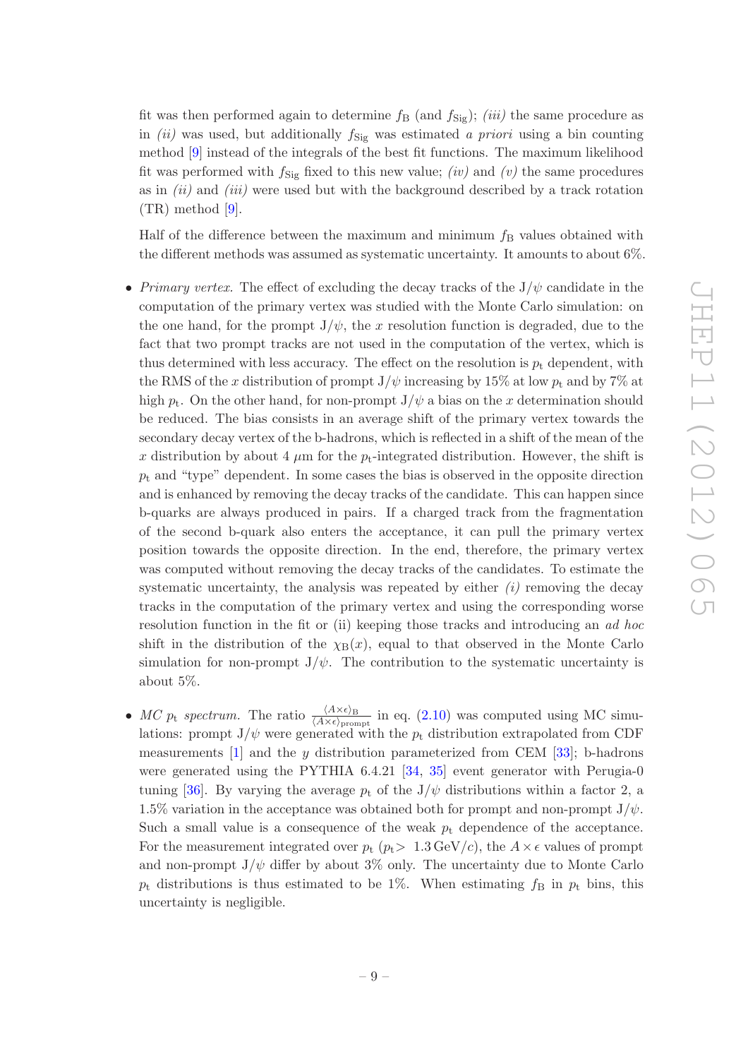fit was then performed again to determine  $f_{\rm B}$  (and  $f_{\rm Sig}$ ); *(iii)* the same procedure as in (ii) was used, but additionally  $f_{\text{Sig}}$  was estimated a priori using a bin counting method [\[9](#page-19-6)] instead of the integrals of the best fit functions. The maximum likelihood fit was performed with  $f_{\text{Sig}}$  fixed to this new value; *(iv)* and *(v)* the same procedures as in  $(ii)$  and  $(iii)$  were used but with the background described by a track rotation (TR) method [\[9\]](#page-19-6).

Half of the difference between the maximum and minimum  $f_B$  values obtained with the different methods was assumed as systematic uncertainty. It amounts to about 6%.

- Primary vertex. The effect of excluding the decay tracks of the  $J/\psi$  candidate in the computation of the primary vertex was studied with the Monte Carlo simulation: on the one hand, for the prompt  $J/\psi$ , the x resolution function is degraded, due to the fact that two prompt tracks are not used in the computation of the vertex, which is thus determined with less accuracy. The effect on the resolution is  $p_t$  dependent, with the RMS of the x distribution of prompt  $J/\psi$  increasing by 15% at low  $p_t$  and by 7% at high  $p_t$ . On the other hand, for non-prompt  $J/\psi$  a bias on the x determination should be reduced. The bias consists in an average shift of the primary vertex towards the secondary decay vertex of the b-hadrons, which is reflected in a shift of the mean of the x distribution by about 4  $\mu$ m for the  $p_t$ -integrated distribution. However, the shift is  $p_t$  and "type" dependent. In some cases the bias is observed in the opposite direction and is enhanced by removing the decay tracks of the candidate. This can happen since b-quarks are always produced in pairs. If a charged track from the fragmentation of the second b-quark also enters the acceptance, it can pull the primary vertex position towards the opposite direction. In the end, therefore, the primary vertex was computed without removing the decay tracks of the candidates. To estimate the systematic uncertainty, the analysis was repeated by either  $(i)$  removing the decay tracks in the computation of the primary vertex and using the corresponding worse resolution function in the fit or (ii) keeping those tracks and introducing an ad hoc shift in the distribution of the  $\chi_B(x)$ , equal to that observed in the Monte Carlo simulation for non-prompt  $J/\psi$ . The contribution to the systematic uncertainty is about 5%.
- MC  $p_t$  spectrum. The ratio  $\frac{\langle A \times \epsilon \rangle_B}{\langle A \times \epsilon \rangle_{\text{prompt}}}$  in eq. [\(2.10\)](#page-5-1) was computed using MC simulations: prompt  $J/\psi$  were generated with the  $p_t$  distribution extrapolated from CDF measurements  $[1]$  and the y distribution parameterized from CEM  $[33]$ ; b-hadrons were generated using the PYTHIA 6.4.21 [\[34,](#page-20-13) [35\]](#page-20-14) event generator with Perugia-0 tuning [\[36](#page-20-15)]. By varying the average  $p_t$  of the J/ $\psi$  distributions within a factor 2, a 1.5% variation in the acceptance was obtained both for prompt and non-prompt  $J/\psi$ . Such a small value is a consequence of the weak  $p_t$  dependence of the acceptance. For the measurement integrated over  $p_t$  ( $p_t$  > 1.3 GeV/c), the  $A \times \epsilon$  values of prompt and non-prompt  $J/\psi$  differ by about 3% only. The uncertainty due to Monte Carlo  $p_t$  distributions is thus estimated to be 1%. When estimating  $f_B$  in  $p_t$  bins, this uncertainty is negligible.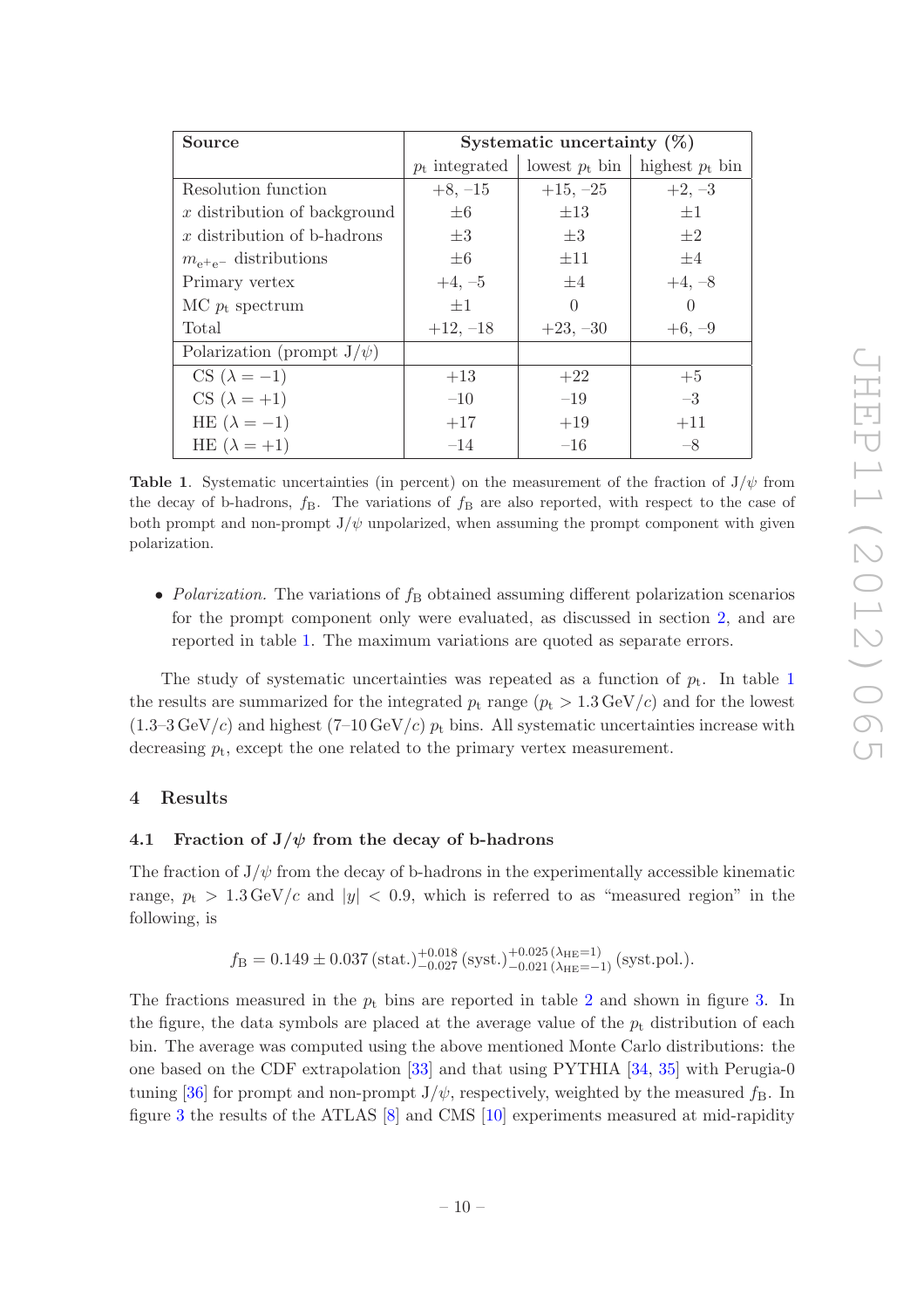| Source                          | Systematic uncertainty $(\%)$ |                  |                   |  |  |
|---------------------------------|-------------------------------|------------------|-------------------|--|--|
|                                 | $p_t$ integrated              | lowest $p_t$ bin | highest $p_t$ bin |  |  |
| Resolution function             | $+8, -15$                     | $+15, -25$       | $+2, -3$          |  |  |
| $x$ distribution of background  | $\pm 6$                       | $\pm 13$         | $\pm 1$           |  |  |
| $x$ distribution of b-hadrons   | $\pm 3$                       | $\pm 3$          | $\pm 2$           |  |  |
| $m_{e^+e^-}$ distributions      | $\pm 6$                       | $\pm 11$         | $\pm 4$           |  |  |
| Primary vertex                  | $+4, -5$                      | $\pm 4$          | $+4, -8$          |  |  |
| $MC p_t$ spectrum               | $\pm 1$                       | $\left( \right)$ | $\Omega$          |  |  |
| Total                           | $+12, -18$                    | $+23, -30$       | $+6, -9$          |  |  |
| Polarization (prompt $J/\psi$ ) |                               |                  |                   |  |  |
| CS $(\lambda = -1)$             | $+13$                         | $+22$            | $+5$              |  |  |
| CS $(\lambda = +1)$             | $-10$                         | $-19$            | $-3$              |  |  |
| HE $(\lambda = -1)$             | $+17$                         | $+19$            | $+11$             |  |  |
| HE $(\lambda = +1)$             | $-14$                         | $-16$            | $-8$              |  |  |

<span id="page-10-2"></span>**Table 1.** Systematic uncertainties (in percent) on the measurement of the fraction of  $J/\psi$  from the decay of b-hadrons,  $f_B$ . The variations of  $f_B$  are also reported, with respect to the case of both prompt and non-prompt  $J/\psi$  unpolarized, when assuming the prompt component with given polarization.

• Polarization. The variations of  $f_B$  obtained assuming different polarization scenarios for the prompt component only were evaluated, as discussed in section [2,](#page-2-0) and are reported in table [1.](#page-10-2) The maximum variations are quoted as separate errors.

The study of systematic uncertainties was repeated as a function of  $p_t$ . In table [1](#page-10-2) the results are summarized for the integrated  $p_t$  range  $(p_t > 1.3 \text{ GeV}/c)$  and for the lowest  $(1.3-3 \text{ GeV}/c)$  and highest  $(7-10 \text{ GeV}/c)$   $p_t$  bins. All systematic uncertainties increase with decreasing  $p_t$ , except the one related to the primary vertex measurement.

#### <span id="page-10-1"></span><span id="page-10-0"></span>4 Results

#### 4.1 Fraction of  $J/\psi$  from the decay of b-hadrons

The fraction of  $J/\psi$  from the decay of b-hadrons in the experimentally accessible kinematic range,  $p_t > 1.3 \,\text{GeV}/c$  and  $|y| < 0.9$ , which is referred to as "measured region" in the following, is

$$
f_{\rm B} = 0.149 \pm 0.037 \left(\text{stat.}\right)_{-0.027}^{+0.018} \left(\text{syst.}\right)_{-0.021}^{+0.025} \left(\lambda_{\rm HE} = 1\right) \left(\text{syst.pol.}\right).
$$

The fractions measured in the  $p_t$  bins are reported in table [2](#page-12-0) and shown in figure [3.](#page-11-1) In the figure, the data symbols are placed at the average value of the  $p_t$  distribution of each bin. The average was computed using the above mentioned Monte Carlo distributions: the one based on the CDF extrapolation [\[33\]](#page-20-12) and that using PYTHIA [\[34](#page-20-13), [35](#page-20-14)] with Perugia-0 tuning [\[36](#page-20-15)] for prompt and non-prompt  $J/\psi$ , respectively, weighted by the measured  $f_B$ . In figure [3](#page-11-1) the results of the ATLAS [\[8\]](#page-19-7) and CMS [\[10\]](#page-19-3) experiments measured at mid-rapidity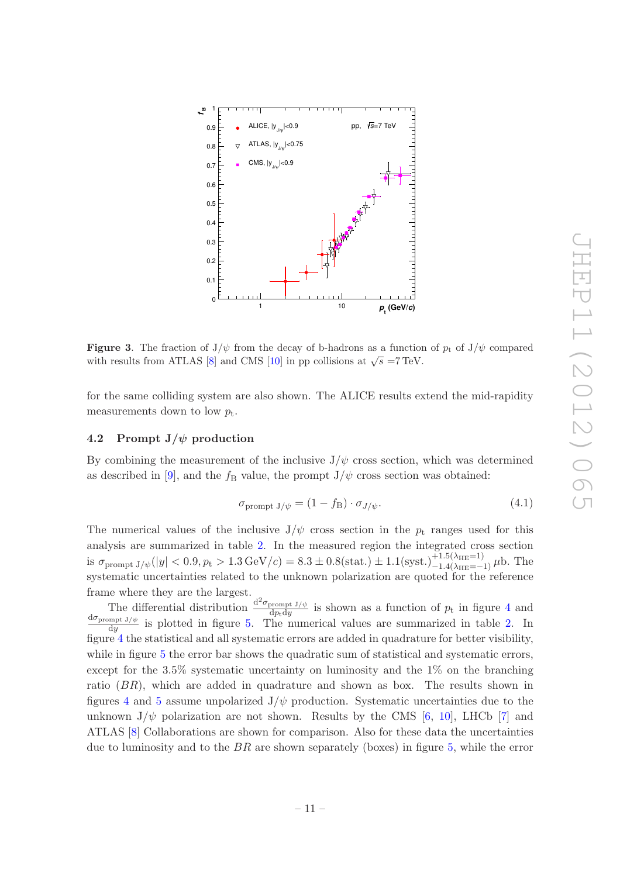

<span id="page-11-1"></span>**Figure 3.** The fraction of  $J/\psi$  from the decay of b-hadrons as a function of  $p_t$  of  $J/\psi$  compared with results from ATLAS [\[8](#page-19-7)] and CMS [\[10\]](#page-19-3) in pp collisions at  $\sqrt{s}$  =7 TeV.

for the same colliding system are also shown. The ALICE results extend the mid-rapidity measurements down to low  $p_t$ .

#### <span id="page-11-0"></span>4.2 Prompt  $J/\psi$  production

By combining the measurement of the inclusive  $J/\psi$  cross section, which was determined as described in [\[9](#page-19-6)], and the  $f_B$  value, the prompt  $J/\psi$  cross section was obtained:

$$
\sigma_{\text{prompt J}/\psi} = (1 - f_B) \cdot \sigma_{J/\psi}.
$$
\n(4.1)

The numerical values of the inclusive  $J/\psi$  cross section in the  $p_t$  ranges used for this analysis are summarized in table [2.](#page-12-0) In the measured region the integrated cross section is  $\sigma_{\text{prompt J/\psi}}(|y| < 0.9, p_t > 1.3 \,\text{GeV}/c) = 8.3 \pm 0.8(\text{stat.}) \pm 1.1(\text{syst.})^{+1.5(\lambda_{\text{HE}}=1)}_{-1.4(\lambda_{\text{HE}}=-1)} \,\mu\text{b}$ . The systematic uncertainties related to the unknown polarization are quoted for the reference frame where they are the largest.

The differential distribution  $\frac{d^2 \sigma_{\text{prompt J/\psi}}}{d \mu_{\text{d}} d \mu}$  $\frac{\text{prompt }J/\psi}{dp_t dy}$  is shown as a function of  $p_t$  in figure [4](#page-14-0) and  ${\rm d}\sigma_{\rm prompt\;J/\psi}$  $\frac{mpt J/\psi}{dy}$  is plotted in figure [5.](#page-15-0) The numerical values are summarized in table [2.](#page-12-0) In figure [4](#page-14-0) the statistical and all systematic errors are added in quadrature for better visibility, while in figure [5](#page-15-0) the error bar shows the quadratic sum of statistical and systematic errors, except for the 3.5% systematic uncertainty on luminosity and the 1% on the branching ratio (BR), which are added in quadrature and shown as box. The results shown in figures [4](#page-14-0) and [5](#page-15-0) assume unpolarized  $J/\psi$  production. Systematic uncertainties due to the unknown  $J/\psi$  polarization are not shown. Results by the CMS [\[6](#page-19-2), [10](#page-19-3)], LHCb [\[7](#page-19-12)] and ATLAS [\[8](#page-19-7)] Collaborations are shown for comparison. Also for these data the uncertainties due to luminosity and to the  $BR$  are shown separately (boxes) in figure [5,](#page-15-0) while the error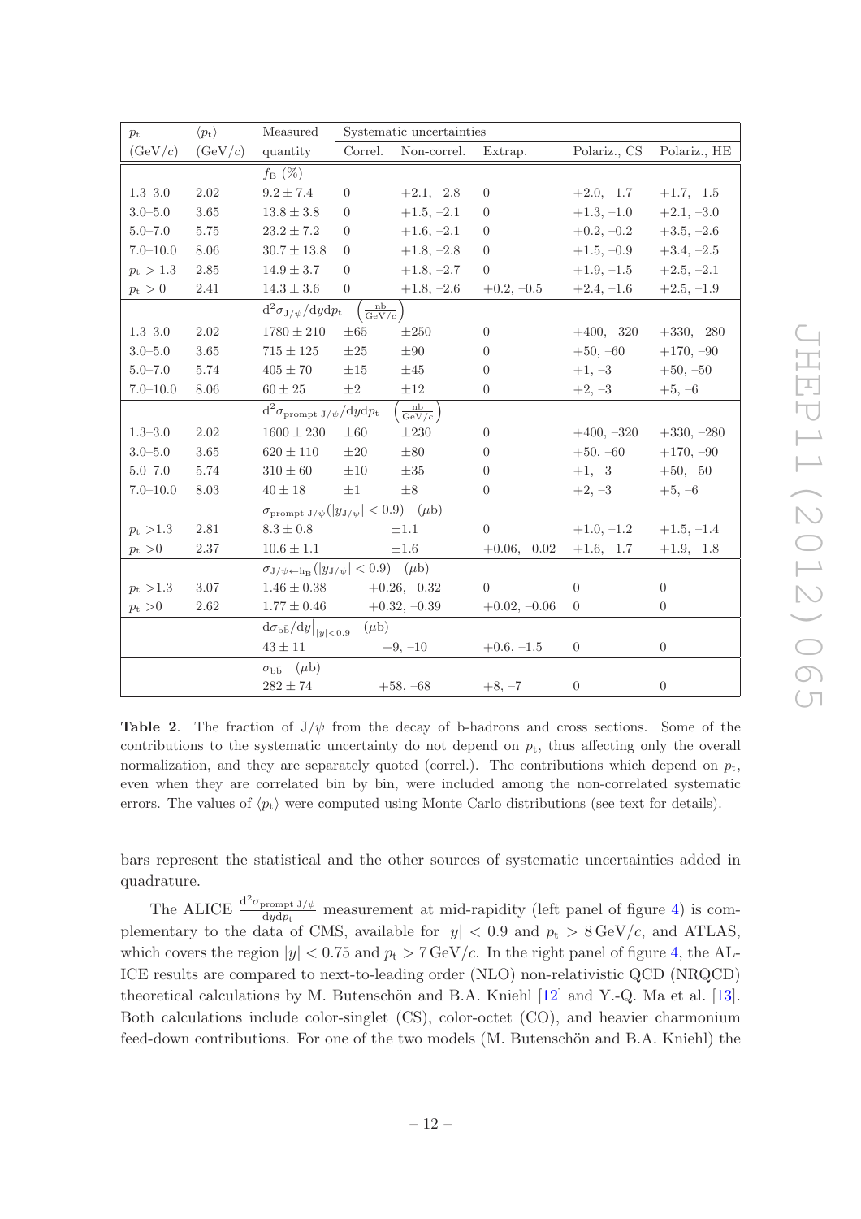| $p_{\rm t}$       | $\langle p_{\rm t} \rangle$                                              | Measured                                                                   | Systematic uncertainties |                                  |                |                |                |
|-------------------|--------------------------------------------------------------------------|----------------------------------------------------------------------------|--------------------------|----------------------------------|----------------|----------------|----------------|
| (GeV/c)           | (GeV/c)                                                                  | quantity                                                                   | Correl.                  | Non-correl.                      | Extrap.        | Polariz., CS   | Polariz., HE   |
| $f_{\rm B}(\%)$   |                                                                          |                                                                            |                          |                                  |                |                |                |
| $1.3 - 3.0$       | 2.02                                                                     | $9.2\pm7.4$                                                                | $\theta$                 | $+2.1, -2.8$                     | $\theta$       | $+2.0, -1.7$   | $+1.7, -1.5$   |
| $3.0 - 5.0$       | 3.65                                                                     | $13.8 \pm 3.8$                                                             | $\Omega$                 | $+1.5, -2.1$                     | $\theta$       | $+1.3, -1.0$   | $+2.1, -3.0$   |
| $5.0 - 7.0$       | 5.75                                                                     | $23.2\pm7.2$                                                               | $\theta$                 | $+1.6, -2.1$                     | $\overline{0}$ | $+0.2, -0.2$   | $+3.5, -2.6$   |
| $7.0 - 10.0$      | 8.06                                                                     | $30.7 \pm 13.8$                                                            | $\overline{0}$           | $+1.8, -2.8$                     | $\theta$       | $+1.5, -0.9$   | $+3.4, -2.5$   |
| $p_{\rm t} > 1.3$ | 2.85                                                                     | $14.9 \pm 3.7$                                                             | $\Omega$                 | $+1.8, -2.7$                     | $\overline{0}$ | $+1.9, -1.5$   | $+2.5, -2.1$   |
| $p_{\rm t} > 0$   | 2.41                                                                     | $14.3 \pm 3.6$                                                             | $\overline{0}$           | $+1.8, -2.6$                     | $+0.2, -0.5$   | $+2.4, -1.6$   | $+2.5, -1.9$   |
|                   |                                                                          | $\left(\frac{\rm nb}{{\rm GeV}/c}\right)$<br>$d^2\sigma_{J/\psi}/dydp_t$   |                          |                                  |                |                |                |
| $1.3 - 3.0$       | 2.02                                                                     | $1780 \pm 210$                                                             | $\pm 65$                 | $\pm 250$                        | $\overline{0}$ | $+400, -320$   | $+330, -280$   |
| $3.0 - 5.0$       | 3.65                                                                     | $715\pm125$                                                                | $\pm 25$                 | $\pm 90$                         | $\overline{0}$ | $+50, -60$     | $+170, -90$    |
| $5.0 - 7.0$       | 5.74                                                                     | $405 \pm 70$                                                               | $\pm 15$                 | $\pm 45$                         | $\theta$       | $+1, -3$       | $+50, -50$     |
| $7.0 - 10.0$      | 8.06                                                                     | $60 \pm 25$                                                                | $\pm 2$                  | $\pm 12$                         | $\overline{0}$ | $+2, -3$       | $+5, -6$       |
|                   |                                                                          | $d^2\sigma_{\rm prompt\ J/\psi}/dydp_t$                                    |                          | $\frac{\text{nb}}{\text{GeV}/c}$ |                |                |                |
| $1.3 - 3.0$       | $2.02\,$                                                                 | $1600 \pm 230$                                                             | $\pm 60$                 | $\pm 230$                        | $\overline{0}$ | $+400, -320$   | $+330, -280$   |
| $3.0 - 5.0$       | 3.65                                                                     | $620 \pm 110$                                                              | $\pm 20$                 | $\pm 80$                         | $\overline{0}$ | $+50, -60$     | $+170, -90$    |
| $5.0 - 7.0$       | 5.74                                                                     | $310 \pm 60$                                                               | $\pm 10$                 | $\pm 35$                         | $\theta$       | $+1, -3$       | $+50, -50$     |
| $7.0 - 10.0$      | 8.03                                                                     | $40 \pm 18$                                                                | $\pm 1$                  | $\pm 8$                          | $\theta$       | $+2, -3$       | $+5, -6$       |
|                   | $\sigma_{\text{prompt J/\psi}}( y_{\text{J/\psi}}  < 0.9)$ ( <i>µb</i> ) |                                                                            |                          |                                  |                |                |                |
| $p_{\rm t} > 1.3$ | 2.81                                                                     | $8.3 \pm 0.8$                                                              |                          | $\pm 1.1$                        | $\overline{0}$ | $+1.0, -1.2$   | $+1.5, -1.4$   |
| $p_{\rm t} > 0$   | 2.37                                                                     | $10.6 \pm 1.1$                                                             |                          | $\pm 1.6$                        | $+0.06, -0.02$ | $+1.6, -1.7$   | $+1.9, -1.8$   |
|                   |                                                                          | $\sigma_{J/\psi \leftarrow h_B} ( y_{J/\psi}  < 0.9)$ ( <i>µb</i> )        |                          |                                  |                |                |                |
| $p_{\rm t} > 1.3$ | 3.07                                                                     | $1.46 \pm 0.38$                                                            |                          | $+0.26, -0.32$                   | $\overline{0}$ | $\theta$       | $\overline{0}$ |
| $p_{\rm t} > 0$   | 2.62                                                                     | $1.77 \pm 0.46$                                                            |                          | $+0.32, -0.39$                   | $+0.02, -0.06$ | $\theta$       | $\overline{0}$ |
|                   |                                                                          | $\mathrm{d}\sigma_{\mathrm{b}\bar{\mathrm{b}}}/\mathrm{d}y\big _{ y <0.9}$ | $(\mu b)$                |                                  |                |                |                |
|                   |                                                                          | $43\pm11$                                                                  | $+9, -10$                |                                  | $+0.6, -1.5$   | $\overline{0}$ | $\overline{0}$ |
|                   |                                                                          | $\sigma_{\rm b\bar{b}}$ ( $\mu$ b)                                         |                          |                                  |                |                |                |
|                   |                                                                          | $282\pm74$                                                                 |                          | $+58, -68$                       | $+8, -7$       | $\overline{0}$ | $\overline{0}$ |

<span id="page-12-0"></span>**Table 2.** The fraction of  $J/\psi$  from the decay of b-hadrons and cross sections. Some of the contributions to the systematic uncertainty do not depend on  $p_t$ , thus affecting only the overall normalization, and they are separately quoted (correl.). The contributions which depend on  $p_t$ , even when they are correlated bin by bin, were included among the non-correlated systematic errors. The values of  $\langle p_t \rangle$  were computed using Monte Carlo distributions (see text for details).

bars represent the statistical and the other sources of systematic uncertainties added in quadrature.

The ALICE  $\frac{d^2 \sigma_{\text{prompt J}/\psi}}{dudn_{\psi}}$  $\frac{\text{prompt }J/\psi}{\text{d}y\text{d}p_t}$  measurement at mid-rapidity (left panel of figure [4\)](#page-14-0) is complementary to the data of CMS, available for  $|y| < 0.9$  and  $p_t > 8 \,\text{GeV}/c$ , and ATLAS, which covers the region  $|y| < 0.75$  and  $p_t > 7 \text{ GeV}/c$ . In the right panel of figure [4,](#page-14-0) the AL-ICE results are compared to next-to-leading order (NLO) non-relativistic QCD (NRQCD) theoretical calculations by M. Butenschön and B.A. Kniehl  $[12]$  and Y.-Q. Ma et al.  $[13]$ . Both calculations include color-singlet (CS), color-octet (CO), and heavier charmonium feed-down contributions. For one of the two models (M. Butenschön and B.A. Kniehl) the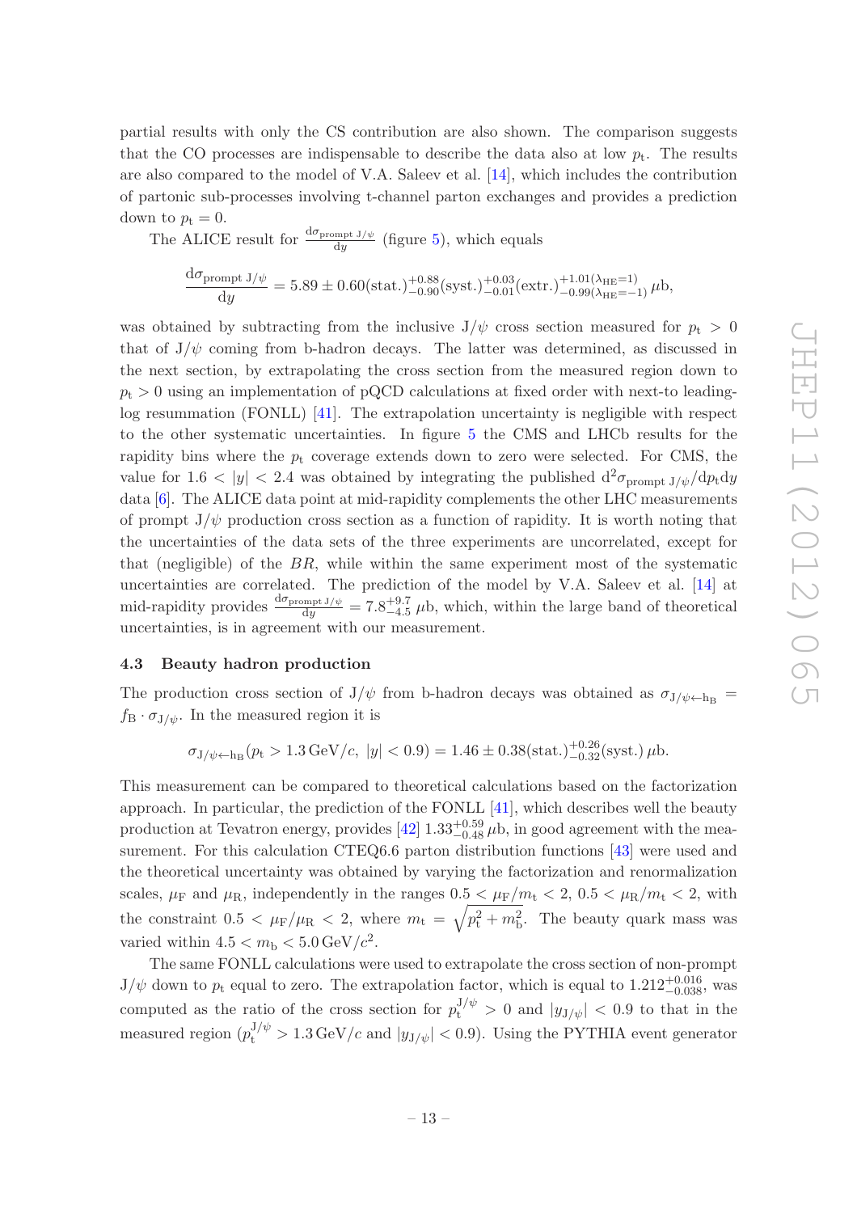partial results with only the CS contribution are also shown. The comparison suggests that the CO processes are indispensable to describe the data also at low  $p_t$ . The results are also compared to the model of V.A. Saleev et al. [\[14\]](#page-19-5), which includes the contribution of partonic sub-processes involving t-channel parton exchanges and provides a prediction down to  $p_t = 0$ .

The ALICE result for  $\frac{d\sigma_{\text{prompt}}}{dy}$  (figure [5\)](#page-15-0), which equals

$$
\frac{d\sigma_{\text{prompt J/\psi}}}{dy} = 5.89 \pm 0.60(\text{stat.})^{+0.88}_{-0.90}(\text{syst.})^{+0.03}_{-0.01}(\text{extr.})^{+1.01(\lambda_{\text{HE}}=1)}_{-0.99(\lambda_{\text{HE}}=-1)} \,\mu\text{b},
$$

was obtained by subtracting from the inclusive  $J/\psi$  cross section measured for  $p_t > 0$ that of  $J/\psi$  coming from b-hadron decays. The latter was determined, as discussed in the next section, by extrapolating the cross section from the measured region down to  $p_t > 0$  using an implementation of pQCD calculations at fixed order with next-to leadinglog resummation (FONLL) [\[41](#page-21-3)]. The extrapolation uncertainty is negligible with respect to the other systematic uncertainties. In figure [5](#page-15-0) the CMS and LHCb results for the rapidity bins where the  $p_t$  coverage extends down to zero were selected. For CMS, the value for  $1.6 < |y| < 2.4$  was obtained by integrating the published  $d^2\sigma_{\rm prompt, J/\psi}/dp_{\rm t}dy$ data [\[6\]](#page-19-2). The ALICE data point at mid-rapidity complements the other LHC measurements of prompt  $J/\psi$  production cross section as a function of rapidity. It is worth noting that the uncertainties of the data sets of the three experiments are uncorrelated, except for that (negligible) of the  $BR$ , while within the same experiment most of the systematic uncertainties are correlated. The prediction of the model by V.A. Saleev et al. [\[14](#page-19-5)] at mid-rapidity provides  $\frac{d\sigma_{\text{prompt J/\psi}}}{dy} = 7.8^{+9.7}_{-4.5}$  µb, which, within the large band of theoretical uncertainties, is in agreement with our measurement.

#### <span id="page-13-0"></span>4.3 Beauty hadron production

The production cross section of J/ $\psi$  from b-hadron decays was obtained as  $\sigma_{J/\psi \leftarrow h_B}$  =  $f_B \cdot \sigma_{J/\psi}$ . In the measured region it is

$$
\sigma_{\rm J/\psi\leftarrow h_{\rm B}}(p_{\rm t} > 1.3 \,\mathrm{GeV}/c, \, |y| < 0.9) = 1.46 \pm 0.38 \, (\mathrm{stat.})^{+0.26}_{-0.32} \, (\mathrm{syst.}) \, \mu \mathrm{b.}
$$

This measurement can be compared to theoretical calculations based on the factorization approach. In particular, the prediction of the FONLL [\[41\]](#page-21-3), which describes well the beauty production at Tevatron energy, provides  $[42]$   $1.33_{-0.48}^{+0.59}$   $\mu$ b, in good agreement with the mea-surement. For this calculation CTEQ6.6 parton distribution functions [\[43](#page-21-5)] were used and the theoretical uncertainty was obtained by varying the factorization and renormalization scales,  $\mu_F$  and  $\mu_R$ , independently in the ranges  $0.5 < \mu_F/m_t < 2$ ,  $0.5 < \mu_R/m_t < 2$ , with the constraint  $0.5 < \mu_{\rm F}/\mu_{\rm R} < 2$ , where  $m_{\rm t} = \sqrt{p_{\rm t}^2 + m_{\rm b}^2}$ . The beauty quark mass was varied within  $4.5 < m<sub>b</sub> < 5.0 \,\text{GeV}/c^2$ .

The same FONLL calculations were used to extrapolate the cross section of non-prompt  $J/\psi$  down to  $p_t$  equal to zero. The extrapolation factor, which is equal to  $1.212^{+0.016}_{-0.038}$ , was computed as the ratio of the cross section for  $p_t^{J/\psi} > 0$  and  $|y_{J/\psi}| < 0.9$  to that in the measured region  $(p_t^{J/\psi} > 1.3 \,\text{GeV}/c$  and  $|y_{J/\psi}| < 0.9$ ). Using the PYTHIA event generator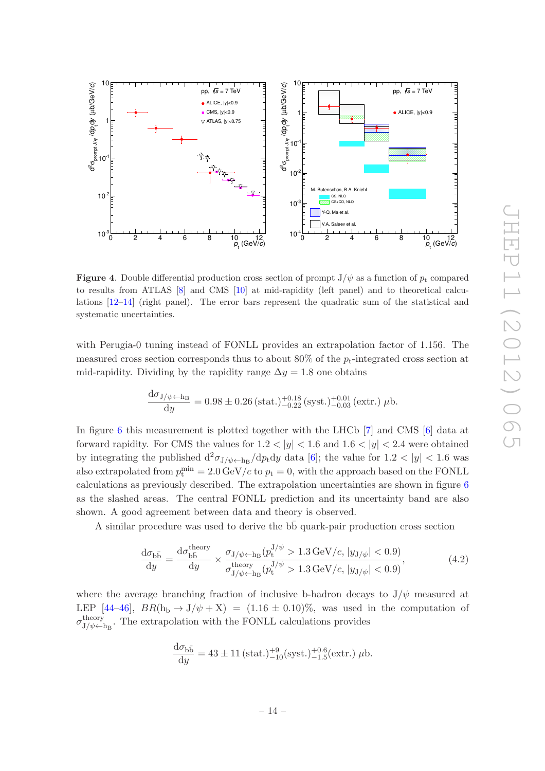

<span id="page-14-0"></span>**Figure 4.** Double differential production cross section of prompt  $J/\psi$  as a function of  $p_t$  compared to results from ATLAS [\[8](#page-19-7)] and CMS [\[10](#page-19-3)] at mid-rapidity (left panel) and to theoretical calculations [\[12](#page-19-13)[–14](#page-19-5)] (right panel). The error bars represent the quadratic sum of the statistical and systematic uncertainties.

with Perugia-0 tuning instead of FONLL provides an extrapolation factor of 1.156. The measured cross section corresponds thus to about  $80\%$  of the  $p_t$ -integrated cross section at mid-rapidity. Dividing by the rapidity range  $\Delta y = 1.8$  one obtains

$$
\frac{d\sigma_{\text{J}/\psi \leftarrow \text{h}_{\text{B}}}}{dy} = 0.98 \pm 0.26 \, (\text{stat.})_{-0.22}^{+0.18} \, (\text{syst.})_{-0.03}^{+0.01} \, (\text{extr.}) \, \mu \text{b.}
$$

In figure [6](#page-16-1) this measurement is plotted together with the LHCb [\[7\]](#page-19-12) and CMS [\[6\]](#page-19-2) data at forward rapidity. For CMS the values for  $1.2 < |y| < 1.6$  and  $1.6 < |y| < 2.4$  were obtained by integrating the published  $d^2\sigma_{J/\psi \leftarrow h_B}/dp_t dy$  data [\[6](#page-19-2)]; the value for  $1.2 < |y| < 1.6$  was also extrapolated from  $p_t^{\min} = 2.0 \,\text{GeV}/c$  to  $p_t = 0$ , with the approach based on the FONLL calculations as previously described. The extrapolation uncertainties are shown in figure [6](#page-16-1) as the slashed areas. The central FONLL prediction and its uncertainty band are also shown. A good agreement between data and theory is observed.

A similar procedure was used to derive the bb quark-pair production cross section ¯

$$
\frac{\mathrm{d}\sigma_{\mathrm{b}\bar{\mathrm{b}}}}{\mathrm{d}y} = \frac{\mathrm{d}\sigma_{\mathrm{b}\bar{\mathrm{b}}}^{\mathrm{theory}}}{\mathrm{d}y} \times \frac{\sigma_{\mathrm{J}/\psi \leftarrow \mathrm{h}_{\mathrm{B}}}(p_{\mathrm{t}}^{\mathrm{J}/\psi} > 1.3 \,\mathrm{GeV}/c, |y_{\mathrm{J}/\psi}| < 0.9)}{\sigma_{\mathrm{J}/\psi \leftarrow \mathrm{h}_{\mathrm{B}}}(p_{\mathrm{t}}^{\mathrm{J}/\psi} > 1.3 \,\mathrm{GeV}/c, |y_{\mathrm{J}/\psi}| < 0.9)},\tag{4.2}
$$

where the average branching fraction of inclusive b-hadron decays to  $J/\psi$  measured at LEP [\[44](#page-21-6)[–46](#page-21-7)],  $BR(h_b \rightarrow J/\psi + X) = (1.16 \pm 0.10)\%$ , was used in the computation of  $\sigma_{1/a b}^{\text{theory}}$  $J/\psi \leftarrow h_B$ . The extrapolation with the FONLL calculations provides

$$
\frac{d\sigma_{b\bar{b}}}{dy} = 43 \pm 11 \, (\text{stat.})^{+9}_{-10} \, (\text{syst.})^{+0.6}_{-1.5} \, (\text{extr.}) \, \mu b.
$$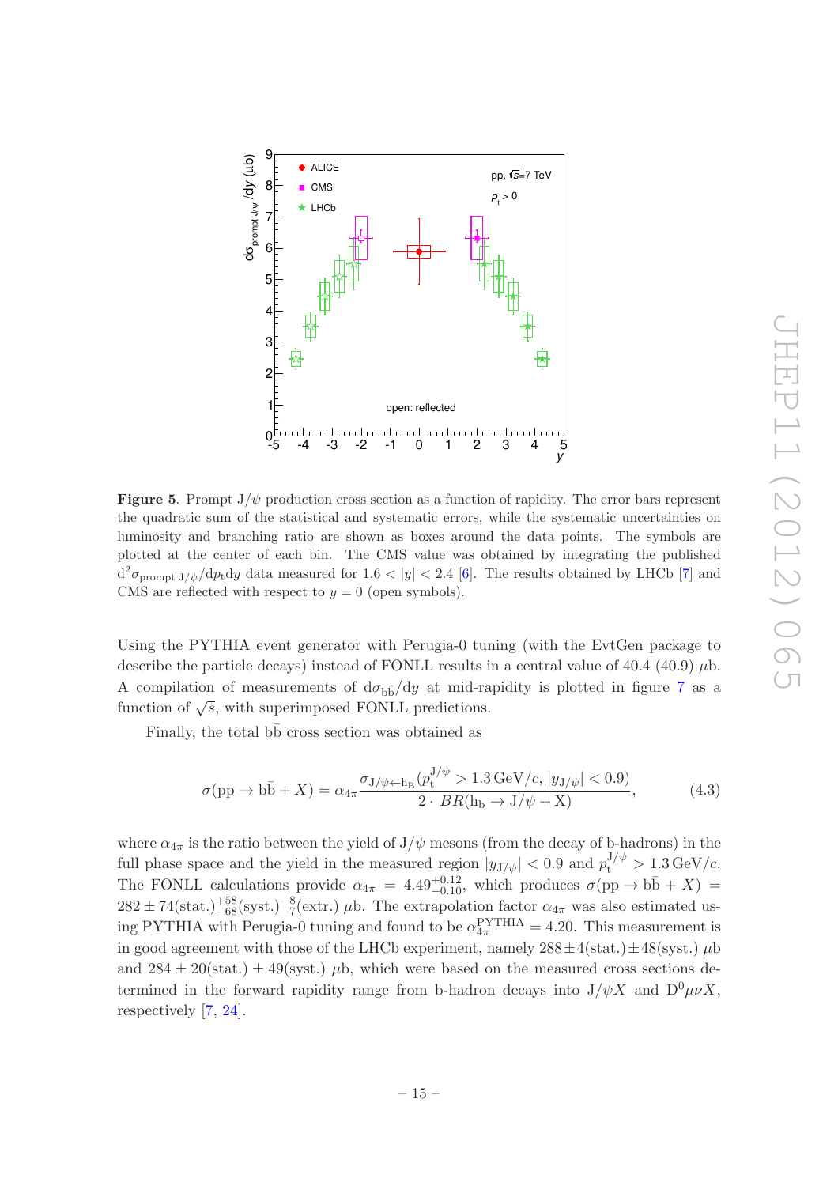

<span id="page-15-0"></span>**Figure 5.** Prompt  $J/\psi$  production cross section as a function of rapidity. The error bars represent the quadratic sum of the statistical and systematic errors, while the systematic uncertainties on luminosity and branching ratio are shown as boxes around the data points. The symbols are plotted at the center of each bin. The CMS value was obtained by integrating the published  $d^2\sigma_{\text{prompt J}/\psi}/dp_t dy$  data measured for 1.6 < |y| < 2.4 [\[6](#page-19-2)]. The results obtained by LHCb [\[7\]](#page-19-12) and CMS are reflected with respect to  $y = 0$  (open symbols).

Using the PYTHIA event generator with Perugia-0 tuning (with the EvtGen package to describe the particle decays) instead of FONLL results in a central value of 40.4 (40.9)  $\mu$ b. A compilation of measurements of  $d\sigma_{b\bar{b}}/dy$  at mid-rapidity is plotted in figure [7](#page-17-0) as a function of  $\sqrt{s}$ , with superimposed FONLL predictions.

Finally, the total  $b\bar{b}$  cross section was obtained as

$$
\sigma(pp \to b\bar{b} + X) = \alpha_{4\pi} \frac{\sigma_{J/\psi \leftarrow h_B} (p_t^{J/\psi} > 1.3 \,\text{GeV}/c, |y_{J/\psi}| < 0.9)}{2 \cdot BR(h_b \to J/\psi + X)},\tag{4.3}
$$

where  $\alpha_{4\pi}$  is the ratio between the yield of  $J/\psi$  mesons (from the decay of b-hadrons) in the full phase space and the yield in the measured region  $|y_{J/\psi}| < 0.9$  and  $p_t^{J/\psi} > 1.3 \,\text{GeV}/c$ . The FONLL calculations provide  $\alpha_{4\pi} = 4.49^{+0.12}_{-0.10}$ , which produces  $\sigma(pp \to b\bar{b} + X) =$  $282 \pm 74 \text{(stat.)}^{+58}_{-68} \text{(syst.)}^{+8}_{-7} \text{(extr.)}$  µb. The extrapolation factor  $\alpha_{4\pi}$  was also estimated using PYTHIA with Perugia-0 tuning and found to be  $\alpha_{4\pi}^{\text{PYTHIA}} = 4.20$ . This measurement is in good agreement with those of the LHCb experiment, namely  $288 \pm 4(\text{stat.}) \pm 48(\text{syst.}) \mu b$ and  $284 \pm 20$ (stat.)  $\pm 49$ (syst.)  $\mu$ b, which were based on the measured cross sections determined in the forward rapidity range from b-hadron decays into  $J/\psi X$  and  $D^0 \mu \nu X$ , respectively [\[7](#page-19-12), [24\]](#page-20-3).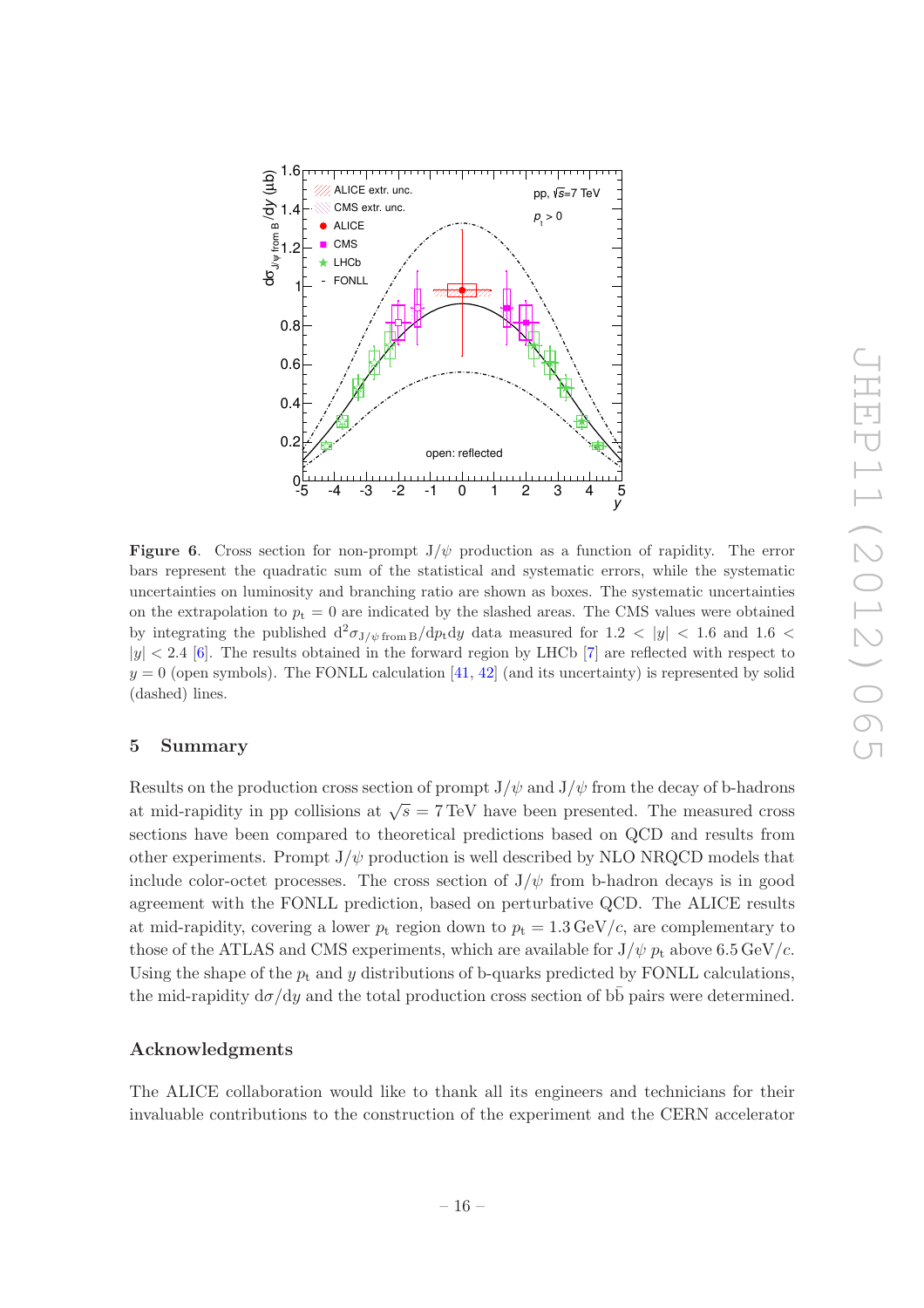

<span id="page-16-1"></span>**Figure 6.** Cross section for non-prompt  $J/\psi$  production as a function of rapidity. The error bars represent the quadratic sum of the statistical and systematic errors, while the systematic uncertainties on luminosity and branching ratio are shown as boxes. The systematic uncertainties on the extrapolation to  $p_t = 0$  are indicated by the slashed areas. The CMS values were obtained by integrating the published  $d^2\sigma_{J/\psi \text{ from } B}/dp_t dy$  data measured for 1.2 < |y| < 1.6 and 1.6 <  $|y| < 2.4$  [\[6\]](#page-19-2). The results obtained in the forward region by LHCb [\[7](#page-19-12)] are reflected with respect to  $y = 0$  (open symbols). The FONLL calculation [\[41](#page-21-3), [42](#page-21-4)] (and its uncertainty) is represented by solid (dashed) lines.

#### <span id="page-16-0"></span>5 Summary

Results on the production cross section of prompt  $J/\psi$  and  $J/\psi$  from the decay of b-hadrons at mid-rapidity in pp collisions at  $\sqrt{s} = 7 \,\text{TeV}$  have been presented. The measured cross sections have been compared to theoretical predictions based on QCD and results from other experiments. Prompt  $J/\psi$  production is well described by NLO NRQCD models that include color-octet processes. The cross section of  $J/\psi$  from b-hadron decays is in good agreement with the FONLL prediction, based on perturbative QCD. The ALICE results at mid-rapidity, covering a lower  $p_t$  region down to  $p_t = 1.3 \text{ GeV}/c$ , are complementary to those of the ATLAS and CMS experiments, which are available for  $J/\psi p_t$  above 6.5 GeV/c. Using the shape of the  $p_t$  and y distributions of b-quarks predicted by FONLL calculations, the mid-rapidity  $d\sigma/dy$  and the total production cross section of bb pairs were determined.

#### Acknowledgments

The ALICE collaboration would like to thank all its engineers and technicians for their invaluable contributions to the construction of the experiment and the CERN accelerator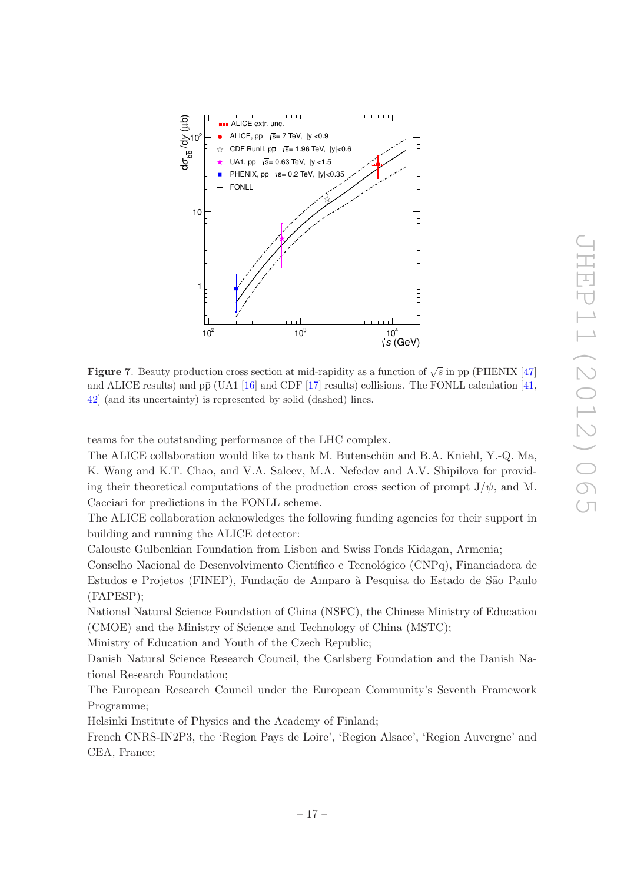

<span id="page-17-0"></span>**Figure 7.** Beauty production cross section at mid-rapidity as a function of  $\sqrt{s}$  in pp (PHENIX [\[47](#page-21-8)] and ALICE results) and  $p\bar{p}$  (UA1 [\[16\]](#page-19-9) and CDF [\[17\]](#page-19-10) results) collisions. The FONLL calculation [\[41](#page-21-3), [42](#page-21-4)] (and its uncertainty) is represented by solid (dashed) lines.

teams for the outstanding performance of the LHC complex.

The ALICE collaboration would like to thank M. Butenschön and B.A. Kniehl, Y.-Q. Ma, K. Wang and K.T. Chao, and V.A. Saleev, M.A. Nefedov and A.V. Shipilova for providing their theoretical computations of the production cross section of prompt  $J/\psi$ , and M. Cacciari for predictions in the FONLL scheme.

The ALICE collaboration acknowledges the following funding agencies for their support in building and running the ALICE detector:

Calouste Gulbenkian Foundation from Lisbon and Swiss Fonds Kidagan, Armenia;

Conselho Nacional de Desenvolvimento Científico e Tecnológico (CNPq), Financiadora de Estudos e Projetos (FINEP), Fundação de Amparo à Pesquisa do Estado de São Paulo (FAPESP);

National Natural Science Foundation of China (NSFC), the Chinese Ministry of Education (CMOE) and the Ministry of Science and Technology of China (MSTC);

Ministry of Education and Youth of the Czech Republic;

Danish Natural Science Research Council, the Carlsberg Foundation and the Danish National Research Foundation;

The European Research Council under the European Community's Seventh Framework Programme;

Helsinki Institute of Physics and the Academy of Finland;

French CNRS-IN2P3, the 'Region Pays de Loire', 'Region Alsace', 'Region Auvergne' and CEA, France;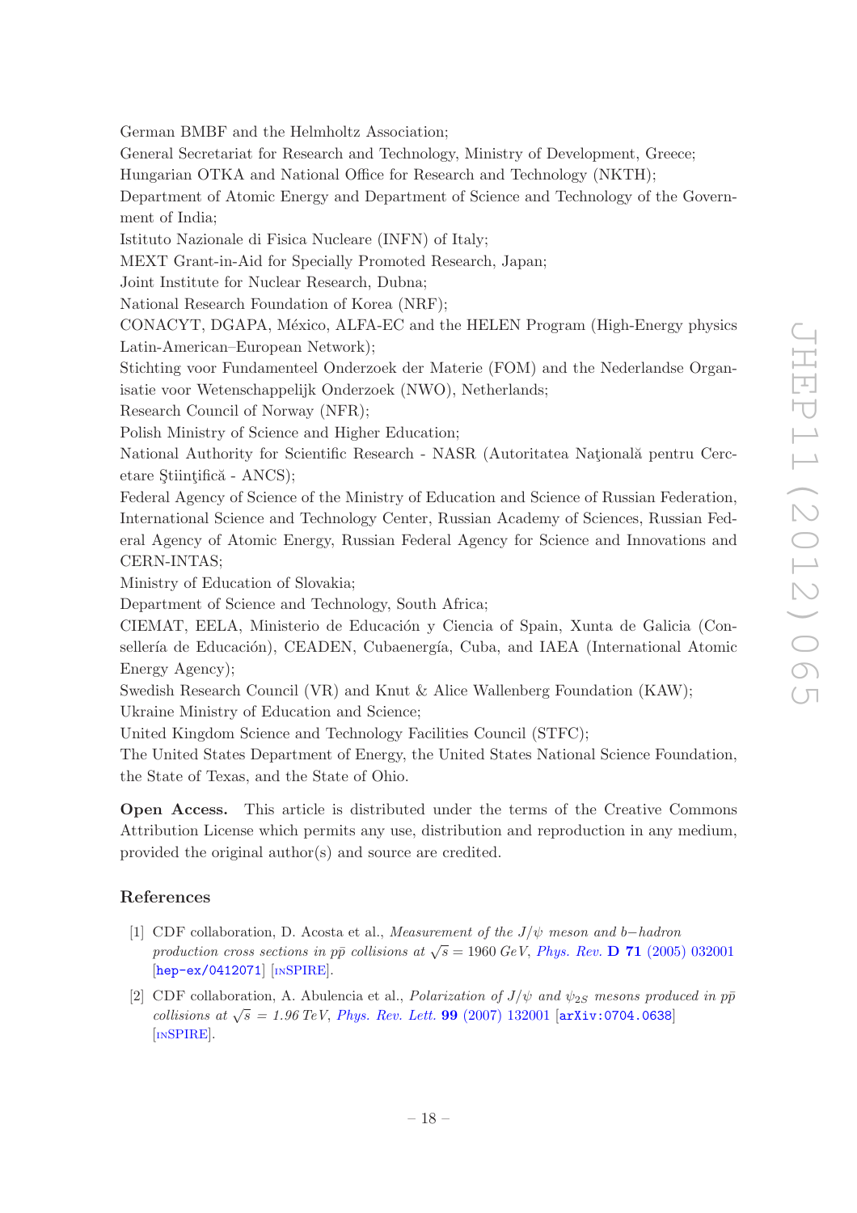German BMBF and the Helmholtz Association;

General Secretariat for Research and Technology, Ministry of Development, Greece;

Hungarian OTKA and National Office for Research and Technology (NKTH);

Department of Atomic Energy and Department of Science and Technology of the Government of India;

Istituto Nazionale di Fisica Nucleare (INFN) of Italy;

MEXT Grant-in-Aid for Specially Promoted Research, Japan;

Joint Institute for Nuclear Research, Dubna;

National Research Foundation of Korea (NRF);

CONACYT, DGAPA, México, ALFA-EC and the HELEN Program (High-Energy physics Latin-American–European Network);

Stichting voor Fundamenteel Onderzoek der Materie (FOM) and the Nederlandse Organisatie voor Wetenschappelijk Onderzoek (NWO), Netherlands;

Research Council of Norway (NFR);

Polish Ministry of Science and Higher Education;

National Authority for Scientific Research - NASR (Autoritatea Natională pentru Cercetare Stiintifică - ANCS);

Federal Agency of Science of the Ministry of Education and Science of Russian Federation, International Science and Technology Center, Russian Academy of Sciences, Russian Federal Agency of Atomic Energy, Russian Federal Agency for Science and Innovations and CERN-INTAS;

Ministry of Education of Slovakia;

Department of Science and Technology, South Africa;

CIEMAT, EELA, Ministerio de Educación y Ciencia of Spain, Xunta de Galicia (Consellería de Educación), CEADEN, Cubaenergía, Cuba, and IAEA (International Atomic Energy Agency);

Swedish Research Council (VR) and Knut & Alice Wallenberg Foundation (KAW);

Ukraine Ministry of Education and Science;

United Kingdom Science and Technology Facilities Council (STFC);

The United States Department of Energy, the United States National Science Foundation, the State of Texas, and the State of Ohio.

Open Access. This article is distributed under the terms of the Creative Commons Attribution License which permits any use, distribution and reproduction in any medium, provided the original author(s) and source are credited.

#### References

- <span id="page-18-0"></span>[1] CDF collaboration, D. Acosta et al., Measurement of the J/ψ meson and <sup>b</sup>−hadron production cross sections in  $p\bar{p}$  collisions at  $\sqrt{s} = 1960 \text{ GeV}$ , Phys. Rev. **D** 71 [\(2005\) 032001](http://dx.doi.org/10.1103/PhysRevD.71.032001) [[hep-ex/0412071](http://arxiv.org/abs/hep-ex/0412071)] [IN[SPIRE](http://inspirehep.net/search?p=find+J+Phys.Rev.,D71,032001)].
- <span id="page-18-1"></span>[2] CDF collaboration, A. Abulencia et al., *Polarization of*  $J/\psi$  and  $\psi_{2S}$  mesons produced in  $p\bar{p}$ collisions at  $\sqrt{s} = 1.96 \text{ TeV}$ , [Phys. Rev. Lett.](http://dx.doi.org/10.1103/PhysRevLett.99.132001) **99** (2007) 132001 [[arXiv:0704.0638](http://arxiv.org/abs/0704.0638)] [IN[SPIRE](http://inspirehep.net/search?p=find+J+Phys.Rev.Lett.,99,132001)].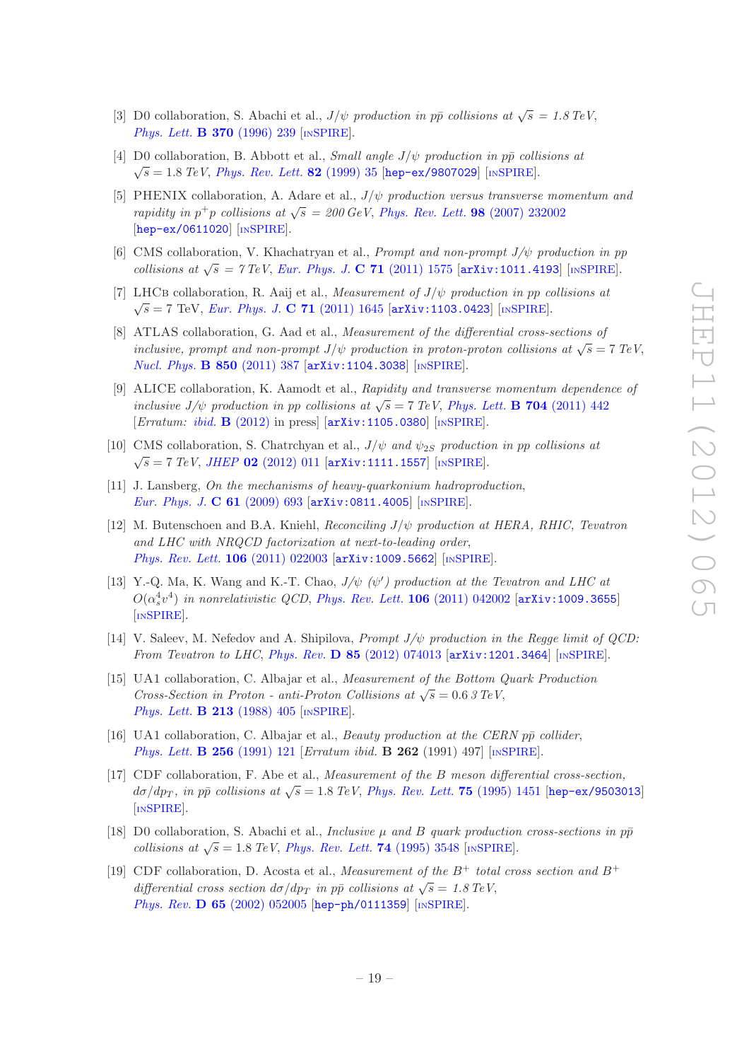- [3] D0 collaboration, S. Abachi et al.,  $J/\psi$  production in pp collisions at  $\sqrt{s} = 1.8 \text{ TeV}$ , [Phys. Lett.](http://dx.doi.org/10.1016/0370-2693(96)00067-6) **B 370** (1996) 239 [IN[SPIRE](http://inspirehep.net/search?p=find+J+Phys.Lett.,B370,239)].
- <span id="page-19-0"></span>[4] D0 collaboration, B. Abbott et al., *Small angle J/* $\psi$  *production in pp* collisions at  $\sqrt{s} = 1.8 \; TeV$ , *[Phys. Rev. Lett.](http://dx.doi.org/10.1103/PhysRevLett.82.35)* **82** (1999) 35 [[hep-ex/9807029](http://arxiv.org/abs/hep-ex/9807029)] [IN[SPIRE](http://inspirehep.net/search?p=find+J+Phys.Rev.Lett.,82,35)].
- <span id="page-19-1"></span>[5] PHENIX collaboration, A. Adare et al.,  $J/\psi$  production versus transverse momentum and rapidity in  $p^+p$  collisions at  $\sqrt{s} = 200 \text{ GeV}$ , [Phys. Rev. Lett.](http://dx.doi.org/10.1103/PhysRevLett.98.232002) **98** (2007) 232002 [[hep-ex/0611020](http://arxiv.org/abs/hep-ex/0611020)] [IN[SPIRE](http://inspirehep.net/search?p=find+J+Phys.Rev.Lett.,98,232002)].
- <span id="page-19-2"></span>[6] CMS collaboration, V. Khachatryan et al., Prompt and non-prompt  $J/\psi$  production in pp collisions at  $\sqrt{s} = 7 \text{ TeV}$ , [Eur. Phys. J.](http://dx.doi.org/10.1140/epjc/s10052-011-1575-8) C 71 (2011) 1575 [[arXiv:1011.4193](http://arxiv.org/abs/1011.4193)] [IN[SPIRE](http://inspirehep.net/search?p=find+J+Eur.Phys.J.,C71,1575)].
- <span id="page-19-12"></span>[7] LHCB collaboration, R. Aaij et al., Measurement of  $J/\psi$  production in pp collisions at  $\sqrt{s} = 7$  TeV, [Eur. Phys. J.](http://dx.doi.org/10.1140/epjc/s10052-011-1645-y) C 71 (2011) 1645 [[arXiv:1103.0423](http://arxiv.org/abs/1103.0423)] [IN[SPIRE](http://inspirehep.net/search?p=find+J+Eur.Phys.J.,C71,1645)].
- <span id="page-19-7"></span>[8] ATLAS collaboration, G. Aad et al., Measurement of the differential cross-sections of inclusive, prompt and non-prompt  $J/\psi$  production in proton-proton collisions at  $\sqrt{s} = 7 \text{ TeV}$ , [Nucl. Phys.](http://dx.doi.org/10.1016/j.nuclphysb.2011.05.015) **B 850** (2011) 387 [[arXiv:1104.3038](http://arxiv.org/abs/1104.3038)] [IN[SPIRE](http://inspirehep.net/search?p=find+J+Nucl.Phys.,B850,387)].
- <span id="page-19-6"></span>[9] ALICE collaboration, K. Aamodt et al., Rapidity and transverse momentum dependence of inclusive  $J/\psi$  production in pp collisions at  $\sqrt{s} = 7 \text{ TeV}$ , [Phys. Lett.](http://dx.doi.org/10.1016/j.physletb.2011.09.054) **B** 704 (2011) 442 [*Erratum: ibid.* **B** [\(2012\)](http://dx.doi.org/10.1016/j.physletb.2012.10.060) in press]  $\left[ \frac{\text{arXiv:1105.0380}}{\text{lnSPIRE}} \right]$  $\left[ \frac{\text{arXiv:1105.0380}}{\text{lnSPIRE}} \right]$  $\left[ \frac{\text{arXiv:1105.0380}}{\text{lnSPIRE}} \right]$  $\left[ \frac{\text{arXiv:1105.0380}}{\text{lnSPIRE}} \right]$  $\left[ \frac{\text{arXiv:1105.0380}}{\text{lnSPIRE}} \right]$ .
- <span id="page-19-3"></span>[10] CMS collaboration, S. Chatrchyan et al.,  $J/\psi$  and  $\psi_{2S}$  production in pp collisions at  $\sqrt{s}$  = 7 TeV, JHEP 02 [\(2012\) 011](http://dx.doi.org/10.1007/JHEP02(2012)011) [[arXiv:1111.1557](http://arxiv.org/abs/1111.1557)] [IN[SPIRE](http://inspirehep.net/search?p=find+J+JHEP,1202,011)].
- <span id="page-19-4"></span>[11] J. Lansberg, On the mechanisms of heavy-quarkonium hadroproduction, [Eur. Phys. J.](http://dx.doi.org/10.1140/epjc/s10052-008-0826-9) C  $61$  (2009) 693 [[arXiv:0811.4005](http://arxiv.org/abs/0811.4005)] [IN[SPIRE](http://inspirehep.net/search?p=find+J+Eur.Phys.J.,C61,693)].
- <span id="page-19-13"></span>[12] M. Butenschoen and B.A. Kniehl, Reconciling  $J/\psi$  production at HERA, RHIC, Tevatron and LHC with NRQCD factorization at next-to-leading order, [Phys. Rev. Lett.](http://dx.doi.org/10.1103/PhysRevLett.106.022003) 106 (2011) 022003 [[arXiv:1009.5662](http://arxiv.org/abs/1009.5662)] [IN[SPIRE](http://inspirehep.net/search?p=find+J+Phys.Rev.Lett.,106,022003)].
- <span id="page-19-14"></span>[13] Y.-Q. Ma, K. Wang and K.-T. Chao,  $J/\psi$  ( $\psi'$ ) production at the Tevatron and LHC at  $O(\alpha_s^4 v^4)$  in nonrelativistic QCD, [Phys. Rev. Lett.](http://dx.doi.org/10.1103/PhysRevLett.106.042002) **106** (2011) 042002  $\left[$ [arXiv:1009.3655](http://arxiv.org/abs/1009.3655)] [IN[SPIRE](http://inspirehep.net/search?p=find+J+Phys.Rev.Lett.,106,042002)].
- <span id="page-19-5"></span>[14] V. Saleev, M. Nefedov and A. Shipilova, *Prompt J/* $\psi$  *production in the Regge limit of QCD:* From Tevatron to LHC, Phys. Rev. D 85 [\(2012\) 074013](http://dx.doi.org/10.1103/PhysRevD.85.074013) [[arXiv:1201.3464](http://arxiv.org/abs/1201.3464)] [IN[SPIRE](http://inspirehep.net/search?p=find+J+Phys.Rev.,D85,074013)].
- <span id="page-19-8"></span>[15] UA1 collaboration, C. Albajar et al., Measurement of the Bottom Quark Production Cross-Section in Proton - anti-Proton Collisions at  $\sqrt{s} = 0.63 \,\text{TeV}$ , [Phys. Lett.](http://dx.doi.org/10.1016/0370-2693(88)91785-6) **B 213** (1988) 405 [IN[SPIRE](http://inspirehep.net/search?p=find+J+Phys.Lett.,B213,405)].
- <span id="page-19-9"></span>[16] UA1 collaboration, C. Albajar et al., Beauty production at the CERN  $p\bar{p}$  collider, [Phys. Lett.](http://dx.doi.org/10.1016/0370-2693(91)90228-I) **B 256** (1991) 121 [Erratum ibid. **B 262** (1991) 497] [IN[SPIRE](http://inspirehep.net/search?p=find+J+Phys.Lett.,B256,121)].
- <span id="page-19-10"></span>[17] CDF collaboration, F. Abe et al., Measurement of the B meson differential cross-section,  $d\sigma/dp_T$ , in  $p\bar{p}$  collisions at  $\sqrt{s} = 1.8$  TeV, [Phys. Rev. Lett.](http://dx.doi.org/10.1103/PhysRevLett.75.1451) 75 (1995) 1451 [[hep-ex/9503013](http://arxiv.org/abs/hep-ex/9503013)] [IN[SPIRE](http://inspirehep.net/search?p=find+J+Phys.Rev.Lett.,75,1451)].
- [18] D0 collaboration, S. Abachi et al., *Inclusive*  $\mu$  and B quark production cross-sections in  $p\bar{p}$ collisions at  $\sqrt{s} = 1.8$  TeV, [Phys. Rev. Lett.](http://dx.doi.org/10.1103/PhysRevLett.74.3548) 74 (1995) 3548 [IN[SPIRE](http://inspirehep.net/search?p=find+J+Phys.Rev.Lett.,74,3548)].
- <span id="page-19-11"></span>[19] CDF collaboration, D. Acosta et al., Measurement of the  $B^+$  total cross section and  $B^+$ differential cross section  $d\sigma/dp_T$  in  $p\bar{p}$  collisions at  $\sqrt{s} = 1.8$  TeV, Phys. Rev. **D 65** [\(2002\) 052005](http://dx.doi.org/10.1103/PhysRevD.65.052005) [[hep-ph/0111359](http://arxiv.org/abs/hep-ph/0111359)] [IN[SPIRE](http://inspirehep.net/search?p=find+J+Phys.Rev.,D65,052005)].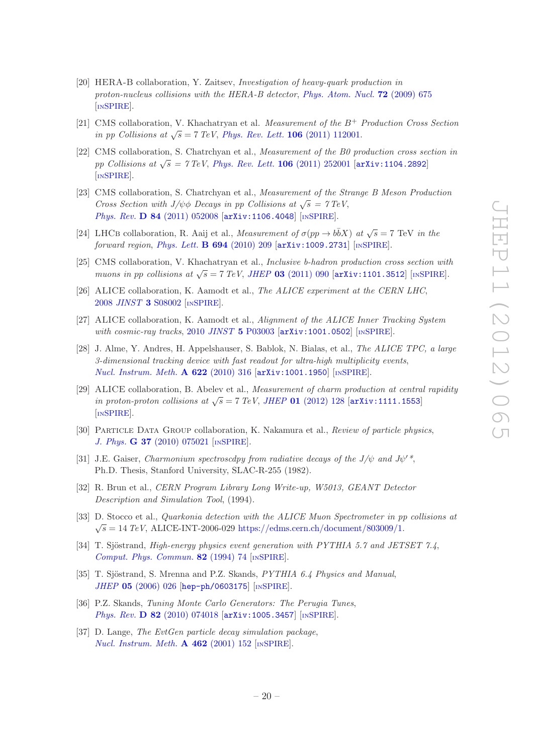- <span id="page-20-0"></span>[20] HERA-B collaboration, Y. Zaitsev, Investigation of heavy-quark production in proton-nucleus collisions with the HERA-B detector, [Phys. Atom. Nucl.](http://dx.doi.org/10.1134/S1063778809040139) **72** (2009) 675 [IN[SPIRE](http://inspirehep.net/search?p=find+J+Phys.At.Nucl.,72,675)].
- <span id="page-20-1"></span>[21] CMS collaboration, V. Khachatryan et al. Measurement of the  $B^+$  Production Cross Section in pp Collisions at  $\sqrt{s} = 7$  TeV, [Phys. Rev. Lett.](http://dx.doi.org/10.1103/PhysRevLett.106.252001) 106 (2011) 112001.
- [22] CMS collaboration, S. Chatrchyan et al., Measurement of the B0 production cross section in pp Collisions at  $\sqrt{s} = 7 \text{ TeV}$ , [Phys. Rev. Lett.](http://dx.doi.org/10.1103/PhysRevLett.106.252001) 106 (2011) 252001 [[arXiv:1104.2892](http://arxiv.org/abs/1104.2892)] [IN[SPIRE](http://inspirehep.net/search?p=find+J+Phys.Rev.Lett.,106,252001)].
- <span id="page-20-2"></span>[23] CMS collaboration, S. Chatrchyan et al., Measurement of the Strange B Meson Production Cross Section with  $J/\psi\phi$  Decays in pp Collisions at  $\sqrt{s} = 7 \,\mathrm{TeV}$ , Phys. Rev. D 84 [\(2011\) 052008](http://dx.doi.org/10.1103/PhysRevD.84.052008) [[arXiv:1106.4048](http://arxiv.org/abs/1106.4048)] [IN[SPIRE](http://inspirehep.net/search?p=find+J+Phys.Rev.,D84,052008)].
- <span id="page-20-3"></span>[24] LHCB collaboration, R. Aaij et al., Measurement of  $\sigma(pp \to b\bar{b}X)$  at  $\sqrt{s} = 7$  TeV in the forward region, [Phys. Lett.](http://dx.doi.org/10.1016/j.physletb.2010.10.010)  $B$  694 (2010) 209  $\left[$ [arXiv:1009.2731](http://arxiv.org/abs/1009.2731) $\right]$   $\left[$ IN[SPIRE](http://inspirehep.net/search?p=find+J+Phys.Lett.,B694,209) $\right]$ .
- <span id="page-20-4"></span>[25] CMS collaboration, V. Khachatryan et al., Inclusive b-hadron production cross section with muons in pp collisions at  $\sqrt{s} = 7 \text{ TeV}$ , JHEP 03 [\(2011\) 090](http://dx.doi.org/10.1007/JHEP03(2011)090) [[arXiv:1101.3512](http://arxiv.org/abs/1101.3512)] [IN[SPIRE](http://inspirehep.net/search?p=find+J+JHEP,1103,090)].
- <span id="page-20-5"></span>[26] ALICE collaboration, K. Aamodt et al., The ALICE experiment at the CERN LHC, 2008 JINST 3 [S08002](http://dx.doi.org/10.1088/1748-0221/3/08/S08002) [IN[SPIRE](http://inspirehep.net/search?p=find+J+JINST,3,S08002)].
- <span id="page-20-6"></span>[27] ALICE collaboration, K. Aamodt et al., Alignment of the ALICE Inner Tracking System with cosmic-ray tracks,  $2010$  JINST 5 [P03003](http://dx.doi.org/10.1088/1748-0221/5/03/P03003) [[arXiv:1001.0502](http://arxiv.org/abs/1001.0502)] [IN[SPIRE](http://inspirehep.net/search?p=find+J+JINST,5,P03003)].
- <span id="page-20-7"></span>[28] J. Alme, Y. Andres, H. Appelshauser, S. Bablok, N. Bialas, et al., The ALICE TPC, a large 3-dimensional tracking device with fast readout for ultra-high multiplicity events, [Nucl. Instrum. Meth.](http://dx.doi.org/10.1016/j.nima.2010.04.042) A 622 (2010) 316 [[arXiv:1001.1950](http://arxiv.org/abs/1001.1950)] [IN[SPIRE](http://inspirehep.net/search?p=find+J+Nucl.Inst.Meth.,A622,316)].
- <span id="page-20-8"></span>[29] ALICE collaboration, B. Abelev et al., Measurement of charm production at central rapidity in proton-proton collisions at  $\sqrt{s} = 7 \text{ TeV}$ , JHEP 01 [\(2012\) 128](http://dx.doi.org/10.1007/JHEP01(2012)128) [[arXiv:1111.1553](http://arxiv.org/abs/1111.1553)] [IN[SPIRE](http://inspirehep.net/search?p=find+J+JHEP,1201,128)].
- <span id="page-20-9"></span>[30] Particle Data Group collaboration, K. Nakamura et al., Review of particle physics, J. Phys. G 37 [\(2010\) 075021](http://dx.doi.org/10.1088/0954-3899/37/7A/075021) [IN[SPIRE](http://inspirehep.net/search?p=find+J+J.Phys.,G37,075021)].
- <span id="page-20-10"></span>[31] J.E. Gaiser, Charmonium spectroscdpy from radiative decays of the J/ $\psi$  and J $\psi^*$ , Ph.D. Thesis, Stanford University, SLAC-R-255 (1982).
- <span id="page-20-11"></span>[32] R. Brun et al., CERN Program Library Long Write-up, W5013, GEANT Detector Description and Simulation Tool, (1994).
- <span id="page-20-12"></span>[33] D. Stocco et al., Quarkonia detection with the ALICE Muon Spectrometer in pp collisions at  $\sqrt{s} = 14 \text{ TeV}$ , ALICE-INT-2006-029 [https://edms.cern.ch/document/803009/1.](https://edms.cern.ch/document/803009/1)
- <span id="page-20-13"></span>[34] T. Sjöstrand, High-energy physics event generation with PYTHIA 5.7 and JETSET 7.4, [Comput. Phys. Commun.](http://dx.doi.org/10.1016/0010-4655(94)90132-5) 82 (1994) 74 [IN[SPIRE](http://inspirehep.net/search?p=find+J+Comput.Phys.Commun.,82,74)].
- <span id="page-20-14"></span>[35] T. Sjöstrand, S. Mrenna and P.Z. Skands, PYTHIA 6.4 Physics and Manual, JHEP 05 [\(2006\) 026](http://dx.doi.org/10.1088/1126-6708/2006/05/026) [[hep-ph/0603175](http://arxiv.org/abs/hep-ph/0603175)] [IN[SPIRE](http://inspirehep.net/search?p=find+J+JHEP,0605,026)].
- <span id="page-20-15"></span>[36] P.Z. Skands, Tuning Monte Carlo Generators: The Perugia Tunes, Phys. Rev. D 82 [\(2010\) 074018](http://dx.doi.org/10.1103/PhysRevD.82.074018) [[arXiv:1005.3457](http://arxiv.org/abs/1005.3457)] [IN[SPIRE](http://inspirehep.net/search?p=find+EPRINT+arXiv:1005.3457)].
- <span id="page-20-16"></span>[37] D. Lange, The EvtGen particle decay simulation package, [Nucl. Instrum. Meth.](http://dx.doi.org/10.1016/S0168-9002(01)00089-4)  $\bf{A}$  462 (2001) 152 [IN[SPIRE](http://inspirehep.net/search?p=find+J+Nucl.Instrum.Meth.,A462,152)].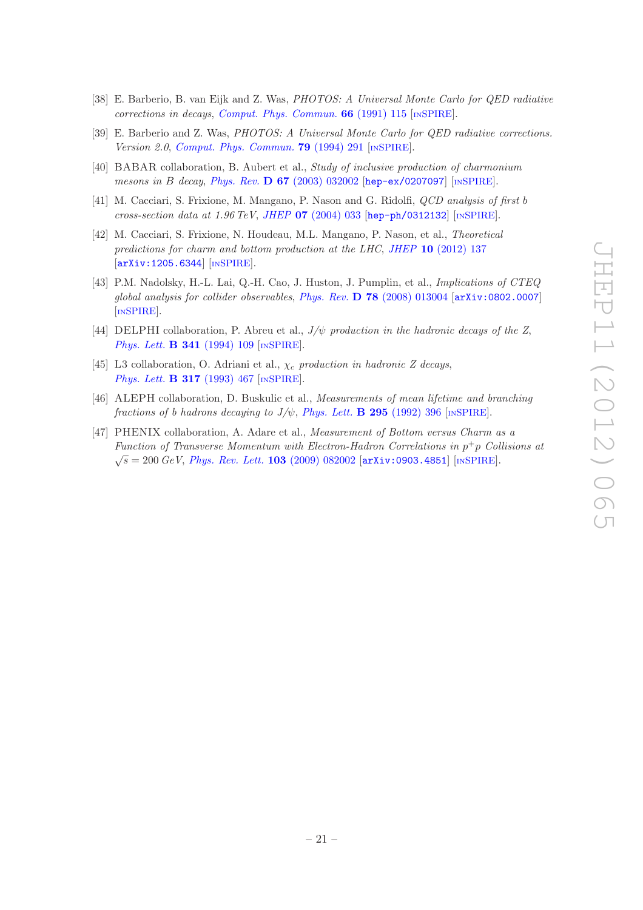- <span id="page-21-0"></span>[38] E. Barberio, B. van Eijk and Z. Was, PHOTOS: A Universal Monte Carlo for QED radiative corrections in decays, [Comput. Phys. Commun.](http://dx.doi.org/10.1016/0010-4655(91)90012-A) 66 (1991) 115 [IN[SPIRE](http://inspirehep.net/search?p=find+J+Comput.Phys.Commun.,66,115)].
- <span id="page-21-1"></span>[39] E. Barberio and Z. Was, PHOTOS: A Universal Monte Carlo for QED radiative corrections. Version 2.0, [Comput. Phys. Commun.](http://dx.doi.org/10.1016/0010-4655(94)90074-4) 79 (1994) 291 [IN[SPIRE](http://inspirehep.net/search?p=find+J+Comput.Phys.Commun.,79,291)].
- <span id="page-21-2"></span>[40] BABAR collaboration, B. Aubert et al., Study of inclusive production of charmonium mesons in B decay, Phys. Rev. D 67 [\(2003\) 032002](http://dx.doi.org/10.1103/PhysRevD.67.032002) [[hep-ex/0207097](http://arxiv.org/abs/hep-ex/0207097)] [IN[SPIRE](http://inspirehep.net/search?p=find+J+Phys.Rev.,D67,032002)].
- <span id="page-21-3"></span>[41] M. Cacciari, S. Frixione, M. Mangano, P. Nason and G. Ridolfi, QCD analysis of first b cross-section data at 1.96 TeV, JHEP  $07$  [\(2004\) 033](http://dx.doi.org/10.1088/1126-6708/2004/07/033) [[hep-ph/0312132](http://arxiv.org/abs/hep-ph/0312132)] [IN[SPIRE](http://inspirehep.net/search?p=find+J+JHEP,0407,033)].
- <span id="page-21-4"></span>[42] M. Cacciari, S. Frixione, N. Houdeau, M.L. Mangano, P. Nason, et al., Theoretical predictions for charm and bottom production at the LHC, JHEP 10 [\(2012\) 137](http://dx.doi.org/10.1007/JHEP10(2012)137)  $\left[$ [arXiv:1205.6344](http://arxiv.org/abs/1205.6344) $\right]$  $\left[$ IN[SPIRE](http://inspirehep.net/search?p=find+EPRINT+arXiv:1205.6344) $\right]$ .
- <span id="page-21-5"></span>[43] P.M. Nadolsky, H.-L. Lai, Q.-H. Cao, J. Huston, J. Pumplin, et al., Implications of CTEQ global analysis for collider observables, Phys. Rev.  $D$  78 [\(2008\) 013004](http://dx.doi.org/10.1103/PhysRevD.78.013004)  $\ar{xiv:0802.0007}$ [IN[SPIRE](http://inspirehep.net/search?p=find+J+Phys.Rev.,D78,013004)].
- <span id="page-21-6"></span>[44] DELPHI collaboration, P. Abreu et al.,  $J/\psi$  production in the hadronic decays of the Z, [Phys. Lett.](http://dx.doi.org/10.1016/0370-2693(94)01385-3) **B 341** (1994) 109 [IN[SPIRE](http://inspirehep.net/search?p=find+J+Phys.Lett.,B341,109)].
- [45] L3 collaboration, O. Adriani et al.,  $\chi_c$  production in hadronic Z decays, [Phys. Lett.](http://dx.doi.org/10.1016/0370-2693(93)91026-J) **B 317** (1993) 467 [IN[SPIRE](http://inspirehep.net/search?p=find+J+Phys.Lett.,B317,467)].
- <span id="page-21-7"></span>[46] ALEPH collaboration, D. Buskulic et al., Measurements of mean lifetime and branching fractions of b hadrons decaying to  $J/\psi$ , [Phys. Lett.](http://dx.doi.org/10.1016/0370-2693(92)91581-S) **B** 295 (1992) 396 [IN[SPIRE](http://inspirehep.net/search?p=find+J+Phys.Lett.,B295,396)].
- <span id="page-21-8"></span>[47] PHENIX collaboration, A. Adare et al., Measurement of Bottom versus Charm as a Function of Transverse Momentum with Electron-Hadron Correlations in  $p^+p$  Collisions at  $\sqrt{s} = 200 \text{ GeV},$  [Phys. Rev. Lett.](http://dx.doi.org/10.1103/PhysRevLett.103.082002) **103** (2009) 082002 [[arXiv:0903.4851](http://arxiv.org/abs/0903.4851)] [IN[SPIRE](http://inspirehep.net/search?p=find+J+Phys.Rev.Lett.,103,082002)].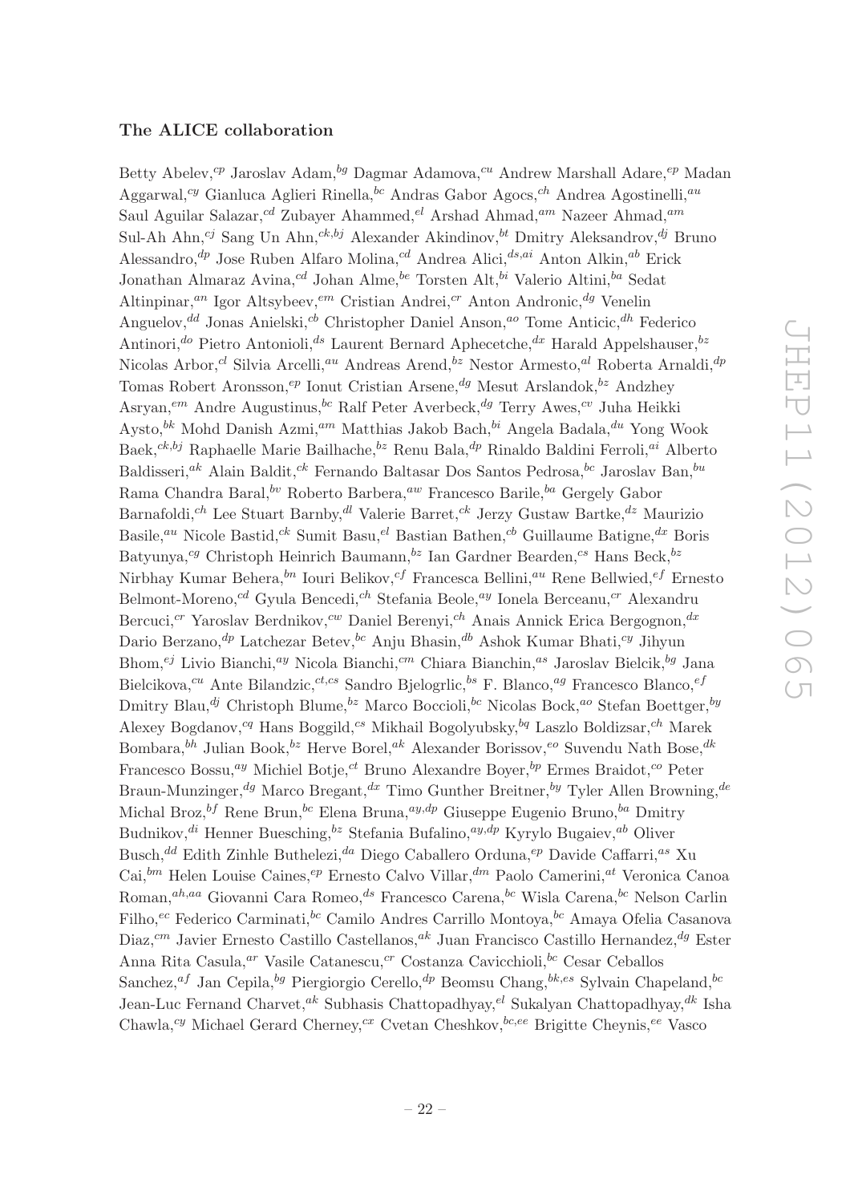### <span id="page-22-0"></span>The ALICE collaboration

Betty Abelev,<sup>cp</sup> Jaroslav Adam,<sup>bg</sup> Dagmar Adamova,<sup>cu</sup> Andrew Marshall Adare,<sup>ep</sup> Madan Aggarwal,<sup>cy</sup> Gianluca Aglieri Rinella,<sup>bc</sup> Andras Gabor Agocs,<sup>ch</sup> Andrea Agostinelli,<sup>au</sup> Saul Aguilar Salazar,<sup>cd</sup> Zubayer Ahammed,<sup>el</sup> Arshad Ahmad,<sup>am</sup> Nazeer Ahmad,<sup>am</sup> Sul-Ah Ahn,<sup>cj</sup> Sang Un Ahn,<sup>ck,bj</sup> Alexander Akindinov,<sup>bt</sup> Dmitry Aleksandrov,<sup>dj</sup> Bruno Alessandro,  ${}^{dp}$  Jose Ruben Alfaro Molina,  ${}^{cd}$  Andrea Alici,  ${}^{ds,ai}$  Anton Alkin,  ${}^{ab}$  Erick Jonathan Almaraz Avina, <sup>cd</sup> Johan Alme, <sup>be</sup> Torsten Alt, <sup>bi</sup> Valerio Altini, <sup>ba</sup> Sedat Altinpinar,<sup>an</sup> Igor Altsybeev,<sup>em</sup> Cristian Andrei,<sup>cr</sup> Anton Andronic,<sup>dg</sup> Venelin Anguelov,<sup>dd</sup> Jonas Anielski,<sup>cb</sup> Christopher Daniel Anson,<sup>ao</sup> Tome Anticic,<sup>dh</sup> Federico Antinori,<sup>do</sup> Pietro Antonioli,<sup>ds</sup> Laurent Bernard Aphecetche,<sup>dx</sup> Harald Appelshauser,<sup>bz</sup> Nicolas Arbor,<sup>cl</sup> Silvia Arcelli,<sup>au</sup> Andreas Arend,<sup>bz</sup> Nestor Armesto,<sup>al</sup> Roberta Arnaldi,<sup>dp</sup> Tomas Robert Aronsson,<sup>ep</sup> Ionut Cristian Arsene,<sup>dg</sup> Mesut Arslandok, <sup>bz</sup> Andzhey Asryan,<sup>em</sup> Andre Augustinus, <sup>bc</sup> Ralf Peter Averbeck, <sup>dg</sup> Terry Awes, <sup>cv</sup> Juha Heikki Aysto, <sup>bk</sup> Mohd Danish Azmi, <sup>am</sup> Matthias Jakob Bach, <sup>bi</sup> Angela Badala, <sup>du</sup> Yong Wook Baek, $c^{k,bj}$  Raphaelle Marie Bailhache, $b^z$  Renu Bala, $dp$  Rinaldo Baldini Ferroli, $a^i$  Alberto Baldisseri, ak Alain Baldit,  $c^k$  Fernando Baltasar Dos Santos Pedrosa,  $^{bc}$  Jaroslav Ban,  $^{bu}$ Rama Chandra Baral, <sup>bv</sup> Roberto Barbera,  $a^w$  Francesco Barile, <sup>ba</sup> Gergely Gabor Barnafoldi,<sup>ch</sup> Lee Stuart Barnby,<sup>dl</sup> Valerie Barret,<sup>ck</sup> Jerzy Gustaw Bartke,<sup>dz</sup> Maurizio Basile,<sup>au</sup> Nicole Bastid,<sup>ck</sup> Sumit Basu,<sup>el</sup> Bastian Bathen,<sup>cb</sup> Guillaume Batigne,<sup>dx</sup> Boris Batyunya,<sup>cg</sup> Christoph Heinrich Baumann,  $b^z$  Ian Gardner Bearden,<sup>cs</sup> Hans Beck,  $b^z$ Nirbhay Kumar Behera, $^{bn}$  Iouri Belikov, $^{cf}$  Francesca Bellini, $^{au}$  Rene Bellwied, $^{ef}$  Ernesto Belmont-Moreno,<sup>cd</sup> Gyula Bencedi,<sup>ch</sup> Stefania Beole,<sup>ay</sup> Ionela Berceanu,<sup>cr</sup> Alexandru Bercuci,<sup>cr</sup> Yaroslav Berdnikov,<sup>cw</sup> Daniel Berenyi,<sup>ch</sup> Anais Annick Erica Bergognon,<sup>dx</sup> Dario Berzano,  ${}^{dp}$  Latchezar Betev,  ${}^{bc}$  Anju Bhasin,  ${}^{db}$  Ashok Kumar Bhati,  ${}^{cy}$  Jihyun Bhom, $e^{i}$  Livio Bianchi, $a^{g}$  Nicola Bianchi, $c^{m}$  Chiara Bianchin, $a^{s}$  Jaroslav Bielcik, $^{bg}$  Jana Bielcikova,<sup>cu</sup> Ante Bilandzic,<sup>ct,cs</sup> Sandro Bjelogrlic,<sup>bs</sup> F. Blanco,<sup>ag</sup> Francesco Blanco,<sup>ef</sup> Dmitry Blau,<sup>dj</sup> Christoph Blume, <sup>bz</sup> Marco Boccioli, <sup>bc</sup> Nicolas Bock,<sup>ao</sup> Stefan Boettger, <sup>by</sup> Alexey Bogdanov,<sup>cq</sup> Hans Boggild,<sup>cs</sup> Mikhail Bogolyubsky,<sup>bq</sup> Laszlo Boldizsar,<sup>ch</sup> Marek Bombara, <sup>bh</sup> Julian Book, <sup>bz</sup> Herve Borel, <sup>ak</sup> Alexander Borissov, <sup>eo</sup> Suvendu Nath Bose, <sup>dk</sup> Francesco Bossu,<sup>ay</sup> Michiel Botje,<sup>ct</sup> Bruno Alexandre Boyer,<sup>bp</sup> Ermes Braidot,<sup>co</sup> Peter Braun-Munzinger,<sup>dg</sup> Marco Bregant,<sup>dx</sup> Timo Gunther Breitner, <sup>by</sup> Tyler Allen Browning, <sup>de</sup> Michal Broz, <sup>bf</sup> Rene Brun, <sup>bc</sup> Elena Bruna,<sup>ay,dp</sup> Giuseppe Eugenio Bruno, <sup>ba</sup> Dmitry Budnikov,<sup>di</sup> Henner Buesching,<sup>bz</sup> Stefania Bufalino,<sup>ay,dp</sup> Kyrylo Bugaiev,<sup>ab</sup> Oliver Busch, <sup>dd</sup> Edith Zinhle Buthelezi, <sup>da</sup> Diego Caballero Orduna, <sup>ep</sup> Davide Caffarri, <sup>as</sup> Xu Cai, $^{bm}$  Helen Louise Caines,<sup>ep</sup> Ernesto Calvo Villar, $^{dm}$  Paolo Camerini,<sup>at</sup> Veronica Canoa Roman, $a^{h,aa}$  Giovanni Cara Romeo, $a^s$  Francesco Carena, $b^c$  Wisla Carena, $b^c$  Nelson Carlin Filho,  $e^c$  Federico Carminati,  $e^c$  Camilo Andres Carrillo Montoya,  $e^c$  Amaya Ofelia Casanova Diaz,<sup>cm</sup> Javier Ernesto Castillo Castellanos,<sup>ak</sup> Juan Francisco Castillo Hernandez,<sup>dg</sup> Ester Anna Rita Casula,  $a^r$  Vasile Catanescu,  $c^r$  Costanza Cavicchioli,  $b^c$  Cesar Ceballos Sanchez,<sup>af</sup> Jan Cepila, <sup>bg</sup> Piergiorgio Cerello, <sup>dp</sup> Beomsu Chang, <sup>bk,es</sup> Sylvain Chapeland, <sup>bc</sup> Jean-Luc Fernand Charvet,<sup>ak</sup> Subhasis Chattopadhyay,<sup>el</sup> Sukalyan Chattopadhyay,<sup>dk</sup> Isha Chawla,<sup>cy</sup> Michael Gerard Cherney,<sup>cx</sup> Cvetan Cheshkov,  $^{bc,ee}$  Brigitte Cheynis, <sup>ee</sup> Vasco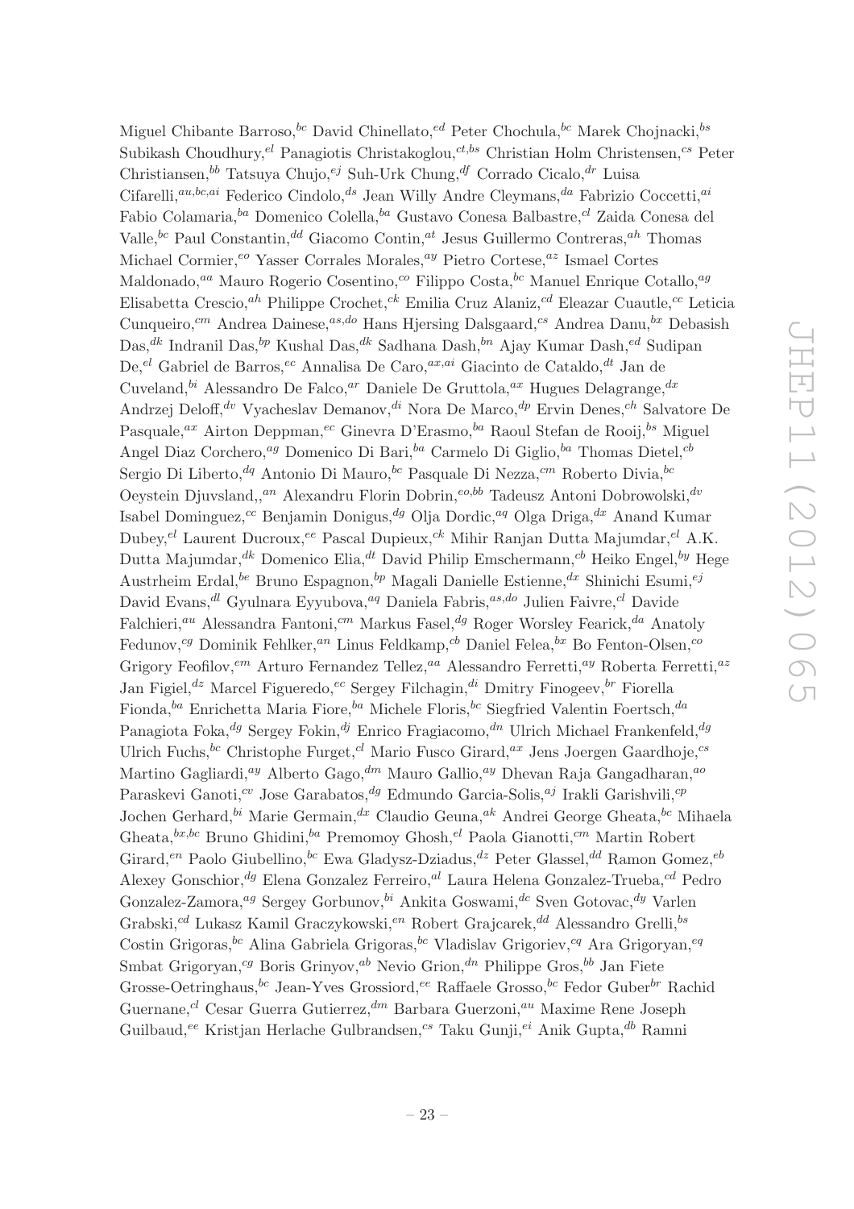Miguel Chibante Barroso, <sup>bc</sup> David Chinellato, <sup>ed</sup> Peter Chochula, <sup>bc</sup> Marek Chojnacki, <sup>bs</sup> Subikash Choudhury, <sup>el</sup> Panagiotis Christakoglou,  $ct, bs$  Christian Holm Christensen, <sup>cs</sup> Peter Christiansen, <sup>bb</sup> Tatsuya Chujo, <sup>ej</sup> Suh-Urk Chung, <sup>df</sup> Corrado Cicalo, <sup>dr</sup> Luisa Cifarelli, $a^{u,bc,ai}$  Federico Cindolo, $a^{ds}$  Jean Willy Andre Cleymans, $a^{da}$  Fabrizio Coccetti, $a^{ii}$ Fabio Colamaria,  $^{ba}$  Domenico Colella,  $^{ba}$  Gustavo Conesa Balbastre,  $^{cl}$  Zaida Conesa del Valle,  ${}^{bc}$  Paul Constantin,  ${}^{dd}$  Giacomo Contin,  ${}^{at}$  Jesus Guillermo Contreras,  ${}^{ah}$  Thomas Michael Cormier,  $e^o$  Yasser Corrales Morales,  $a^y$  Pietro Cortese,  $a^z$  Ismael Cortes Maldonado,<sup>aa</sup> Mauro Rogerio Cosentino,<sup>co</sup> Filippo Costa, <sup>bc</sup> Manuel Enrique Cotallo,<sup>ag</sup> Elisabetta Crescio,<sup>ah</sup> Philippe Crochet,<sup>ck</sup> Emilia Cruz Alaniz,<sup>cd</sup> Eleazar Cuautle,<sup>cc</sup> Leticia Cunqueiro,<sup>cm</sup> Andrea Dainese,<sup>as,do</sup> Hans Hjersing Dalsgaard,<sup>cs</sup> Andrea Danu, <sup>bx</sup> Debasish  $\text{Das},\text{dk}$  Indranil Das,  $\text{kp}$  Kushal Das,  $\text{dk}$  Sadhana Dash,  $\text{bn}$  Ajay Kumar Dash,  $\text{ed}$  Sudipan De, el Gabriel de Barros, ec Annalisa De Caro,  $ax,ai$  Giacinto de Cataldo,  $dt$  Jan de Cuveland,<sup>bi</sup> Alessandro De Falco,<sup>ar</sup> Daniele De Gruttola,<sup>ax</sup> Hugues Delagrange,<sup>dx</sup> Andrzej Deloff, <sup>dv</sup> Vyacheslav Demanov, <sup>di</sup> Nora De Marco, <sup>dp</sup> Ervin Denes, <sup>ch</sup> Salvatore De Pasquale,<sup>ax</sup> Airton Deppman,<sup>ec</sup> Ginevra D'Erasmo, <sup>ba</sup> Raoul Stefan de Rooij, <sup>bs</sup> Miguel Angel Diaz Corchero,<sup>ag</sup> Domenico Di Bari,<sup>ba</sup> Carmelo Di Giglio,<sup>ba</sup> Thomas Dietel,<sup>cb</sup> Sergio Di Liberto, <sup>dq</sup> Antonio Di Mauro, <sup>bc</sup> Pasquale Di Nezza, <sup>cm</sup> Roberto Divia, <sup>bc</sup> Oeystein Djuvsland,, $a_n$  Alexandru Florin Dobrin, $e^{o,bb}$  Tadeusz Antoni Dobrowolski, $a_n$ Isabel Dominguez,<sup>cc</sup> Benjamin Donigus,<sup>dg</sup> Olja Dordic,<sup>aq</sup> Olga Driga,<sup>dx</sup> Anand Kumar Dubey,<sup>el</sup> Laurent Ducroux,<sup>ee</sup> Pascal Dupieux,<sup>ck</sup> Mihir Ranjan Dutta Majumdar,<sup>el</sup> A.K. Dutta Majumdar, <sup>dk</sup> Domenico Elia, <sup>dt</sup> David Philip Emschermann, <sup>cb</sup> Heiko Engel, <sup>by</sup> Hege Austrheim Erdal, be Bruno Espagnon, bp Magali Danielle Estienne, dx Shinichi Esumi, ej David Evans,<sup>dl</sup> Gyulnara Eyyubova,<sup>aq</sup> Daniela Fabris,<sup>as,do</sup> Julien Faivre,<sup>cl</sup> Davide Falchieri,<sup>au</sup> Alessandra Fantoni,<sup>cm</sup> Markus Fasel,<sup>dg</sup> Roger Worsley Fearick,<sup>da</sup> Anatoly Fedunov,<sup>cg</sup> Dominik Fehlker,<sup>an</sup> Linus Feldkamp,<sup>cb</sup> Daniel Felea,<sup>bx</sup> Bo Fenton-Olsen,<sup>co</sup> Grigory Feofilov,<sup>em</sup> Arturo Fernandez Tellez,<sup>aa</sup> Alessandro Ferretti,<sup>ay</sup> Roberta Ferretti,<sup>az</sup> Jan Figiel,<sup>dz</sup> Marcel Figueredo,<sup>ec</sup> Sergey Filchagin,<sup>di</sup> Dmitry Finogeev,<sup>br</sup> Fiorella Fionda,  $^{ba}$  Enrichetta Maria Fiore,  $^{ba}$  Michele Floris,  $^{bc}$  Siegfried Valentin Foertsch,  $^{da}$ Panagiota Foka,<sup>dg</sup> Sergey Fokin,<sup>dj</sup> Enrico Fragiacomo,<sup>dn</sup> Ulrich Michael Frankenfeld,<sup>dg</sup> Ulrich Fuchs, <sup>bc</sup> Christophe Furget,<sup>cl</sup> Mario Fusco Girard,<sup>ax</sup> Jens Joergen Gaardhoje,<sup>cs</sup> Martino Gagliardi,<sup>ay</sup> Alberto Gago,<sup>dm</sup> Mauro Gallio,<sup>ay</sup> Dhevan Raja Gangadharan,<sup>ao</sup> Paraskevi Ganoti,<sup>cv</sup> Jose Garabatos,<sup>dg</sup> Edmundo Garcia-Solis,<sup>aj</sup> Irakli Garishvili,<sup>cp</sup> Jochen Gerhard,  $^{bi}$  Marie Germain,  $^{dx}$  Claudio Geuna,  $^{ak}$  Andrei George Gheata,  $^{bc}$  Mihaela Gheata,  ${}^{bx,bc}$  Bruno Ghidini,  ${}^{ba}$  Premomoy Ghosh,  ${}^{el}$  Paola Gianotti,  ${}^{cm}$  Martin Robert Girard,<sup>en</sup> Paolo Giubellino, <sup>bc</sup> Ewa Gladysz-Dziadus, <sup>dz</sup> Peter Glassel, <sup>dd</sup> Ramon Gomez, <sup>eb</sup> Alexey Gonschior,  $dg$  Elena Gonzalez Ferreiro,  $d$ <sup>I</sup> Laura Helena Gonzalez-Trueba,  $cd$  Pedro Gonzalez-Zamora,<sup>ag</sup> Sergey Gorbunov, <sup>bi</sup> Ankita Goswami, <sup>dc</sup> Sven Gotovac, <sup>dy</sup> Varlen Grabski, $c^d$  Lukasz Kamil Graczykowski, $e^n$  Robert Grajcarek, $^{dd}$  Alessandro Grelli, $^{bs}$ Costin Grigoras, <sup>bc</sup> Alina Gabriela Grigoras, <sup>bc</sup> Vladislav Grigoriev,<sup>cq</sup> Ara Grigoryan,<sup>eq</sup> Smbat Grigoryan,<sup>cg</sup> Boris Grinyov,<sup>ab</sup> Nevio Grion,<sup>dn</sup> Philippe Gros,<sup>bb</sup> Jan Fiete Grosse-Oetringhaus,  ${}^{bc}$  Jean-Yves Grossiord,  ${}^{ee}$  Raffaele Grosso,  ${}^{bc}$  Fedor Guber ${}^{br}$  Rachid Guernane,<sup>cl</sup> Cesar Guerra Gutierrez,<sup>dm</sup> Barbara Guerzoni,<sup>au</sup> Maxime Rene Joseph Guilbaud,  $e^e$  Kristjan Herlache Gulbrandsen,  $e^s$  Taku Gunji,  $e^i$  Anik Gupta,  $d^b$  Ramni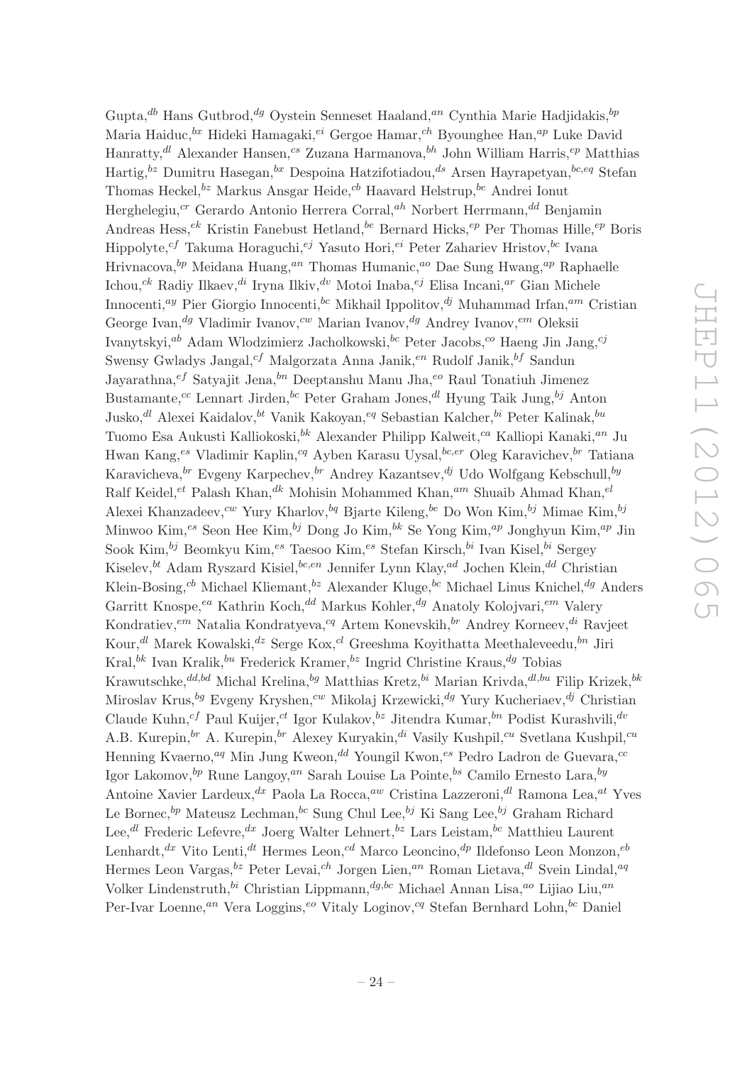Gupta,<sup>db</sup> Hans Gutbrod,<sup>dg</sup> Oystein Senneset Haaland,<sup>an</sup> Cynthia Marie Hadjidakis,<sup>bp</sup> Maria Haiduc,  ${}^{bx}$  Hideki Hamagaki,  ${}^{ei}$  Gergoe Hamar,  ${}^{ch}$  Byounghee Han,  ${}^{ap}$  Luke David Hanratty,<sup>dl</sup> Alexander Hansen,<sup>cs</sup> Zuzana Harmanova,<sup>bh</sup> John William Harris,<sup>ep</sup> Matthias Hartig,  $b^z$  Dumitru Hasegan,  $b^x$  Despoina Hatzifotiadou,  $ds$  Arsen Hayrapetyan,  $bc,eq$  Stefan Thomas Heckel, $b^z$  Markus Ansgar Heide, $c^b$  Haavard Helstrup, $b^e$  Andrei Ionut Herghelegiu,<sup>cr</sup> Gerardo Antonio Herrera Corral,<sup>ah</sup> Norbert Herrmann,<sup>dd</sup> Benjamin Andreas Hess,  $e^{k}$  Kristin Fanebust Hetland,  $be$  Bernard Hicks,  $ep$  Per Thomas Hille,  $ep$  Boris Hippolyte,<sup>cf</sup> Takuma Horaguchi,<sup>ej</sup> Yasuto Hori,<sup>ei</sup> Peter Zahariev Hristov, <sup>bc</sup> Ivana Hrivnacova, <sup>bp</sup> Meidana Huang, <sup>an</sup> Thomas Humanic, <sup>ao</sup> Dae Sung Hwang, <sup>ap</sup> Raphaelle Ichou, $c^k$  Radiy Ilkaev, $d^i$  Iryna Ilkiv, $d^v$  Motoi Inaba, $e^j$  Elisa Incani, $a^r$  Gian Michele Innocenti,<sup>ay</sup> Pier Giorgio Innocenti, <sup>bc</sup> Mikhail Ippolitov, <sup>dj</sup> Muhammad Irfan, <sup>am</sup> Cristian George Ivan, <sup>dg</sup> Vladimir Ivanov, <sup>cw</sup> Marian Ivanov, <sup>dg</sup> Andrey Ivanov, <sup>em</sup> Oleksii Ivanytskyi, $a^b$  Adam Wlodzimierz Jacholkowski, $b^c$  Peter Jacobs, $c^o$  Haeng Jin Jang, $c^j$ Swensy Gwladys Jangal,<sup>cf</sup> Malgorzata Anna Janik,<sup>en</sup> Rudolf Janik,<sup>bf</sup> Sandun Jayarathna,  $e^f$  Satyajit Jena,  $\delta^n$  Deeptanshu Manu Jha,  $\epsilon^o$  Raul Tonatiuh Jimenez Bustamante,<sup>cc</sup> Lennart Jirden,<sup>bc</sup> Peter Graham Jones,<sup>dl</sup> Hyung Taik Jung,<sup>bj</sup> Anton Jusko,  $d^{l}$  Alexei Kaidalov,  $b^{t}$  Vanik Kakoyan,  $^{eq}$  Sebastian Kalcher,  $^{bi}$  Peter Kalinak,  $^{bu}$ Tuomo Esa Aukusti Kalliokoski, <sup>bk</sup> Alexander Philipp Kalweit, <sup>ca</sup> Kalliopi Kanaki, <sup>an</sup> Ju Hwan Kang,<sup>es</sup> Vladimir Kaplin,<sup>cq</sup> Ayben Karasu Uysal,<sup>bc,er</sup> Oleg Karavichev,<sup>br</sup> Tatiana Karavicheva, <sup>br</sup> Evgeny Karpechev, <sup>br</sup> Andrey Kazantsev, <sup>dj</sup> Udo Wolfgang Kebschull, <sup>by</sup> Ralf Keidel,  $e^{t}$  Palash Khan,  $dk$  Mohisin Mohammed Khan,  $a^{m}$  Shuaib Ahmad Khan,  $e^{l}$ Alexei Khanzadeev,<sup>cw</sup> Yury Kharlov,<sup>bq</sup> Bjarte Kileng,<sup>be</sup> Do Won Kim,<sup>bj</sup> Mimae Kim,<sup>bj</sup> Minwoo Kim, <sup>es</sup> Seon Hee Kim, <sup>bj</sup> Dong Jo Kim, <sup>bk</sup> Se Yong Kim, <sup>ap</sup> Jonghyun Kim, <sup>ap</sup> Jin Sook Kim,  $^{bj}$  Beomkyu Kim,  $^{es}$  Taesoo Kim,  $^{es}$  Stefan Kirsch,  $^{bi}$  Ivan Kisel,  $^{bi}$  Sergey Kiselev, <sup>bt</sup> Adam Ryszard Kisiel,  $bc, en$  Jennifer Lynn Klay, <sup>ad</sup> Jochen Klein, <sup>dd</sup> Christian Klein-Bosing,<sup>cb</sup> Michael Kliemant,<sup>bz</sup> Alexander Kluge,<sup>bc</sup> Michael Linus Knichel,<sup>dg</sup> Anders Garritt Knospe, <sup>ea</sup> Kathrin Koch, <sup>dd</sup> Markus Kohler, <sup>dg</sup> Anatoly Kolojvari, <sup>em</sup> Valery Kondratiev, $e^{im}$  Natalia Kondratyeva, $^{cq}$  Artem Konevskih, $^{br}$  Andrey Korneev, $^{di}$  Ravjeet Kour,<sup>dl</sup> Marek Kowalski,<sup>dz</sup> Serge Kox,<sup>cl</sup> Greeshma Koyithatta Meethaleveedu,<sup>bn</sup> Jiri Kral, <sup>bk</sup> Ivan Kralik, <sup>bu</sup> Frederick Kramer, <sup>bz</sup> Ingrid Christine Kraus, <sup>dg</sup> Tobias Krawutschke,  $^{dd, bd}$  Michal Krelina,  $^{bg}$  Matthias Kretz,  $^{bi}$  Marian Krivda,  $^{dl, bu}$  Filip Krizek,  $^{bk}$ Miroslav Krus, <sup>bg</sup> Evgeny Kryshen,<sup>cw</sup> Mikolaj Krzewicki, <sup>dg</sup> Yury Kucheriaev, <sup>dj</sup> Christian Claude Kuhn,<sup>cf</sup> Paul Kuijer,<sup>ct</sup> Igor Kulakov,<sup>bz</sup> Jitendra Kumar,<sup>bn</sup> Podist Kurashvili,<sup>dv</sup> A.B. Kurepin, <sup>br</sup> A. Kurepin, <sup>br</sup> Alexey Kuryakin, <sup>di</sup> Vasily Kushpil, <sup>cu</sup> Svetlana Kushpil, <sup>cu</sup> Henning Kvaerno,<sup>aq</sup> Min Jung Kweon,<sup>dd</sup> Youngil Kwon,<sup>es</sup> Pedro Ladron de Guevara,<sup>cc</sup> Igor Lakomov,  $^{bp}$  Rune Langoy,  $^{an}$  Sarah Louise La Pointe,  $^{bs}$  Camilo Ernesto Lara,  $^{by}$ Antoine Xavier Lardeux,  $dx$  Paola La Rocca,  $^{aw}$  Cristina Lazzeroni,  $^{dl}$  Ramona Lea,  $^{at}$  Yves Le Bornec,  ${}^{bp}$  Mateusz Lechman,  ${}^{bc}$  Sung Chul Lee,  ${}^{bj}$  Ki Sang Lee,  ${}^{bj}$  Graham Richard Lee,<sup>dl</sup> Frederic Lefevre,<sup>dx</sup> Joerg Walter Lehnert,<sup>bz</sup> Lars Leistam,<sup>bc</sup> Matthieu Laurent Lenhardt, dx Vito Lenti, dt Hermes Leon, cd Marco Leoncino, dp Ildefonso Leon Monzon, cb Hermes Leon Vargas,  $b^z$  Peter Levai,  $ch$  Jorgen Lien,  $an$  Roman Lietava,  $d^l$  Svein Lindal,  $aq$ Volker Lindenstruth, <sup>bi</sup> Christian Lippmann, <sup>dg, bc</sup> Michael Annan Lisa, <sup>ao</sup> Lijiao Liu, <sup>an</sup> Per-Ivar Loenne,<sup>an</sup> Vera Loggins,<sup>eo</sup> Vitaly Loginov,<sup>cq</sup> Stefan Bernhard Lohn, <sup>bc</sup> Daniel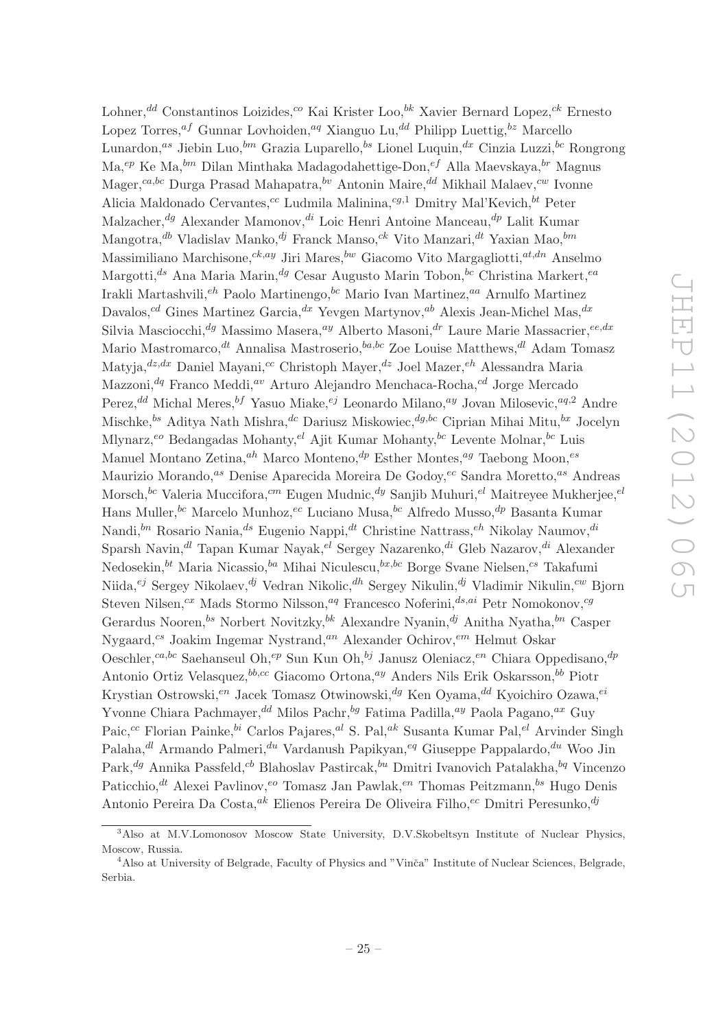Lohner,<sup>dd</sup> Constantinos Loizides,<sup>co</sup> Kai Krister Loo,<sup>bk</sup> Xavier Bernard Lopez,<sup>ck</sup> Ernesto Lopez Torres,<sup>af</sup> Gunnar Lovhoiden,<sup>aq</sup> Xianguo Lu,<sup>dd</sup> Philipp Luettig, <sup>bz</sup> Marcello Lunardon,<sup>as</sup> Jiebin Luo,<sup>bm</sup> Grazia Luparello,<sup>bs</sup> Lionel Luquin,<sup>dx</sup> Cinzia Luzzi,<sup>bc</sup> Rongrong  $\text{Ma},^{ep}$  Ke Ma, $^{bm}$  Dilan Minthaka Madagodahettige-Don,  $^{ef}$  Alla Maevskaya, $^{br}$  Magnus Mager, $c^{a,bc}$  Durga Prasad Mahapatra, $^{bv}$  Antonin Maire, $^{dd}$  Mikhail Malaev, $^{cw}$  Ivonne Alicia Maldonado Cervantes, cc Ludmila Malinina, c<sup>g,1</sup> Dmitry Mal'Kevich, <sup>bt</sup> Peter Malzacher,  $dg$  Alexander Mamonov,  $di$  Loic Henri Antoine Manceau,  $dp$  Lalit Kumar Mangotra, $^{db}$  Vladislav Manko, $^{db}$  Franck Manso, $^{ck}$  Vito Manzari, $^{dt}$  Yaxian Mao, $^{bm}$ Massimiliano Marchisone, $c^{k,ay}$  Jiri Mares, $^{bw}$  Giacomo Vito Margagliotti, $^{at,dn}$  Anselmo Margotti,<sup>ds</sup> Ana Maria Marin,<sup>dg</sup> Cesar Augusto Marin Tobon, <sup>bc</sup> Christina Markert, <sup>ea</sup> Irakli Martashvili,  $e^{h}$  Paolo Martinengo,  $e^{h}$  Mario Ivan Martinez,  $a^{a}$  Arnulfo Martinez Davalos,<sup>cd</sup> Gines Martinez Garcia,<sup>dx</sup> Yevgen Martynov,<sup>ab</sup> Alexis Jean-Michel Mas,<sup>dx</sup> Silvia Masciocchi, <sup>dg</sup> Massimo Masera, <sup>ay</sup> Alberto Masoni, <sup>dr</sup> Laure Marie Massacrier, <sup>ee, dx</sup> Mario Mastromarco, dt Annalisa Mastroserio,  $^{ba, bc}$  Zoe Louise Matthews, dl Adam Tomasz Matyja, $dz$ ,dx Daniel Mayani,<sup>cc</sup> Christoph Mayer,<sup>dz</sup> Joel Mazer,<sup>ch</sup> Alessandra Maria Mazzoni, $^{dq}$  Franco Meddi, $^{av}$  Arturo Alejandro Menchaca-Rocha, $^{cd}$  Jorge Mercado Perez,<sup>dd</sup> Michal Meres, <sup>bf</sup> Yasuo Miake, <sup>ej</sup> Leonardo Milano, <sup>ay</sup> Jovan Milosevic, <sup>aq, 2</sup> Andre Mischke, <sup>bs</sup> Aditya Nath Mishra, <sup>dc</sup> Dariusz Miskowiec, <sup>dg,bc</sup> Ciprian Mihai Mitu, <sup>bx</sup> Jocelyn Mlynarz,  $e^o$  Bedangadas Mohanty,  $e^l$  Ajit Kumar Mohanty,  $e^c$  Levente Molnar,  $e^c$  Luis Manuel Montano Zetina,<sup>ah</sup> Marco Monteno,<sup>dp</sup> Esther Montes,<sup>ag</sup> Taebong Moon,<sup>es</sup> Maurizio Morando,<sup>as</sup> Denise Aparecida Moreira De Godov,<sup>ec</sup> Sandra Moretto,<sup>as</sup> Andreas Morsch, <sup>bc</sup> Valeria Muccifora,<sup>cm</sup> Eugen Mudnic, <sup>dy</sup> Sanjib Muhuri, <sup>el</sup> Maitreyee Mukherjee, <sup>el</sup> Hans Muller, <sup>bc</sup> Marcelo Munhoz, <sup>ec</sup> Luciano Musa, <sup>bc</sup> Alfredo Musso, <sup>dp</sup> Basanta Kumar Nandi, $^{bn}$  Rosario Nania, $^{ds}$  Eugenio Nappi, $^{dt}$  Christine Nattrass, $^{eh}$  Nikolay Naumov, $^{di}$ Sparsh Navin, d Tapan Kumar Nayak, el Sergey Nazarenko, di Gleb Nazarov, di Alexander Nedosekin, $^{bt}$  Maria Nicassio, $^{ba}$  Mihai Niculescu, $^{bx,bc}$  Borge Svane Nielsen, $^{cs}$  Takafumi Niida, $e^{i}$  Sergey Nikolaev, $d^{i}$  Vedran Nikolic, $dh$  Sergey Nikulin, $d^{j}$  Vladimir Nikulin, $c^{w}$  Bjorn Steven Nilsen,<sup>cx</sup> Mads Stormo Nilsson,<sup>aq</sup> Francesco Noferini,<sup>ds,ai</sup> Petr Nomokonov,<sup>cg</sup> Gerardus Nooren, <sup>bs</sup> Norbert Novitzky, <sup>bk</sup> Alexandre Nyanin, <sup>dj</sup> Anitha Nyatha, <sup>bn</sup> Casper Nygaard,<sup>cs</sup> Joakim Ingemar Nystrand,<sup>an</sup> Alexander Ochirov,<sup>em</sup> Helmut Oskar Oeschler,<sup>ca,bc</sup> Saehanseul Oh,<sup>ep</sup> Sun Kun Oh,<sup>bj</sup> Janusz Oleniacz,<sup>en</sup> Chiara Oppedisano,<sup>dp</sup> Antonio Ortiz Velasquez,  $^{bb,cc}$  Giacomo Ortona,  $^{ay}$  Anders Nils Erik Oskarsson,  $^{bb}$  Piotr Krystian Ostrowski, <sup>en</sup> Jacek Tomasz Otwinowski, <sup>dg</sup> Ken Oyama, <sup>dd</sup> Kyoichiro Ozawa, <sup>ei</sup> Yvonne Chiara Pachmayer, dd Milos Pachr, <sup>bg</sup> Fatima Padilla, <sup>ay</sup> Paola Pagano, <sup>ax</sup> Guy Paic,  $c$ <sup>c</sup> Florian Painke,  $b$ <sup>i</sup> Carlos Pajares,  $a$ <sup>l</sup> S. Pal,  $a$ <sup>k</sup> Susanta Kumar Pal,  $e$ <sup>l</sup> Arvinder Singh Palaha, $d$  Armando Palmeri, $d$ <sup>u</sup> Vardanush Papikyan, $e$ <sup>q</sup> Giuseppe Pappalardo, $d$ <sup>u</sup> Woo Jin Park, $^{dg}$  Annika Passfeld, $^{cb}$  Blahoslav Pastircak, $^{bu}$  Dmitri Ivanovich Patalakha, $^{bg}$  Vincenzo Paticchio, <sup>dt</sup> Alexei Pavlinov, <sup>eo</sup> Tomasz Jan Pawlak, <sup>en</sup> Thomas Peitzmann, <sup>bs</sup> Hugo Denis Antonio Pereira Da Costa,  $a^k$  Elienos Pereira De Oliveira Filho,  $e^c$  Dmitri Peresunko,  $d^j$ 

<sup>3</sup>Also at M.V.Lomonosov Moscow State University, D.V.Skobeltsyn Institute of Nuclear Physics, Moscow, Russia.

<span id="page-25-0"></span><sup>&</sup>lt;sup>4</sup>Also at University of Belgrade, Faculty of Physics and "Vinča" Institute of Nuclear Sciences, Belgrade, Serbia.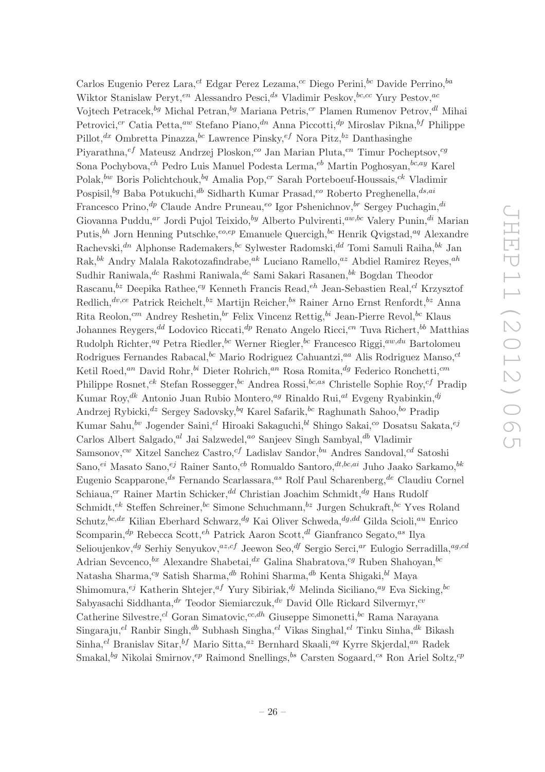Carlos Eugenio Perez Lara,<sup>ct</sup> Edgar Perez Lezama,<sup>cc</sup> Diego Perini,<sup>bc</sup> Davide Perrino,<sup>ba</sup> Wiktor Stanislaw Peryt, <sup>en</sup> Alessandro Pesci, <sup>ds</sup> Vladimir Peskov,  $^{bc,cc}$  Yury Pestov,  $^{ac}$ Vojtech Petracek, <sup>bg</sup> Michal Petran, <sup>bg</sup> Mariana Petris, <sup>cr</sup> Plamen Rumenov Petrov, <sup>dl</sup> Mihai Petrovici,<sup>cr</sup> Catia Petta,<sup>aw</sup> Stefano Piano,<sup>dn</sup> Anna Piccotti,<sup>dp</sup> Miroslav Pikna,<sup>bf</sup> Philippe Pillot,<sup>dx</sup> Ombretta Pinazza, <sup>bc</sup> Lawrence Pinsky, <sup>ef</sup> Nora Pitz, <sup>bz</sup> Danthasinghe Piyarathna,<sup>ef</sup> Mateusz Andrzej Ploskon,<sup>co</sup> Jan Marian Pluta,<sup>en</sup> Timur Pocheptsov,<sup>cg</sup> Sona Pochybova,  $ch$  Pedro Luis Manuel Podesta Lerma,  $eb$  Martin Poghosyan,  $bc, ay$  Karel Polak, <sup>bw</sup> Boris Polichtchouk, <sup>bq</sup> Amalia Pop,<sup>cr</sup> Sarah Porteboeuf-Houssais, <sup>ck</sup> Vladimir Pospisil, <sup>bg</sup> Baba Potukuchi, <sup>db</sup> Sidharth Kumar Prasad, <sup>eo</sup> Roberto Preghenella, <sup>ds, ai</sup> Francesco Prino,  ${}^{dp}$  Claude Andre Pruneau,  ${}^{eo}$  Igor Pshenichnov,  ${}^{br}$  Sergey Puchagin,  ${}^{di}$ Giovanna Puddu,<sup>ar</sup> Jordi Pujol Teixido, <sup>by</sup> Alberto Pulvirenti, <sup>aw, bc</sup> Valery Punin, <sup>di</sup> Marian Putis, <sup>bh</sup> Jorn Henning Putschke, <sup>eo,ep</sup> Emanuele Quercigh, <sup>bc</sup> Henrik Qvigstad, <sup>aq</sup> Alexandre Rachevski, $\binom{dn}{n}$  Alphonse Rademakers,  $\binom{bc}{n}$  Sylwester Radomski,  $\binom{dd}{n}$  Tomi Samuli Raiha,  $\binom{bk}{n}$  Jan Rak, <sup>bk</sup> Andry Malala Rakotozafindrabe,<sup>ak</sup> Luciano Ramello,<sup>az</sup> Abdiel Ramirez Reyes,<sup>ah</sup> Sudhir Raniwala,  $dc$  Rashmi Raniwala,  $dc$  Sami Sakari Rasanen,  $bk$  Bogdan Theodor Rascanu, <sup>bz</sup> Deepika Rathee,<sup>cy</sup> Kenneth Francis Read,<sup>ch</sup> Jean-Sebastien Real,<sup>cl</sup> Krzysztof Redlich,  $dv,ce$  Patrick Reichelt,  $bz$  Martijn Reicher,  $bs$  Rainer Arno Ernst Renfordt,  $bz$  Anna Rita Reolon,<sup>cm</sup> Andrey Reshetin, <sup>br</sup> Felix Vincenz Rettig, <sup>bi</sup> Jean-Pierre Revol, <sup>bc</sup> Klaus Johannes Reygers,<sup>dd</sup> Lodovico Riccati,<sup>dp</sup> Renato Angelo Ricci,<sup>cn</sup> Tuva Richert,<sup>bb</sup> Matthias Rudolph Richter,<sup>aq</sup> Petra Riedler, <sup>bc</sup> Werner Riegler, <sup>bc</sup> Francesco Riggi, <sup>aw, du</sup> Bartolomeu Rodrigues Fernandes Rabacal, <sup>bc</sup> Mario Rodriguez Cahuantzi, <sup>aa</sup> Alis Rodriguez Manso, <sup>ct</sup> Ketil Roed,<sup>an</sup> David Rohr, <sup>hi</sup> Dieter Rohrich, <sup>an</sup> Rosa Romita, <sup>dg</sup> Federico Ronchetti, <sup>cm</sup> Philippe Rosnet,<sup>ck</sup> Stefan Rossegger,<sup>bc</sup> Andrea Rossi,<sup>bc,as</sup> Christelle Sophie Roy,<sup>cf</sup> Pradip Kumar Roy,<sup>dk</sup> Antonio Juan Rubio Montero,<sup>ag</sup> Rinaldo Rui,<sup>at</sup> Evgeny Ryabinkin,<sup>dj</sup> Andrzej Rybicki, dz Sergey Sadovsky,  $bq$  Karel Safarik,  $bc$  Raghunath Sahoo,  $bq$  Pradip Kumar Sahu, $^{bv}$  Jogender Saini, $^{el}$  Hiroaki Sakaguchi, $^{bl}$  Shingo Sakai, $^{co}$  Dosatsu Sakata, $^{ej}$ Carlos Albert Salgado,<sup>al</sup> Jai Salzwedel,<sup>ao</sup> Sanjeev Singh Sambyal,<sup>db</sup> Vladimir Samsonov, $c^w$  Xitzel Sanchez Castro, ${}^{cf}$  Ladislav Sandor, ${}^{bu}$  Andres Sandoval, ${}^{cd}$  Satoshi Sano,  $e^i$  Masato Sano,  $e^j$  Rainer Santo,  $e^b$  Romualdo Santoro,  $dt$ ,  $bc$ ,  $ai$  Juho Jaako Sarkamo,  $b^k$ Eugenio Scapparone, <sup>ds</sup> Fernando Scarlassara, <sup>as</sup> Rolf Paul Scharenberg, <sup>de</sup> Claudiu Cornel Schiaua,<sup>cr</sup> Rainer Martin Schicker,<sup>dd</sup> Christian Joachim Schmidt,<sup>dg</sup> Hans Rudolf Schmidt,  $e^{kt}$  Steffen Schreiner,  $e^{kt}$  Simone Schuchmann,  $e^{kt}$  Jurgen Schukraft,  $e^{kt}$  Yves Roland Schutz,  $bc, dx$  Kilian Eberhard Schwarz,  $dg$  Kai Oliver Schweda,  $dg, dd$  Gilda Scioli,  $au$  Enrico Scomparin, ${}^{dp}$  Rebecca Scott, ${}^{eh}$  Patrick Aaron Scott, ${}^{dl}$  Gianfranco Segato, ${}^{as}$  Ilya Selioujenkov, <sup>dg</sup> Serhiy Senyukov,  $a^{z,cf}$  Jeewon Seo, <sup>df</sup> Sergio Serci,  $a^r$  Eulogio Serradilla,  $a$ Adrian Sevcenco,  ${}^{bx}$  Alexandre Shabetai,  ${}^{dx}$  Galina Shabratova,  ${}^{cg}$  Ruben Shahoyan,  ${}^{bc}$ Natasha Sharma, $^{cy}$  Satish Sharma, $^{db}$  Rohini Sharma, $^{db}$  Kenta Shigaki, $^{bl}$  Maya Shimomura,<sup>ej</sup> Katherin Shtejer,<sup>af</sup> Yury Sibiriak,<sup>dj</sup> Melinda Siciliano,<sup>ay</sup> Eva Sicking,<sup>bc</sup> Sabyasachi Siddhanta, $^{dr}$  Teodor Siemiarczuk, $^{dv}$  David Olle Rickard Silvermyr, $^{cv}$ Catherine Silvestre,<sup>cl</sup> Goran Simatovic,<sup>cc,dh</sup> Giuseppe Simonetti,<sup>bc</sup> Rama Narayana Singaraju, $e^{l}$  Ranbir Singh, $d^{b}$  Subhash Singha, $e^{l}$  Vikas Singhal, $e^{l}$  Tinku Sinha, $d^{k}$  Bikash Sinha,  $e^{l}$  Branislav Sitar,  $^{bf}$  Mario Sitta, $^{az}$  Bernhard Skaali, $^{aq}$  Kyrre Skjerdal, $^{an}$  Radek Smakal, <sup>bg</sup> Nikolai Smirnov, <sup>ep</sup> Raimond Snellings, <sup>bs</sup> Carsten Sogaard, <sup>cs</sup> Ron Ariel Soltz, <sup>cp</sup>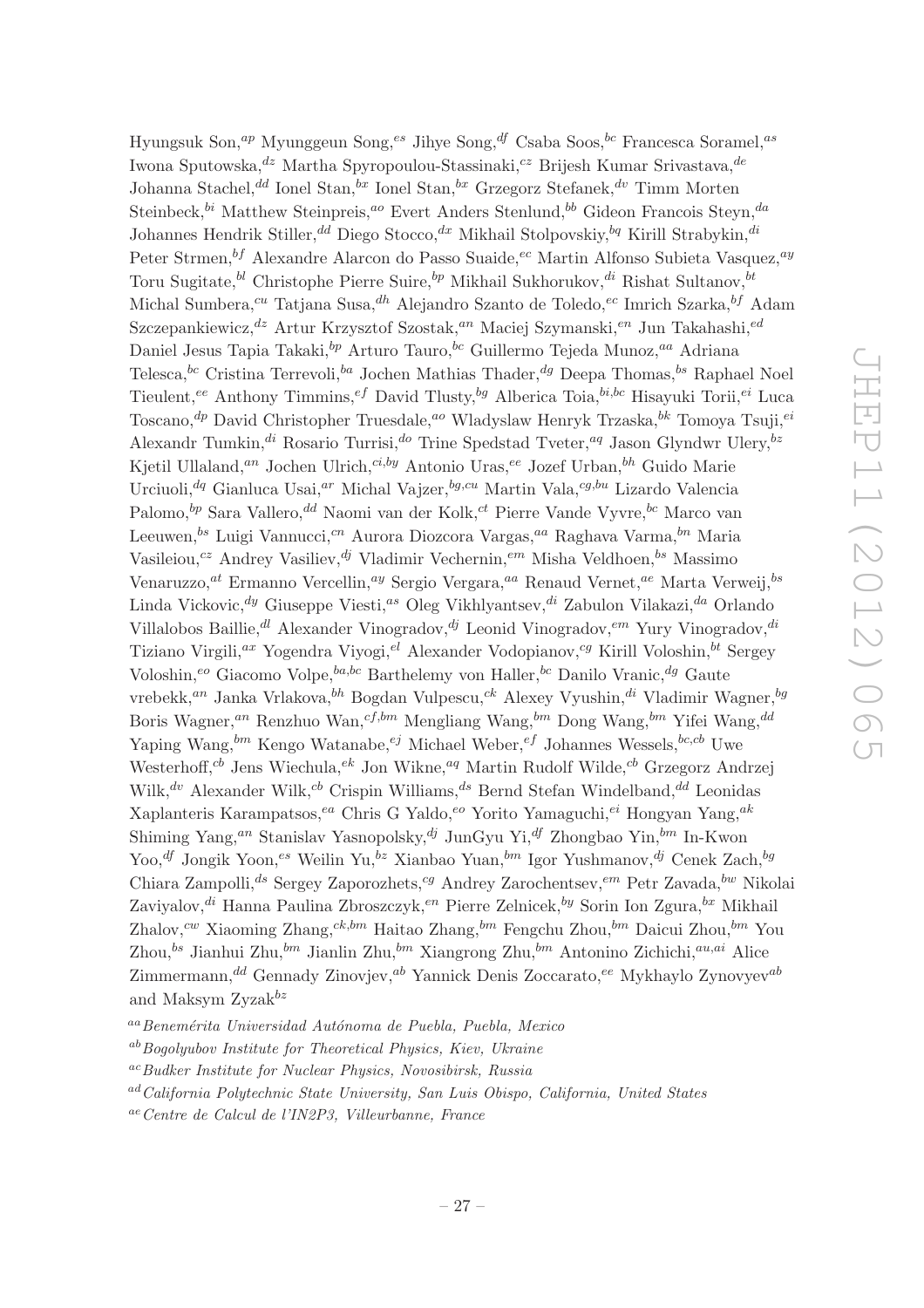Hyungsuk Son,<sup>ap</sup> Myunggeun Song,<sup>es</sup> Jihye Song,<sup>df</sup> Csaba Soos,<sup>bc</sup> Francesca Soramel,<sup>as</sup> Iwona Sputowska,  $dz$  Martha Spyropoulou-Stassinaki,  $cz$  Brijesh Kumar Srivastava,  $de$ Johanna Stachel,<sup>dd</sup> Ionel Stan,<sup>bx</sup> Ionel Stan,<sup>bx</sup> Grzegorz Stefanek,<sup>dv</sup> Timm Morten Steinbeck,<sup>bi</sup> Matthew Steinpreis,<sup>ao</sup> Evert Anders Stenlund,<sup>bb</sup> Gideon Francois Steyn,<sup>da</sup> Johannes Hendrik Stiller, <sup>dd</sup> Diego Stocco, <sup>dx</sup> Mikhail Stolpovskiy, <sup>bq</sup> Kirill Strabykin, <sup>di</sup> Peter Strmen, <sup>bf</sup> Alexandre Alarcon do Passo Suaide, <sup>ec</sup> Martin Alfonso Subieta Vasquez, <sup>ay</sup> Toru Sugitate, <sup>bl</sup> Christophe Pierre Suire, <sup>bp</sup> Mikhail Sukhorukov, <sup>di</sup> Rishat Sultanov, <sup>bt</sup> Michal Sumbera,<sup>cu</sup> Tatjana Susa,<sup>dh</sup> Alejandro Szanto de Toledo,<sup>ec</sup> Imrich Szarka, <sup>bf</sup> Adam Szczepankiewicz,  $^{dz}$  Artur Krzysztof Szostak,  $^{an}$  Maciej Szymanski,  $^{en}$  Jun Takahashi,  $^{ed}$ Daniel Jesus Tapia Takaki,  $b^p$  Arturo Tauro,  $b^c$  Guillermo Tejeda Munoz,  $a^a$  Adriana Telesca, <sup>bc</sup> Cristina Terrevoli, <sup>ba</sup> Jochen Mathias Thader, <sup>dg</sup> Deepa Thomas, <sup>bs</sup> Raphael Noel Tieulent, <sup>ee</sup> Anthony Timmins, <sup>ef</sup> David Tlusty, <sup>bg</sup> Alberica Toia, <sup>bi, bc</sup> Hisayuki Torii, <sup>ei</sup> Luca Toscano,  ${}^{dp}$  David Christopher Truesdale,  ${}^{ao}$  Wladyslaw Henryk Trzaska, ${}^{bk}$ Tomoya Tsuji,  ${}^{ei}$ Alexandr Tumkin,  $di$  Rosario Turrisi,  $d^o$  Trine Spedstad Tveter,  $a^q$  Jason Glyndwr Ulery,  $b^z$ Kjetil Ullaland,<sup>an</sup> Jochen Ulrich,<sup>ci,by</sup> Antonio Uras,<sup>ee</sup> Jozef Urban, <sup>bh</sup> Guido Marie Urciuoli, <sup>dq</sup> Gianluca Usai,<sup>ar</sup> Michal Vajzer, <sup>bg,cu</sup> Martin Vala, c<sup>g,bu</sup> Lizardo Valencia Palomo,  $b^p$  Sara Vallero, <sup>dd</sup> Naomi van der Kolk, <sup>ct</sup> Pierre Vande Vyvre,  $b^c$  Marco van Leeuwen, <sup>bs</sup> Luigi Vannucci, <sup>cn</sup> Aurora Diozcora Vargas, <sup>aa</sup> Raghava Varma, <sup>bn</sup> Maria Vasileiou,<sup>cz</sup> Andrey Vasiliev,<sup>dj</sup> Vladimir Vechernin,<sup>em</sup> Misha Veldhoen, <sup>bs</sup> Massimo Venaruzzo,  $a^t$  Ermanno Vercellin,  $a^y$  Sergio Vergara,  $a^a$  Renaud Vernet,  $a^e$  Marta Verweij,  $b^s$ Linda Vickovic,  $dy$  Giuseppe Viesti, as Oleg Vikhlyantsev,  $di$  Zabulon Vilakazi,  $da$  Orlando Villalobos Baillie, <sup>di</sup> Alexander Vinogradov,  $\phi$ <sup>i</sup> Leonid Vinogradov,  $e^{im}$  Yury Vinogradov,  $\phi$ <sup>i</sup> Tiziano Virgili,<sup>ax</sup> Yogendra Viyogi,<sup>el</sup> Alexander Vodopianov,<sup>cg</sup> Kirill Voloshin,<sup>bt</sup> Sergey Voloshin, <sup>eo</sup> Giacomo Volpe, <sup>ba, bc</sup> Barthelemy von Haller, <sup>bc</sup> Danilo Vranic, <sup>dg</sup> Gaute vrebekk,<sup>an</sup> Janka Vrlakova, <sup>bh</sup> Bogdan Vulpescu, <sup>ck</sup> Alexey Vyushin, <sup>di</sup> Vladimir Wagner, <sup>bg</sup> Boris Wagner,<sup>an</sup> Renzhuo Wan,<sup>cf,bm</sup> Mengliang Wang,<sup>bm</sup> Dong Wang,<sup>bm</sup> Yifei Wang,<sup>dd</sup> Yaping Wang, <sup>bm</sup> Kengo Watanabe, <sup>ej</sup> Michael Weber, <sup>ef</sup> Johannes Wessels, <sup>bc,cb</sup> Uwe Westerhoff, $c^b$  Jens Wiechula, $e^k$  Jon Wikne,<sup>aq</sup> Martin Rudolf Wilde, $c^b$  Grzegorz Andrzej Wilk,  $dv$  Alexander Wilk,  $cb$  Crispin Williams,  $ds$  Bernd Stefan Windelband,  $dd$  Leonidas Xaplanteris Karampatsos, <sup>ea</sup> Chris G Yaldo, <sup>eo</sup> Yorito Yamaguchi, <sup>ei</sup> Hongyan Yang, <sup>ak</sup> Shiming Yang,<sup>an</sup> Stanislav Yasnopolsky,<sup>dj</sup> JunGyu Yi,<sup>df</sup> Zhongbao Yin,<sup>bm</sup> In-Kwon Yoo,<sup>df</sup> Jongik Yoon,<sup>es</sup> Weilin Yu,<sup>bz</sup> Xianbao Yuan, <sup>bm</sup> Igor Yushmanov, <sup>dj</sup> Cenek Zach, <sup>bg</sup> Chiara Zampolli, <sup>ds</sup> Sergey Zaporozhets,<sup>cg</sup> Andrey Zarochentsev,<sup>em</sup> Petr Zavada, <sup>bw</sup> Nikolai Zaviyalov,<sup>di</sup> Hanna Paulina Zbroszczyk,<sup>en</sup> Pierre Zelnicek, <sup>by</sup> Sorin Ion Zgura, <sup>bx</sup> Mikhail Zhalov, $c^w$  Xiaoming Zhang, $^{ck,bm}$  Haitao Zhang, $^{bm}$ Fengchu Zhou, $^{bm}$  Daicui Zhou, $^{bm}$  You Zhou, $^{bs}$  Jianhui Zhu, $^{bm}$  Jianlin Zhu, $^{bm}$  Xiangrong Zhu, $^{bm}$  Antonino Zichichi, $^{au,ai}$  Alice Zimmermann,<sup>dd</sup> Gennady Zinovjev,<sup>ab</sup> Yannick Denis Zoccarato,<sup>ee</sup> Mykhaylo Zynovyev<sup>ab</sup> and Maksym Zyzak $^{bz}$ 

- aa Benemérita Universidad Autónoma de Puebla, Puebla, Mexico
- $a<sup>b</sup>$  Bogolyubov Institute for Theoretical Physics, Kiev, Ukraine
- acBudker Institute for Nuclear Physics, Novosibirsk, Russia
- adCalifornia Polytechnic State University, San Luis Obispo, California, United States
- aeCentre de Calcul de l'IN2P3, Villeurbanne, France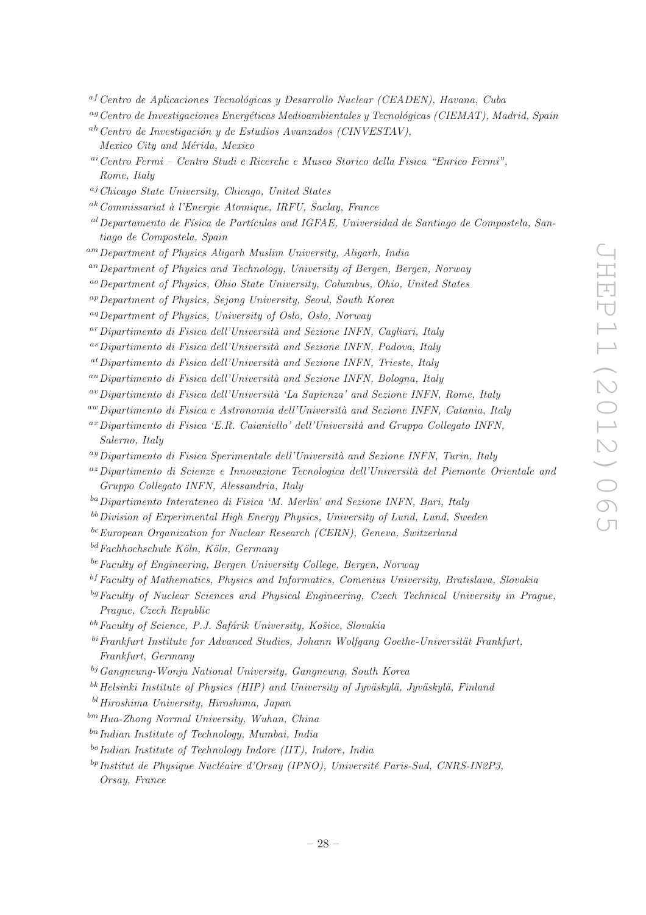- $a<sup>f</sup>Centro de Aplicaciones Tecnológicas y Desarrollo Nuclear (CEADER), Havana, Cuba$
- <sup>ag</sup>Centro de Investigaciones Energéticas Medioambientales y Tecnológicas (CIEMAT), Madrid, Spain
- $a<sup>h</sup>Centro de Investigación y de Estudios Avanzados (CINVESTAV),$ Mexico City and Mérida, Mexico
- aiCentro Fermi Centro Studi e Ricerche e Museo Storico della Fisica "Enrico Fermi", Rome, Italy
- $a_j$ Chicago State University, Chicago, United States
- $a<sup>k</sup> Commissariat$  à l'Energie Atomique, IRFU, Saclay, France
- $a<sup>l</sup> Departmento de Física de Partículas and IGFAE, Universidad de Santiago de Compostela, San$ tiago de Compostela, Spain
- amDepartment of Physics Aligarh Muslim University, Aligarh, India
- $a_n$  Department of Physics and Technology, University of Bergen, Bergen, Norway
- aoDepartment of Physics, Ohio State University, Columbus, Ohio, United States
- apDepartment of Physics, Sejong University, Seoul, South Korea
- aqDepartment of Physics, University of Oslo, Oslo, Norway
- $a<sup>ar</sup> Dipartimento$  di Fisica dell'Università and Sezione INFN, Cagliari, Italy
- $a<sup>as</sup> Dipartimento di Fisica dell'Università and Sezione INFN, Padova, Italy$
- $a$ <sup>t</sup> Dipartimento di Fisica dell'Università and Sezione INFN, Trieste, Italy
- $a^{\mu}$ Dipartimento di Fisica dell'Università and Sezione INFN, Bologna, Italy
- $a^{\nu}$ Dipartimento di Fisica dell'Università 'La Sapienza' and Sezione INFN, Rome, Italy
- $a w$ Dipartimento di Fisica e Astronomia dell'Università and Sezione INFN, Catania, Italy
- $a x Dipartimento di Fisica 'E.R. Caianiello' dell'Università and Gruppo Collegeato INFN,$ Salerno, Italy
- $a<sup>y</sup>$  Dipartimento di Fisica Sperimentale dell'Università and Sezione INFN, Turin, Italy
- $a^2$ Dipartimento di Scienze e Innovazione Tecnologica dell'Università del Piemonte Orientale and Gruppo Collegato INFN, Alessandria, Italy
- ba Dipartimento Interateneo di Fisica 'M. Merlin' and Sezione INFN, Bari, Italy
- bbDivision of Experimental High Energy Physics, University of Lund, Lund, Sweden
- bcEuropean Organization for Nuclear Research (CERN), Geneva, Switzerland

 $b$ <sup>d</sup>Fachhochschule Köln, Köln, Germany

- be Faculty of Engineering, Bergen University College, Bergen, Norway
- $^{bf}$  Faculty of Mathematics, Physics and Informatics, Comenius University, Bratislava, Slovakia
- $^{bg}Faculty$  of Nuclear Sciences and Physical Engineering, Czech Technical University in Prague, Prague, Czech Republic
- $^{bh}$  Faculty of Science, P.J. Šafárik University, Košice, Slovakia
- $b^i$  Frankfurt Institute for Advanced Studies, Johann Wolfgang Goethe-Universität Frankfurt, Frankfurt, Germany
- bj Gangneung-Wonju National University, Gangneung, South Korea
- $\mu$ <sup>bk</sup> Helsinki Institute of Physics (HIP) and University of Jyväskylä, Jyväskylä, Finland
- blHiroshima University, Hiroshima, Japan
- $^{bm}$ Hua-Zhong Normal University, Wuhan, China
- $^{bn}$ Indian Institute of Technology, Mumbai, India
- boIndian Institute of Technology Indore (IIT), Indore, India
- $^{bp}$ Institut de Physique Nucléaire d'Orsay (IPNO), Université Paris-Sud, CNRS-IN2P3. Orsay, France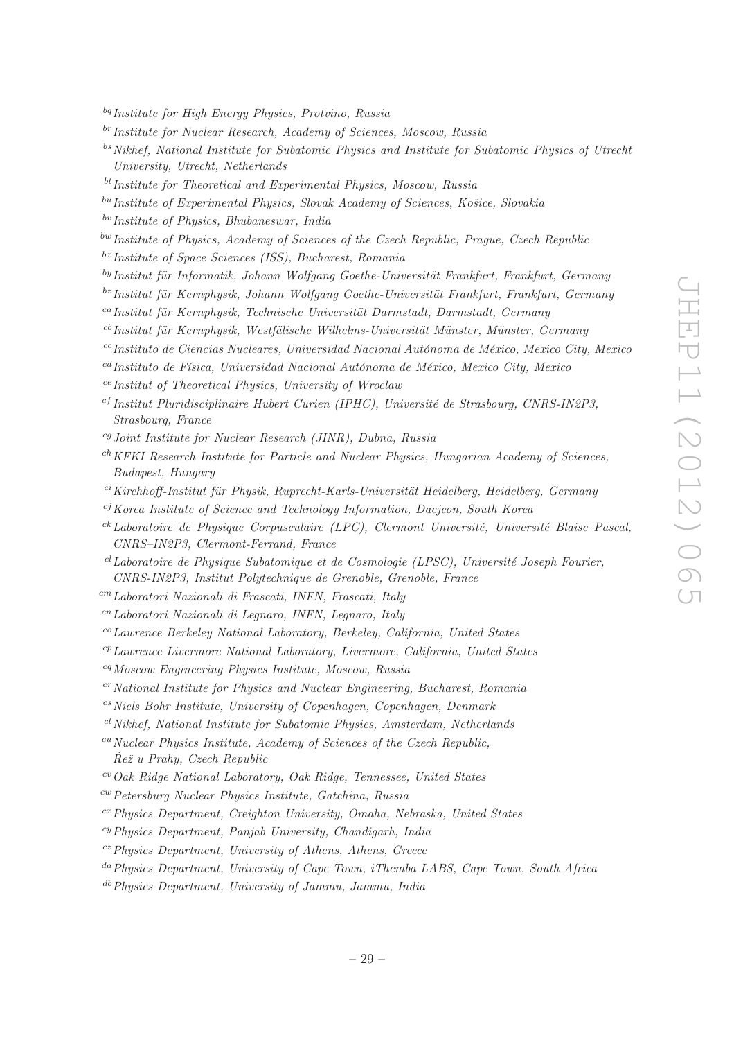- bqInstitute for High Energy Physics, Protvino, Russia
- brInstitute for Nuclear Research, Academy of Sciences, Moscow, Russia
- bs Nikhef, National Institute for Subatomic Physics and Institute for Subatomic Physics of Utrecht University, Utrecht, Netherlands
- $<sup>bt</sup> Institute for Theoretical and Experimental Physics, Moscow, Russia$ </sup>
- $^{bu}$ Institute of Experimental Physics, Slovak Academy of Sciences, Košice, Slovakia
- bvInstitute of Physics, Bhubaneswar, India
- bwInstitute of Physics, Academy of Sciences of the Czech Republic, Prague, Czech Republic
- bxInstitute of Space Sciences (ISS), Bucharest, Romania
- $^{by}$ Institut für Informatik, Johann Wolfgang Goethe-Universität Frankfurt, Frankfurt, Germany
- $h^2$ Institut für Kernphysik, Johann Wolfgang Goethe-Universität Frankfurt, Frankfurt, Germany
- $c^{\alpha}$ Institut für Kernphysik, Technische Universität Darmstadt, Darmstadt, Germany
- $c<sup>b</sup>$ Institut für Kernphysik, Westfälische Wilhelms-Universität Münster, Münster, Germany
- $cc$ Instituto de Ciencias Nucleares, Universidad Nacional Autónoma de México, Mexico City, Mexico
- $c<sup>d</sup>$ Instituto de Física, Universidad Nacional Autónoma de México, Mexico City, Mexico
- $ceInstitut$  of Theoretical Physics, University of Wroclaw
- $^{cf}$ Institut Pluridisciplinaire Hubert Curien (IPHC), Université de Strasbourg, CNRS-IN2P3, Strasbourg, France
- cgJoint Institute for Nuclear Research (JINR), Dubna, Russia
- $ch$ KFKI Research Institute for Particle and Nuclear Physics, Hungarian Academy of Sciences, Budapest, Hungary
- $ci Kirchhoff-Institut für Physik, Ruprecht-Karls-Universität Heidelberg, Heidelberg, Germany$
- $c_j$ Korea Institute of Science and Technology Information, Daejeon, South Korea
- $c<sup>k</sup> Laboratoire de Physique Corpusculaire (LPC), Clermont Université, Université, Blaise Pascal, 1999)$ CNRS–IN2P3, Clermont-Ferrand, France
- $^{cl}$ Laboratoire de Physique Subatomique et de Cosmologie (LPSC), Université Joseph Fourier, CNRS-IN2P3, Institut Polytechnique de Grenoble, Grenoble, France
- cmLaboratori Nazionali di Frascati, INFN, Frascati, Italy
- $c<sup>n</sup>$ Laboratori Nazionali di Legnaro, INFN, Legnaro, Italy
- $^{co}$ Lawrence Berkeley National Laboratory, Berkeley, California, United States
- cpLawrence Livermore National Laboratory, Livermore, California, United States
- cqMoscow Engineering Physics Institute, Moscow, Russia
- crNational Institute for Physics and Nuclear Engineering, Bucharest, Romania
- $c<sup>s</sup> Niels Bohr Institute, University of Copenhagen, Copenhagen, Denmark$
- $c$ <sup>t</sup>Nikhef, National Institute for Subatomic Physics, Amsterdam, Netherlands
- $c<sup>u</sup> Nuclear Physics Institute, Academy of Sciences of the Czech Republic.$  $\dot{Re}z$  u Prahy, Czech Republic
- $c^{cv}$ Oak Ridge National Laboratory, Oak Ridge, Tennessee, United States
- cwPetersburg Nuclear Physics Institute, Gatchina, Russia
- $c^x$ Physics Department, Creighton University, Omaha, Nebraska, United States
- cyPhysics Department, Panjab University, Chandigarh, India
- $c^2$ Physics Department, University of Athens, Athens, Greece
- daPhysics Department, University of Cape Town, iThemba LABS, Cape Town, South Africa
- dbPhysics Department, University of Jammu, Jammu, India